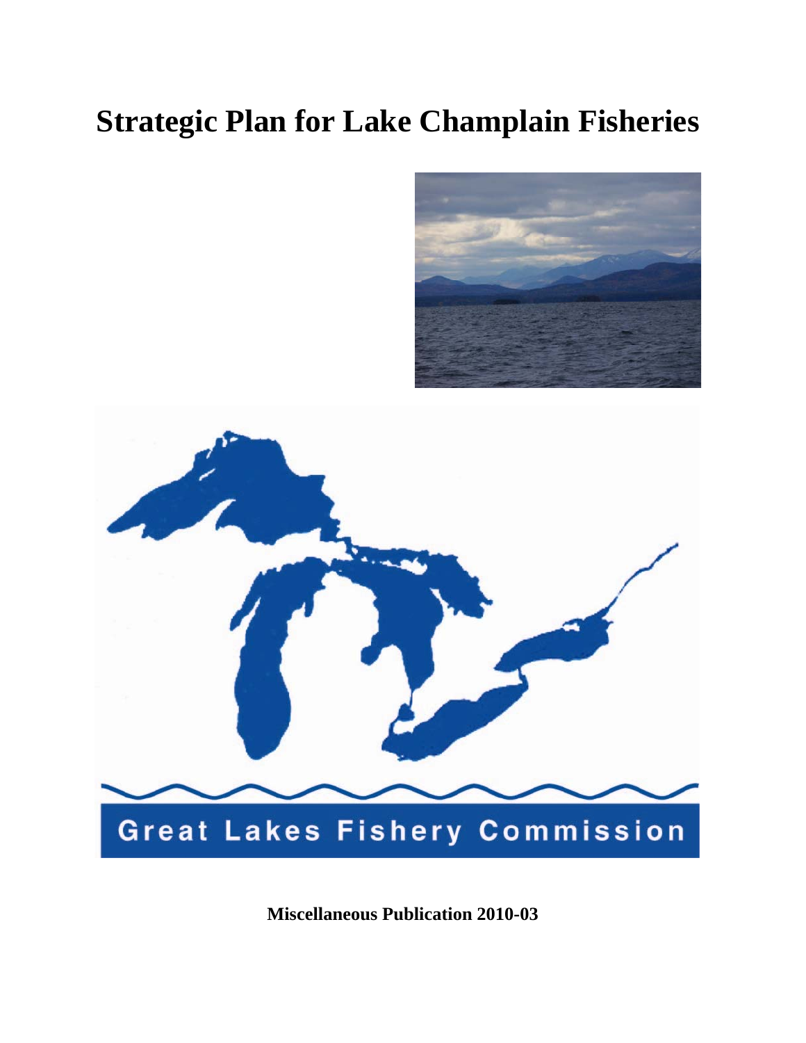# Strategic Plan for Lake Champlain Fisheries

Great Lakes Fishery Commission

**Miscellaneous Publication 2010-03**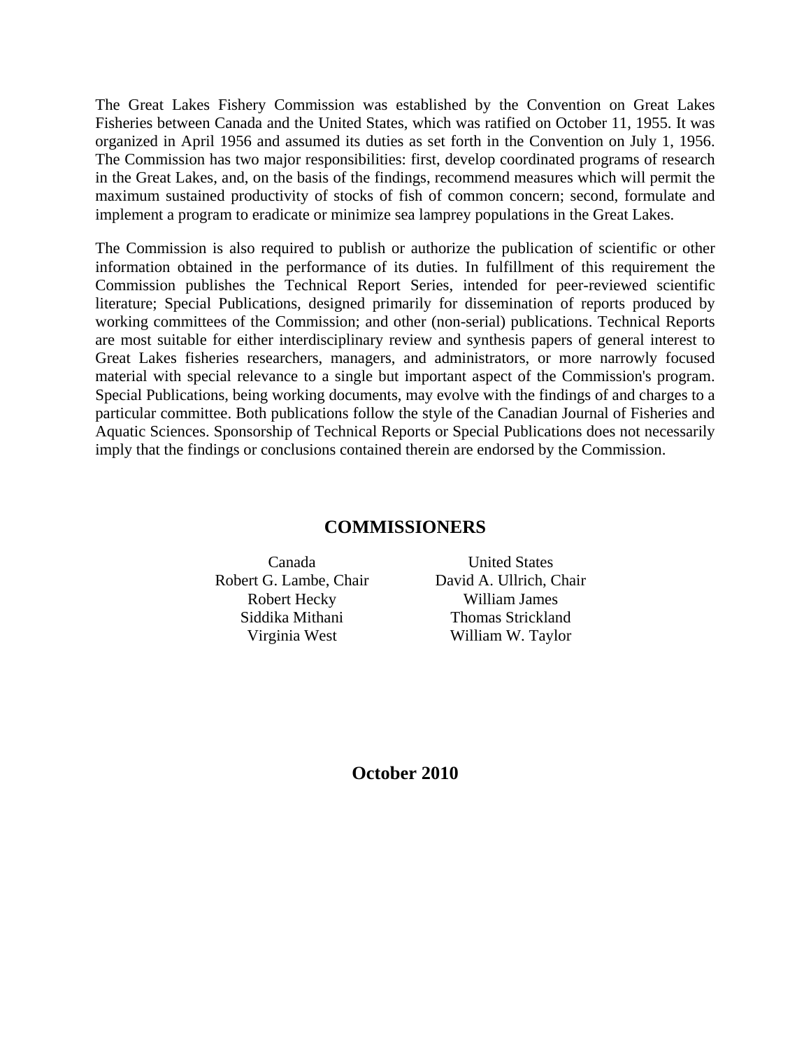The Great Lakes Fishery Commission was established by the Convention on Great Lakes Fisheries between Canada and the United States, which was ratified on October 11, 1955. It was organized in April 1956 and assumed its duties as set forth in the Convention on July 1, 1956. The Commission has two major responsibilities: first, develop coordinated programs of research in the Great Lakes, and, on the basis of the findings, recommend measures which will permit the maximum sustained productivity of stocks of fish of common concern; second, formulate and implement a program to eradicate or minimize sea lamprey populations in the Great Lakes.

The Commission is also required to publish or authorize the publication of scientific or other information obtained in the performance of its duties. In fulfillment of this requirement the Commission publishes the Technical Report Series, intended for peer-reviewed scientific literature; Special Publications, designed primarily for dissemination of reports produced by working committees of the Commission; and other (non-serial) publications. Technical Reports are most suitable for either interdisciplinary review and synthesis papers of general interest to Great Lakes fisheries researchers, managers, and administrators, or more narrowly focused material with special relevance to a single but important aspect of the Commission's program. Special Publications, being working documents, may evolve with the findings of and charges to a particular committee. Both publications follow the style of the Canadian Journal of Fisheries and Aquatic Sciences. Sponsorship of Technical Reports or Special Publications does not necessarily imply that the findings or conclusions contained therein are endorsed by the Commission.

## COMMISSIONERS

| Canada | United States |
|---|---|
| Robert G. Lambe, Chair | David A. Ullrich, Chair |
| Robert Hecky | William James |
| Siddika Mithani | Thomas Strickland |
| Virginia West | William W. Taylor |

**October 2010**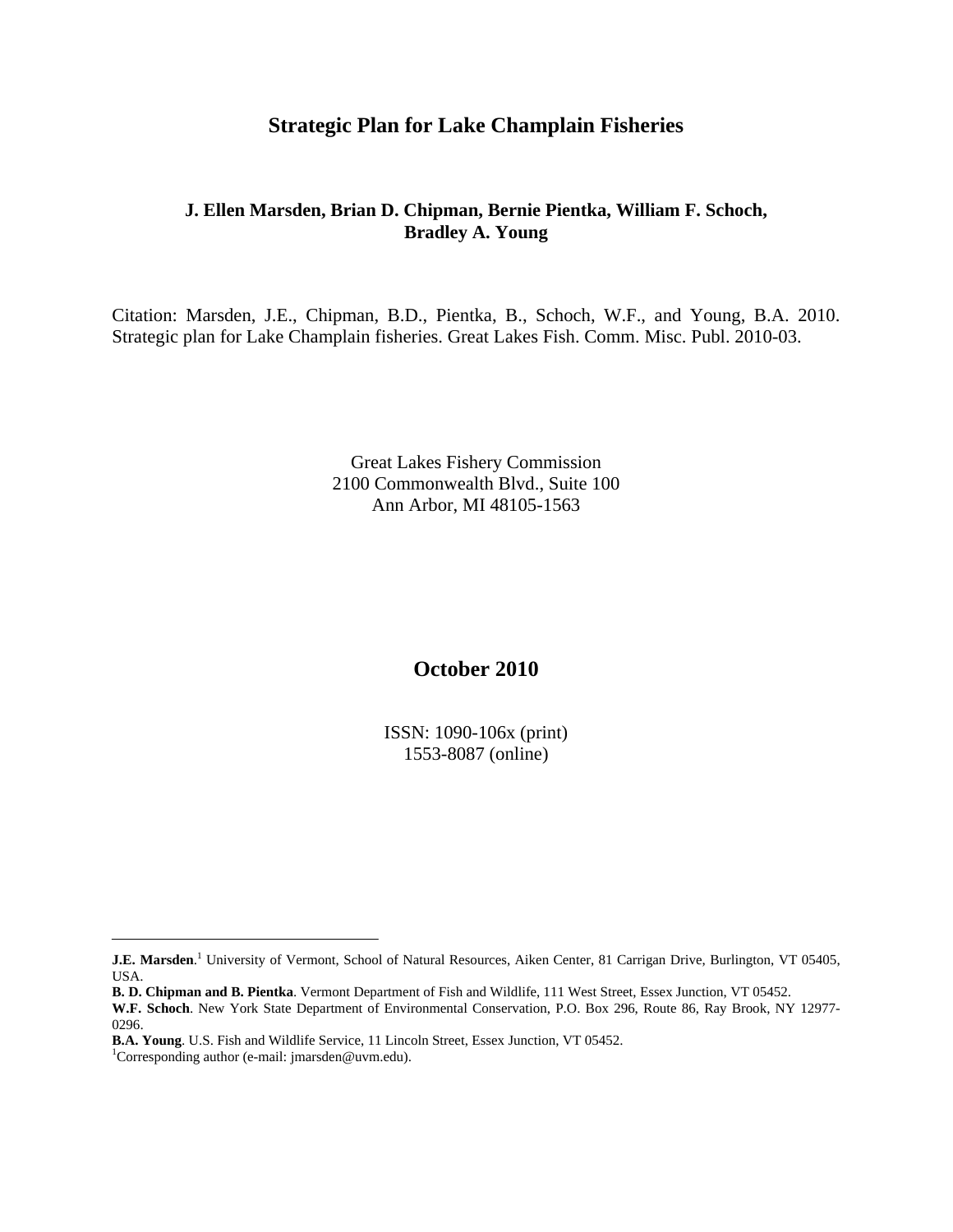# Strategic Plan for Lake Champlain Fisheries

**J. Ellen Marsden, Brian D. Chipman, Bernie Pientka, William F. Schoch, Bradley A. Young**

Citation: Marsden, J.E., Chipman, B.D., Pientka, B., Schoch, W.F., and Young, B.A. 2010. Strategic plan for Lake Champlain fisheries. Great Lakes Fish. Comm. Misc. Publ. 2010-03.

Great Lakes Fishery Commission
2100 Commonwealth Blvd., Suite 100
Ann Arbor, MI 48105-1563

**October 2010**

ISSN: 1090-106x (print)
1553-8087 (online)

---

**J.E. Marsden**.[1] University of Vermont, School of Natural Resources, Aiken Center, 81 Carrigan Drive, Burlington, VT 05405, USA.

**B. D. Chipman and B. Pientka**. Vermont Department of Fish and Wildlife, 111 West Street, Essex Junction, VT 05452.

**W.F. Schoch**. New York State Department of Environmental Conservation, P.O. Box 296, Route 86, Ray Brook, NY 12977-0296.

**B.A. Young**. U.S. Fish and Wildlife Service, 11 Lincoln Street, Essex Junction, VT 05452.

[1]Corresponding author (e-mail: jmarsden@uvm.edu).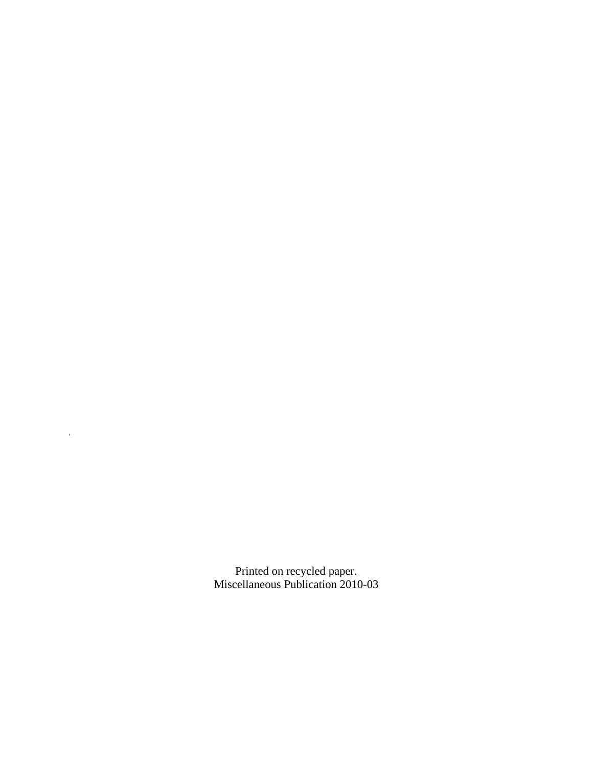Printed on recycled paper.
Miscellaneous Publication 2010-03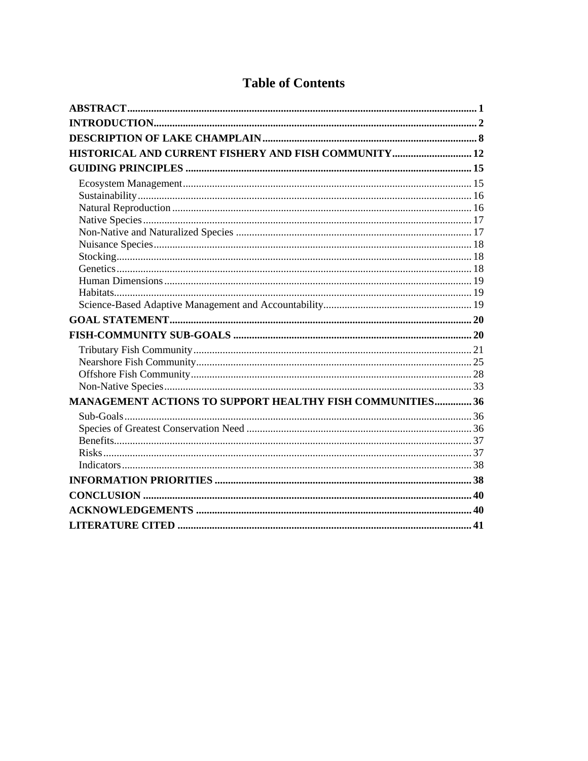# Table of Contents

**ABSTRACT** 1

**INTRODUCTION** 2

**DESCRIPTION OF LAKE CHAMPLAIN** 8

**HISTORICAL AND CURRENT FISHERY AND FISH COMMUNITY** 12

**GUIDING PRINCIPLES** 15

- Ecosystem Management 15
- Sustainability 16
- Natural Reproduction 16
- Native Species 17
- Non-Native and Naturalized Species 17
- Nuisance Species 18
- Stocking 18
- Genetics 18
- Human Dimensions 19
- Habitats 19
- Science-Based Adaptive Management and Accountability 19

**GOAL STATEMENT** 20

**FISH-COMMUNITY SUB-GOALS** 20

- Tributary Fish Community 21
- Nearshore Fish Community 25
- Offshore Fish Community 28
- Non-Native Species 33

**MANAGEMENT ACTIONS TO SUPPORT HEALTHY FISH COMMUNITIES** 36

- Sub-Goals 36
- Species of Greatest Conservation Need 36
- Benefits 37
- Risks 37
- Indicators 38

**INFORMATION PRIORITIES** 38

**CONCLUSION** 40

**ACKNOWLEDGEMENTS** 40

**LITERATURE CITED** 41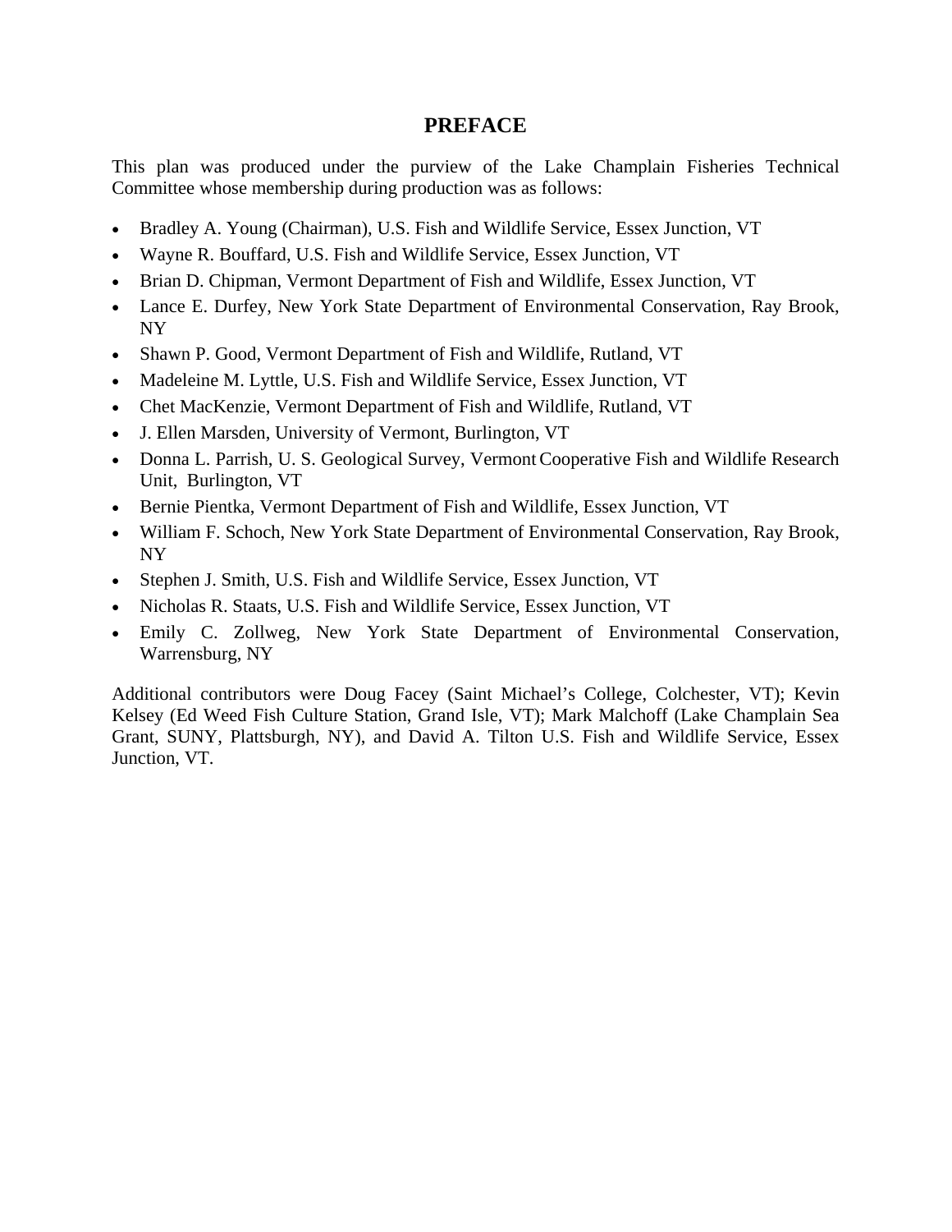# PREFACE

This plan was produced under the purview of the Lake Champlain Fisheries Technical Committee whose membership during production was as follows:

- Bradley A. Young (Chairman), U.S. Fish and Wildlife Service, Essex Junction, VT
- Wayne R. Bouffard, U.S. Fish and Wildlife Service, Essex Junction, VT
- Brian D. Chipman, Vermont Department of Fish and Wildlife, Essex Junction, VT
- Lance E. Durfey, New York State Department of Environmental Conservation, Ray Brook, NY
- Shawn P. Good, Vermont Department of Fish and Wildlife, Rutland, VT
- Madeleine M. Lyttle, U.S. Fish and Wildlife Service, Essex Junction, VT
- Chet MacKenzie, Vermont Department of Fish and Wildlife, Rutland, VT
- J. Ellen Marsden, University of Vermont, Burlington, VT
- Donna L. Parrish, U. S. Geological Survey, Vermont Cooperative Fish and Wildlife Research Unit, Burlington, VT
- Bernie Pientka, Vermont Department of Fish and Wildlife, Essex Junction, VT
- William F. Schoch, New York State Department of Environmental Conservation, Ray Brook, NY
- Stephen J. Smith, U.S. Fish and Wildlife Service, Essex Junction, VT
- Nicholas R. Staats, U.S. Fish and Wildlife Service, Essex Junction, VT
- Emily C. Zollweg, New York State Department of Environmental Conservation, Warrensburg, NY

Additional contributors were Doug Facey (Saint Michael's College, Colchester, VT); Kevin Kelsey (Ed Weed Fish Culture Station, Grand Isle, VT); Mark Malchoff (Lake Champlain Sea Grant, SUNY, Plattsburgh, NY), and David A. Tilton U.S. Fish and Wildlife Service, Essex Junction, VT.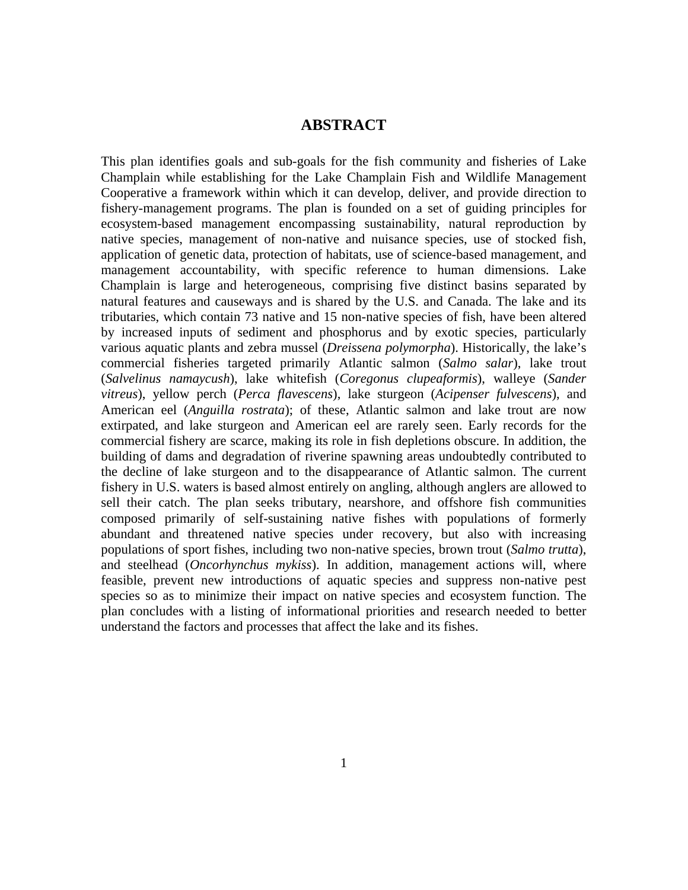# ABSTRACT

This plan identifies goals and sub-goals for the fish community and fisheries of Lake Champlain while establishing for the Lake Champlain Fish and Wildlife Management Cooperative a framework within which it can develop, deliver, and provide direction to fishery-management programs. The plan is founded on a set of guiding principles for ecosystem-based management encompassing sustainability, natural reproduction by native species, management of non-native and nuisance species, use of stocked fish, application of genetic data, protection of habitats, use of science-based management, and management accountability, with specific reference to human dimensions. Lake Champlain is large and heterogeneous, comprising five distinct basins separated by natural features and causeways and is shared by the U.S. and Canada. The lake and its tributaries, which contain 73 native and 15 non-native species of fish, have been altered by increased inputs of sediment and phosphorus and by exotic species, particularly various aquatic plants and zebra mussel (*Dreissena polymorpha*). Historically, the lake's commercial fisheries targeted primarily Atlantic salmon (*Salmo salar*), lake trout (*Salvelinus namaycush*), lake whitefish (*Coregonus clupeaformis*), walleye (*Sander vitreus*), yellow perch (*Perca flavescens*), lake sturgeon (*Acipenser fulvescens*), and American eel (*Anguilla rostrata*); of these, Atlantic salmon and lake trout are now extirpated, and lake sturgeon and American eel are rarely seen. Early records for the commercial fishery are scarce, making its role in fish depletions obscure. In addition, the building of dams and degradation of riverine spawning areas undoubtedly contributed to the decline of lake sturgeon and to the disappearance of Atlantic salmon. The current fishery in U.S. waters is based almost entirely on angling, although anglers are allowed to sell their catch. The plan seeks tributary, nearshore, and offshore fish communities composed primarily of self-sustaining native fishes with populations of formerly abundant and threatened native species under recovery, but also with increasing populations of sport fishes, including two non-native species, brown trout (*Salmo trutta*), and steelhead (*Oncorhynchus mykiss*). In addition, management actions will, where feasible, prevent new introductions of aquatic species and suppress non-native pest species so as to minimize their impact on native species and ecosystem function. The plan concludes with a listing of informational priorities and research needed to better understand the factors and processes that affect the lake and its fishes.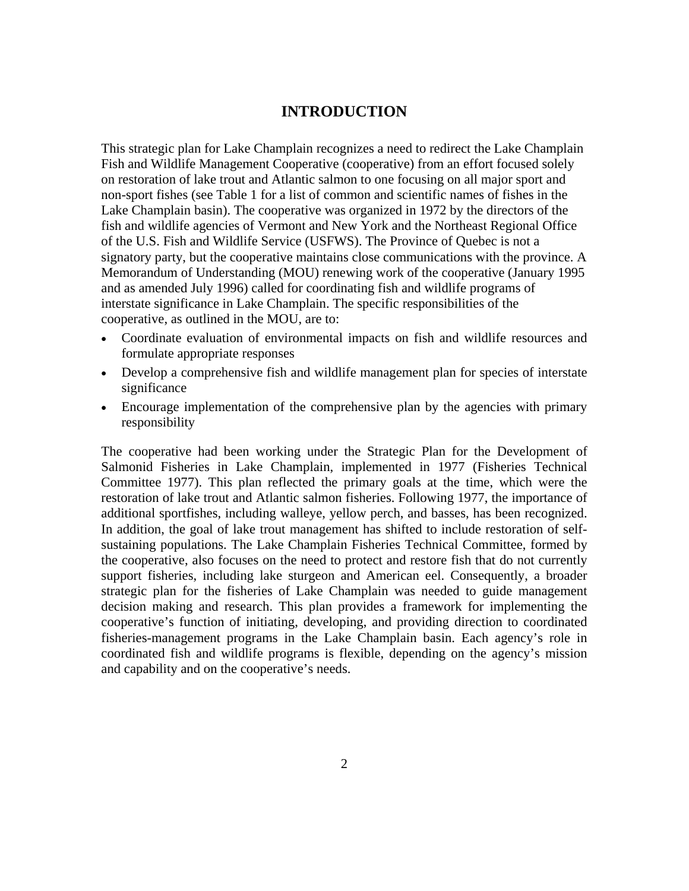# INTRODUCTION

This strategic plan for Lake Champlain recognizes a need to redirect the Lake Champlain Fish and Wildlife Management Cooperative (cooperative) from an effort focused solely on restoration of lake trout and Atlantic salmon to one focusing on all major sport and non-sport fishes (see Table 1 for a list of common and scientific names of fishes in the Lake Champlain basin). The cooperative was organized in 1972 by the directors of the fish and wildlife agencies of Vermont and New York and the Northeast Regional Office of the U.S. Fish and Wildlife Service (USFWS). The Province of Quebec is not a signatory party, but the cooperative maintains close communications with the province. A Memorandum of Understanding (MOU) renewing work of the cooperative (January 1995 and as amended July 1996) called for coordinating fish and wildlife programs of interstate significance in Lake Champlain. The specific responsibilities of the cooperative, as outlined in the MOU, are to:

- Coordinate evaluation of environmental impacts on fish and wildlife resources and formulate appropriate responses
- Develop a comprehensive fish and wildlife management plan for species of interstate significance
- Encourage implementation of the comprehensive plan by the agencies with primary responsibility

The cooperative had been working under the Strategic Plan for the Development of Salmonid Fisheries in Lake Champlain, implemented in 1977 (Fisheries Technical Committee 1977). This plan reflected the primary goals at the time, which were the restoration of lake trout and Atlantic salmon fisheries. Following 1977, the importance of additional sportfishes, including walleye, yellow perch, and basses, has been recognized. In addition, the goal of lake trout management has shifted to include restoration of self-sustaining populations. The Lake Champlain Fisheries Technical Committee, formed by the cooperative, also focuses on the need to protect and restore fish that do not currently support fisheries, including lake sturgeon and American eel. Consequently, a broader strategic plan for the fisheries of Lake Champlain was needed to guide management decision making and research. This plan provides a framework for implementing the cooperative's function of initiating, developing, and providing direction to coordinated fisheries-management programs in the Lake Champlain basin. Each agency's role in coordinated fish and wildlife programs is flexible, depending on the agency's mission and capability and on the cooperative's needs.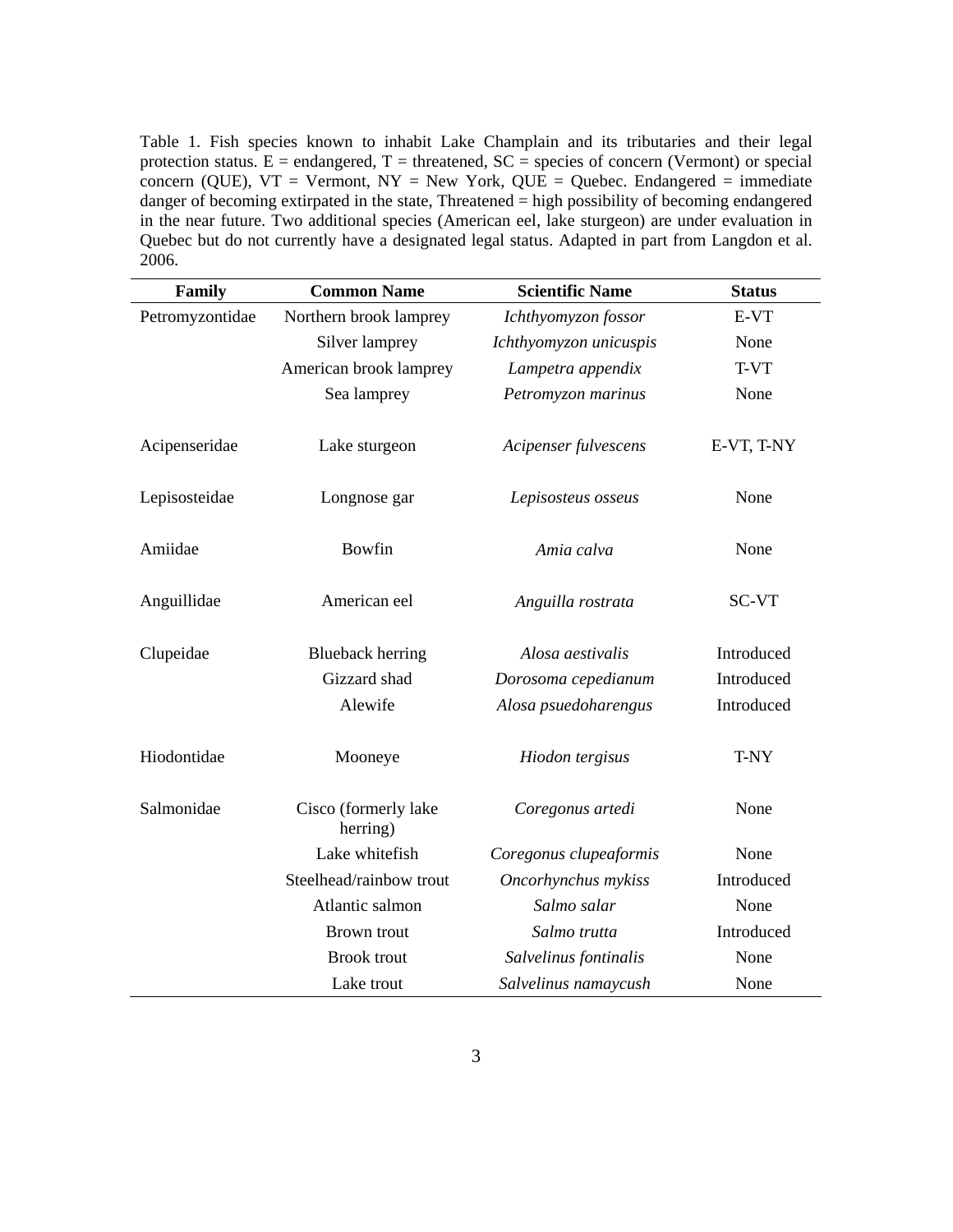Table 1. Fish species known to inhabit Lake Champlain and its tributaries and their legal protection status. E = endangered, T = threatened, SC = species of concern (Vermont) or special concern (QUE), VT = Vermont, NY = New York, QUE = Quebec. Endangered = immediate danger of becoming extirpated in the state, Threatened = high possibility of becoming endangered in the near future. Two additional species (American eel, lake sturgeon) are under evaluation in Quebec but do not currently have a designated legal status. Adapted in part from Langdon et al. 2006.

| Family | Common Name | Scientific Name | Status |
|---|---|---|---|
| Petromyzontidae | Northern brook lamprey | *Ichthyomyzon fossor* | E-VT |
| | Silver lamprey | *Ichthyomyzon unicuspis* | None |
| | American brook lamprey | *Lampetra appendix* | T-VT |
| | Sea lamprey | *Petromyzon marinus* | None |
| Acipenseridae | Lake sturgeon | *Acipenser fulvescens* | E-VT, T-NY |
| Lepisosteidae | Longnose gar | *Lepisosteus osseus* | None |
| Amiidae | Bowfin | *Amia calva* | None |
| Anguillidae | American eel | *Anguilla rostrata* | SC-VT |
| Clupeidae | Blueback herring | *Alosa aestivalis* | Introduced |
| | Gizzard shad | *Dorosoma cepedianum* | Introduced |
| | Alewife | *Alosa psuedoharengus* | Introduced |
| Hiodontidae | Mooneye | *Hiodon tergisus* | T-NY |
| Salmonidae | Cisco (formerly lake herring) | *Coregonus artedi* | None |
| | Lake whitefish | *Coregonus clupeaformis* | None |
| | Steelhead/rainbow trout | *Oncorhynchus mykiss* | Introduced |
| | Atlantic salmon | *Salmo salar* | None |
| | Brown trout | *Salmo trutta* | Introduced |
| | Brook trout | *Salvelinus fontinalis* | None |
| | Lake trout | *Salvelinus namaycush* | None |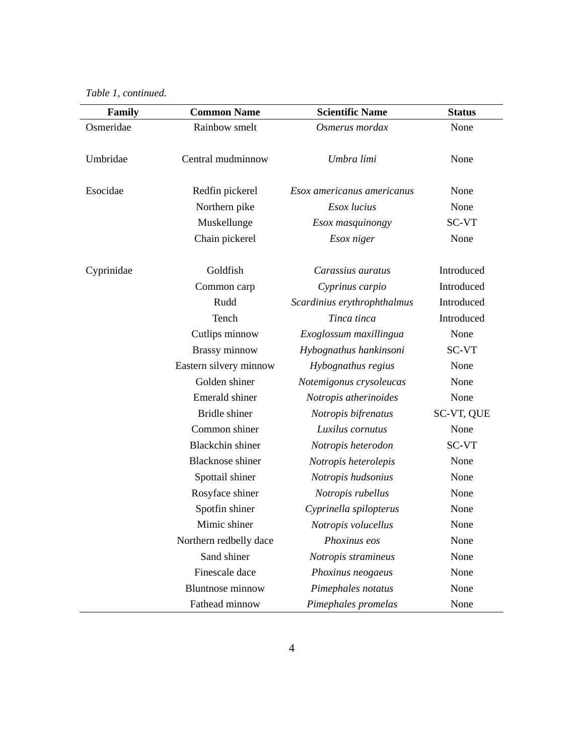*Table 1, continued.*

| Family | Common Name | Scientific Name | Status |
|---|---|---|---|
| Osmeridae | Rainbow smelt | *Osmerus mordax* | None |
| Umbridae | Central mudminnow | *Umbra limi* | None |
| Esocidae | Redfin pickerel | *Esox americanus americanus* | None |
| | Northern pike | *Esox lucius* | None |
| | Muskellunge | *Esox masquinongy* | SC-VT |
| | Chain pickerel | *Esox niger* | None |
| Cyprinidae | Goldfish | *Carassius auratus* | Introduced |
| | Common carp | *Cyprinus carpio* | Introduced |
| | Rudd | *Scardinius erythrophthalmus* | Introduced |
| | Tench | *Tinca tinca* | Introduced |
| | Cutlips minnow | *Exoglossum maxillingua* | None |
| | Brassy minnow | *Hybognathus hankinsoni* | SC-VT |
| | Eastern silvery minnow | *Hybognathus regius* | None |
| | Golden shiner | *Notemigonus crysoleucas* | None |
| | Emerald shiner | *Notropis atherinoides* | None |
| | Bridle shiner | *Notropis bifrenatus* | SC-VT, QUE |
| | Common shiner | *Luxilus cornutus* | None |
| | Blackchin shiner | *Notropis heterodon* | SC-VT |
| | Blacknose shiner | *Notropis heterolepis* | None |
| | Spottail shiner | *Notropis hudsonius* | None |
| | Rosyface shiner | *Notropis rubellus* | None |
| | Spotfin shiner | *Cyprinella spilopterus* | None |
| | Mimic shiner | *Notropis volucellus* | None |
| | Northern redbelly dace | *Phoxinus eos* | None |
| | Sand shiner | *Notropis stramineus* | None |
| | Finescale dace | *Phoxinus neogaeus* | None |
| | Bluntnose minnow | *Pimephales notatus* | None |
| | Fathead minnow | *Pimephales promelas* | None |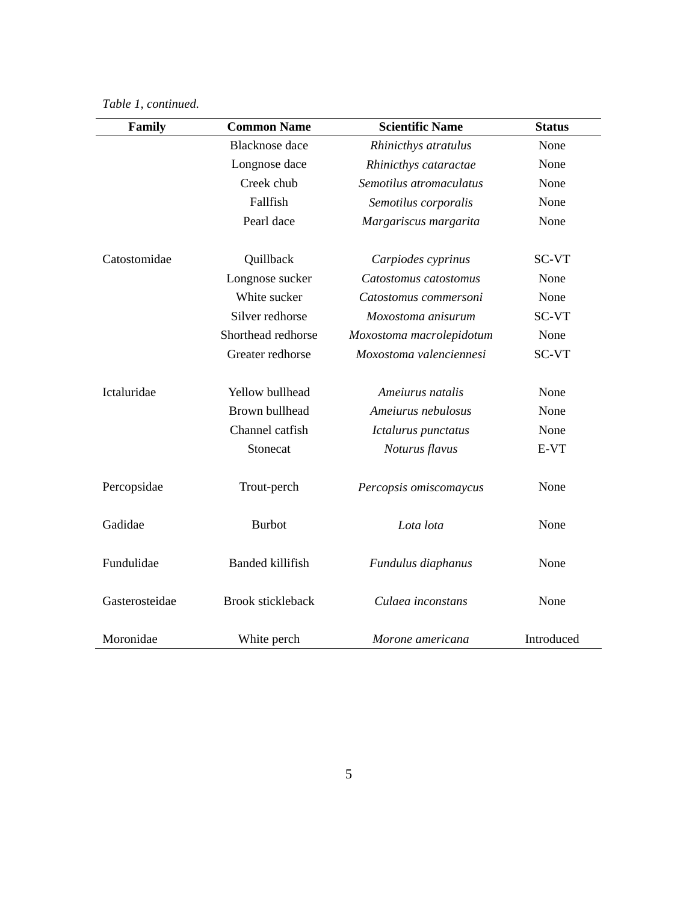*Table 1, continued.*

| Family | Common Name | Scientific Name | Status |
| --- | --- | --- | --- |
| | Blacknose dace | *Rhinicthys atratulus* | None |
| | Longnose dace | *Rhinicthys cataractae* | None |
| | Creek chub | *Semotilus atromaculatus* | None |
| | Fallfish | *Semotilus corporalis* | None |
| | Pearl dace | *Margariscus margarita* | None |
| Catostomidae | Quillback | *Carpiodes cyprinus* | SC-VT |
| | Longnose sucker | *Catostomus catostomus* | None |
| | White sucker | *Catostomus commersoni* | None |
| | Silver redhorse | *Moxostoma anisurum* | SC-VT |
| | Shorthead redhorse | *Moxostoma macrolepidotum* | None |
| | Greater redhorse | *Moxostoma valenciennesi* | SC-VT |
| Ictaluridae | Yellow bullhead | *Ameiurus natalis* | None |
| | Brown bullhead | *Ameiurus nebulosus* | None |
| | Channel catfish | *Ictalurus punctatus* | None |
| | Stonecat | *Noturus flavus* | E-VT |
| Percopsidae | Trout-perch | *Percopsis omiscomaycus* | None |
| Gadidae | Burbot | *Lota lota* | None |
| Fundulidae | Banded killifish | *Fundulus diaphanus* | None |
| Gasterosteidae | Brook stickleback | *Culaea inconstans* | None |
| Moronidae | White perch | *Morone americana* | Introduced |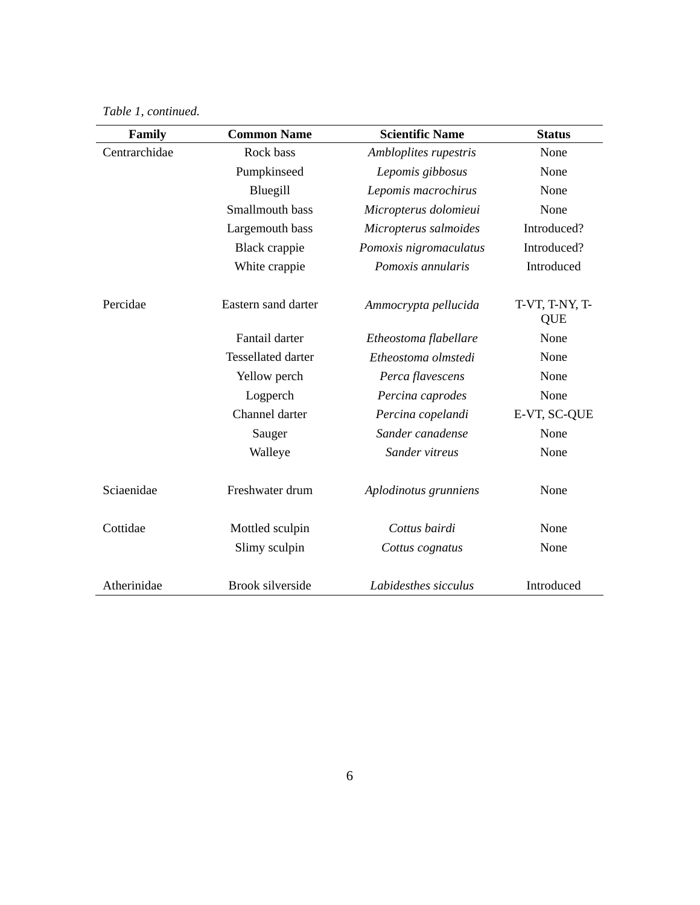*Table 1, continued.*

| Family | Common Name | Scientific Name | Status |
|---|---|---|---|
| Centrarchidae | Rock bass | *Ambloplites rupestris* | None |
| | Pumpkinseed | *Lepomis gibbosus* | None |
| | Bluegill | *Lepomis macrochirus* | None |
| | Smallmouth bass | *Micropterus dolomieui* | None |
| | Largemouth bass | *Micropterus salmoides* | Introduced? |
| | Black crappie | *Pomoxis nigromaculatus* | Introduced? |
| | White crappie | *Pomoxis annularis* | Introduced |
| Percidae | Eastern sand darter | *Ammocrypta pellucida* | T-VT, T-NY, T-QUE |
| | Fantail darter | *Etheostoma flabellare* | None |
| | Tessellated darter | *Etheostoma olmstedi* | None |
| | Yellow perch | *Perca flavescens* | None |
| | Logperch | *Percina caprodes* | None |
| | Channel darter | *Percina copelandi* | E-VT, SC-QUE |
| | Sauger | *Sander canadense* | None |
| | Walleye | *Sander vitreus* | None |
| Sciaenidae | Freshwater drum | *Aplodinotus grunniens* | None |
| Cottidae | Mottled sculpin | *Cottus bairdi* | None |
| | Slimy sculpin | *Cottus cognatus* | None |
| Atherinidae | Brook silverside | *Labidesthes sicculus* | Introduced |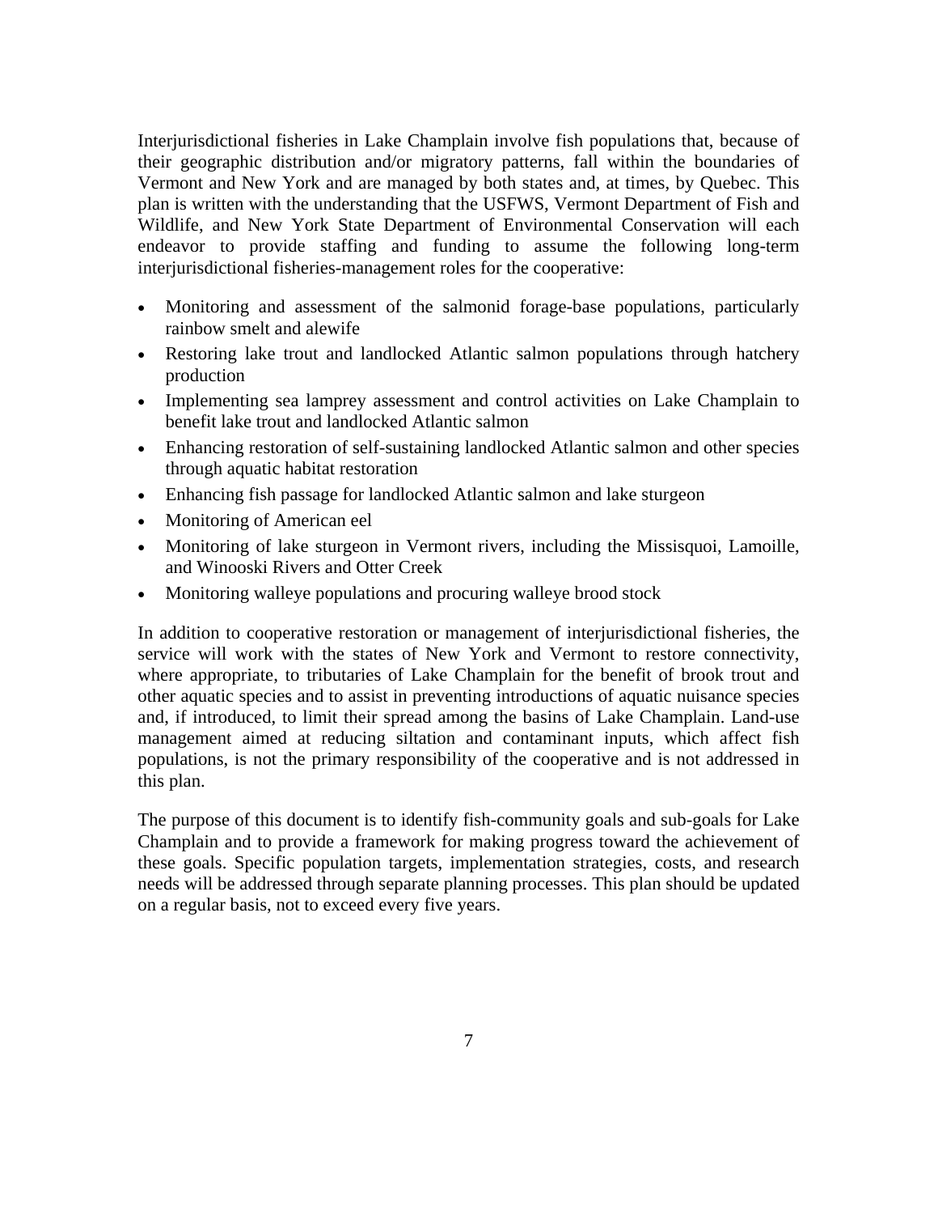Interjurisdictional fisheries in Lake Champlain involve fish populations that, because of their geographic distribution and/or migratory patterns, fall within the boundaries of Vermont and New York and are managed by both states and, at times, by Quebec. This plan is written with the understanding that the USFWS, Vermont Department of Fish and Wildlife, and New York State Department of Environmental Conservation will each endeavor to provide staffing and funding to assume the following long-term interjurisdictional fisheries-management roles for the cooperative:

- Monitoring and assessment of the salmonid forage-base populations, particularly rainbow smelt and alewife
- Restoring lake trout and landlocked Atlantic salmon populations through hatchery production
- Implementing sea lamprey assessment and control activities on Lake Champlain to benefit lake trout and landlocked Atlantic salmon
- Enhancing restoration of self-sustaining landlocked Atlantic salmon and other species through aquatic habitat restoration
- Enhancing fish passage for landlocked Atlantic salmon and lake sturgeon
- Monitoring of American eel
- Monitoring of lake sturgeon in Vermont rivers, including the Missisquoi, Lamoille, and Winooski Rivers and Otter Creek
- Monitoring walleye populations and procuring walleye brood stock

In addition to cooperative restoration or management of interjurisdictional fisheries, the service will work with the states of New York and Vermont to restore connectivity, where appropriate, to tributaries of Lake Champlain for the benefit of brook trout and other aquatic species and to assist in preventing introductions of aquatic nuisance species and, if introduced, to limit their spread among the basins of Lake Champlain. Land-use management aimed at reducing siltation and contaminant inputs, which affect fish populations, is not the primary responsibility of the cooperative and is not addressed in this plan.

The purpose of this document is to identify fish-community goals and sub-goals for Lake Champlain and to provide a framework for making progress toward the achievement of these goals. Specific population targets, implementation strategies, costs, and research needs will be addressed through separate planning processes. This plan should be updated on a regular basis, not to exceed every five years.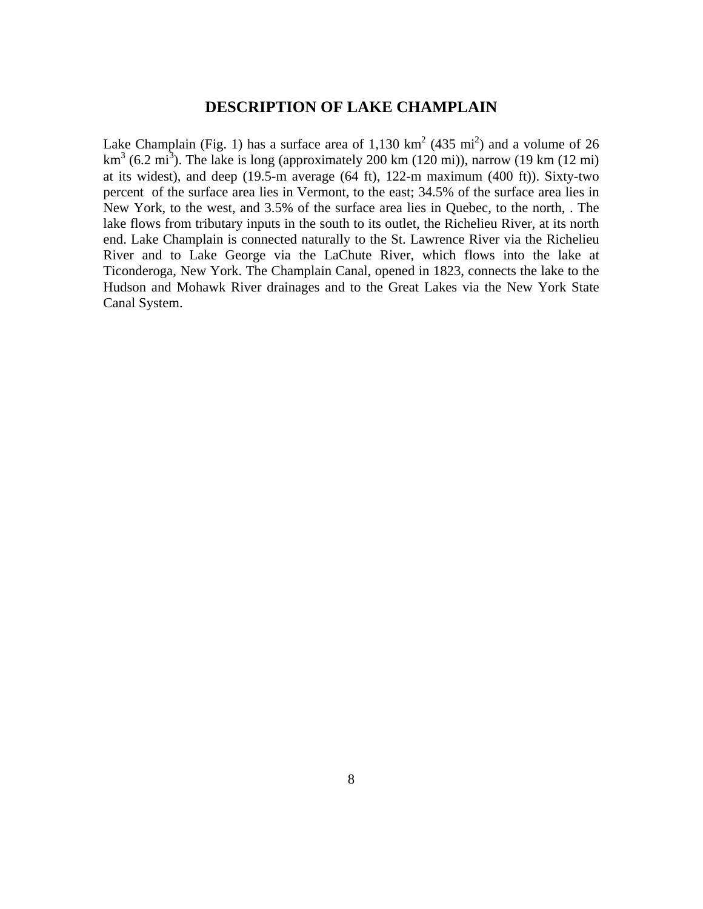# DESCRIPTION OF LAKE CHAMPLAIN

Lake Champlain (Fig. 1) has a surface area of 1,130 $km^2$ (435 $mi^2$) and a volume of 26 $km^3$ (6.2 $mi^3$). The lake is long (approximately 200 km (120 mi)), narrow (19 km (12 mi) at its widest), and deep (19.5-m average (64 ft), 122-m maximum (400 ft)). Sixty-two percent of the surface area lies in Vermont, to the east; 34.5% of the surface area lies in New York, to the west, and 3.5% of the surface area lies in Quebec, to the north, . The lake flows from tributary inputs in the south to its outlet, the Richelieu River, at its north end. Lake Champlain is connected naturally to the St. Lawrence River via the Richelieu River and to Lake George via the LaChute River, which flows into the lake at Ticonderoga, New York. The Champlain Canal, opened in 1823, connects the lake to the Hudson and Mohawk River drainages and to the Great Lakes via the New York State Canal System.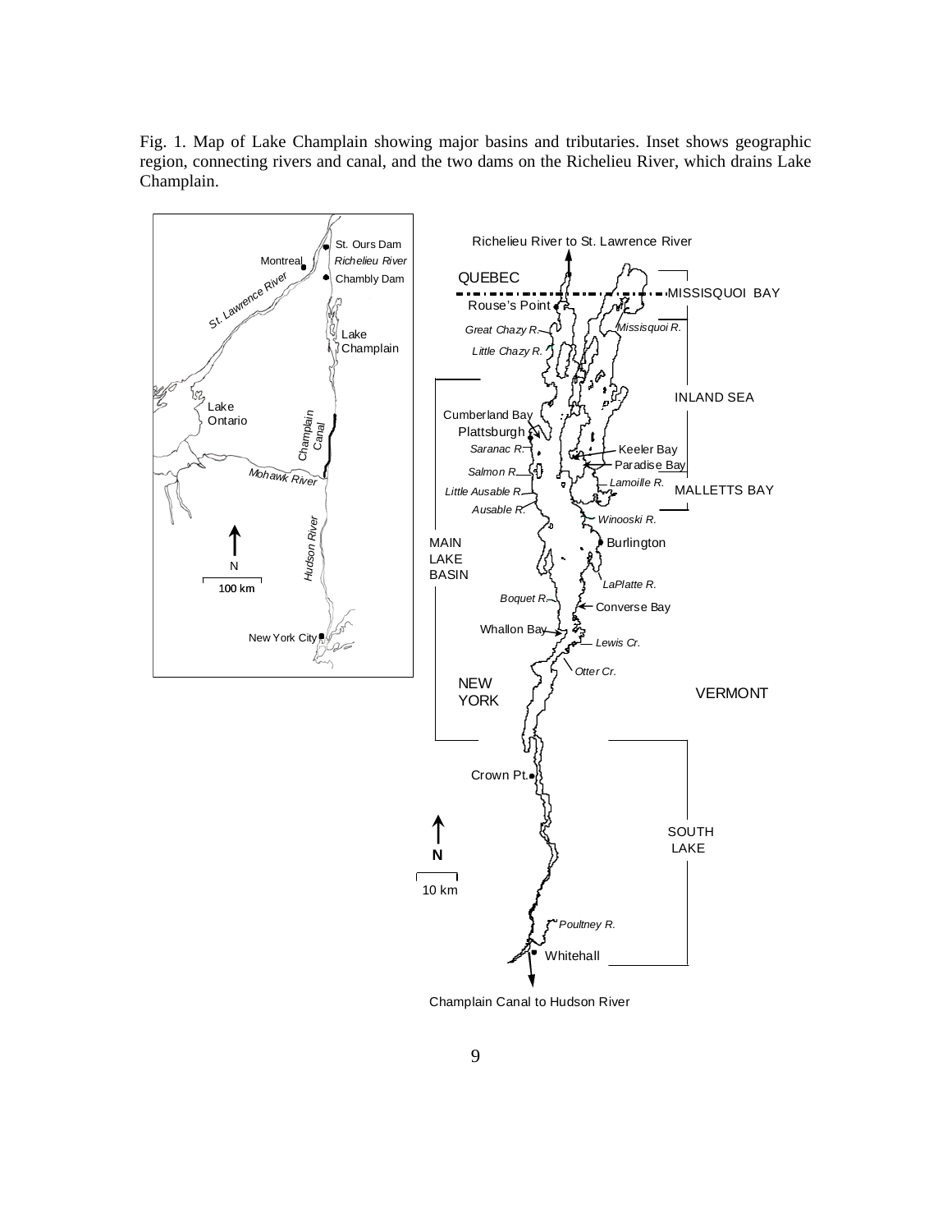Fig. 1. Map of Lake Champlain showing major basins and tributaries. Inset shows geographic region, connecting rivers and canal, and the two dams on the Richelieu River, which drains Lake Champlain.

St. Ours Dam
Montreal
Richelieu River
Chambly Dam
St. Lawrence River
Lake Champlain
Lake Ontario
Champlain Canal
Mohawk River
Hudson River
N
100 km
New York City

Richelieu River to St. Lawrence River
QUEBEC
MISSISQUOI BAY
Rouse's Point
Great Chazy R.
Missisquoi R.
Little Chazy R.
INLAND SEA
Cumberland Bay
Plattsburgh
Saranac R.
Keeler Bay
Paradise Bay
Salmon R.
Lamoille R.
MALLETTS BAY
Little Ausable R.
Ausable R.
Winooski R.
MAIN LAKE BASIN
Burlington
LaPlatte R.
Boquet R.
Converse Bay
Whallon Bay
Lewis Cr.
Otter Cr.
NEW YORK
VERMONT
Crown Pt.
N
SOUTH LAKE
10 km
Poultney R.
Whitehall
Champlain Canal to Hudson River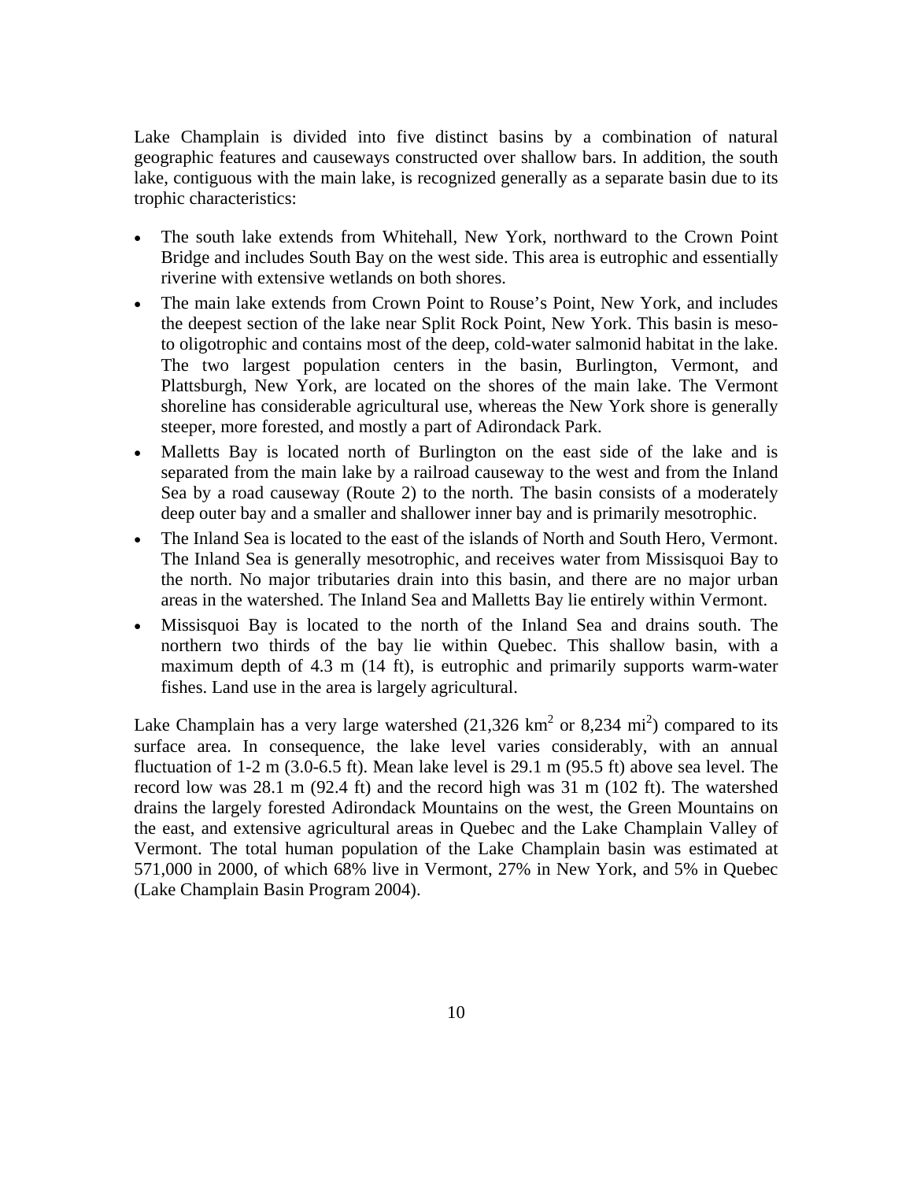Lake Champlain is divided into five distinct basins by a combination of natural geographic features and causeways constructed over shallow bars. In addition, the south lake, contiguous with the main lake, is recognized generally as a separate basin due to its trophic characteristics:

- The south lake extends from Whitehall, New York, northward to the Crown Point Bridge and includes South Bay on the west side. This area is eutrophic and essentially riverine with extensive wetlands on both shores.
- The main lake extends from Crown Point to Rouse's Point, New York, and includes the deepest section of the lake near Split Rock Point, New York. This basin is meso- to oligotrophic and contains most of the deep, cold-water salmonid habitat in the lake. The two largest population centers in the basin, Burlington, Vermont, and Plattsburgh, New York, are located on the shores of the main lake. The Vermont shoreline has considerable agricultural use, whereas the New York shore is generally steeper, more forested, and mostly a part of Adirondack Park.
- Malletts Bay is located north of Burlington on the east side of the lake and is separated from the main lake by a railroad causeway to the west and from the Inland Sea by a road causeway (Route 2) to the north. The basin consists of a moderately deep outer bay and a smaller and shallower inner bay and is primarily mesotrophic.
- The Inland Sea is located to the east of the islands of North and South Hero, Vermont. The Inland Sea is generally mesotrophic, and receives water from Missisquoi Bay to the north. No major tributaries drain into this basin, and there are no major urban areas in the watershed. The Inland Sea and Malletts Bay lie entirely within Vermont.
- Missisquoi Bay is located to the north of the Inland Sea and drains south. The northern two thirds of the bay lie within Quebec. This shallow basin, with a maximum depth of 4.3 m (14 ft), is eutrophic and primarily supports warm-water fishes. Land use in the area is largely agricultural.

Lake Champlain has a very large watershed (21,326 $km^2$ or 8,234 $mi^2$) compared to its surface area. In consequence, the lake level varies considerably, with an annual fluctuation of 1-2 m (3.0-6.5 ft). Mean lake level is 29.1 m (95.5 ft) above sea level. The record low was 28.1 m (92.4 ft) and the record high was 31 m (102 ft). The watershed drains the largely forested Adirondack Mountains on the west, the Green Mountains on the east, and extensive agricultural areas in Quebec and the Lake Champlain Valley of Vermont. The total human population of the Lake Champlain basin was estimated at 571,000 in 2000, of which 68% live in Vermont, 27% in New York, and 5% in Quebec (Lake Champlain Basin Program 2004).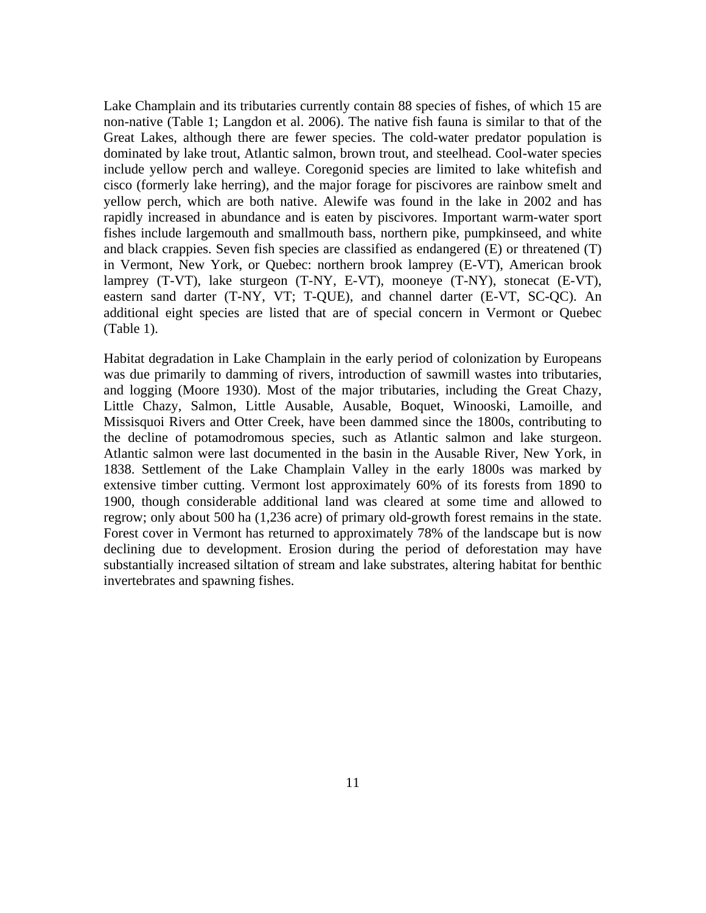Lake Champlain and its tributaries currently contain 88 species of fishes, of which 15 are non-native (Table 1; Langdon et al. 2006). The native fish fauna is similar to that of the Great Lakes, although there are fewer species. The cold-water predator population is dominated by lake trout, Atlantic salmon, brown trout, and steelhead. Cool-water species include yellow perch and walleye. Coregonid species are limited to lake whitefish and cisco (formerly lake herring), and the major forage for piscivores are rainbow smelt and yellow perch, which are both native. Alewife was found in the lake in 2002 and has rapidly increased in abundance and is eaten by piscivores. Important warm-water sport fishes include largemouth and smallmouth bass, northern pike, pumpkinseed, and white and black crappies. Seven fish species are classified as endangered (E) or threatened (T) in Vermont, New York, or Quebec: northern brook lamprey (E-VT), American brook lamprey (T-VT), lake sturgeon (T-NY, E-VT), mooneye (T-NY), stonecat (E-VT), eastern sand darter (T-NY, VT; T-QUE), and channel darter (E-VT, SC-QC). An additional eight species are listed that are of special concern in Vermont or Quebec (Table 1).

Habitat degradation in Lake Champlain in the early period of colonization by Europeans was due primarily to damming of rivers, introduction of sawmill wastes into tributaries, and logging (Moore 1930). Most of the major tributaries, including the Great Chazy, Little Chazy, Salmon, Little Ausable, Ausable, Boquet, Winooski, Lamoille, and Missisquoi Rivers and Otter Creek, have been dammed since the 1800s, contributing to the decline of potamodromous species, such as Atlantic salmon and lake sturgeon. Atlantic salmon were last documented in the basin in the Ausable River, New York, in 1838. Settlement of the Lake Champlain Valley in the early 1800s was marked by extensive timber cutting. Vermont lost approximately 60% of its forests from 1890 to 1900, though considerable additional land was cleared at some time and allowed to regrow; only about 500 ha (1,236 acre) of primary old-growth forest remains in the state. Forest cover in Vermont has returned to approximately 78% of the landscape but is now declining due to development. Erosion during the period of deforestation may have substantially increased siltation of stream and lake substrates, altering habitat for benthic invertebrates and spawning fishes.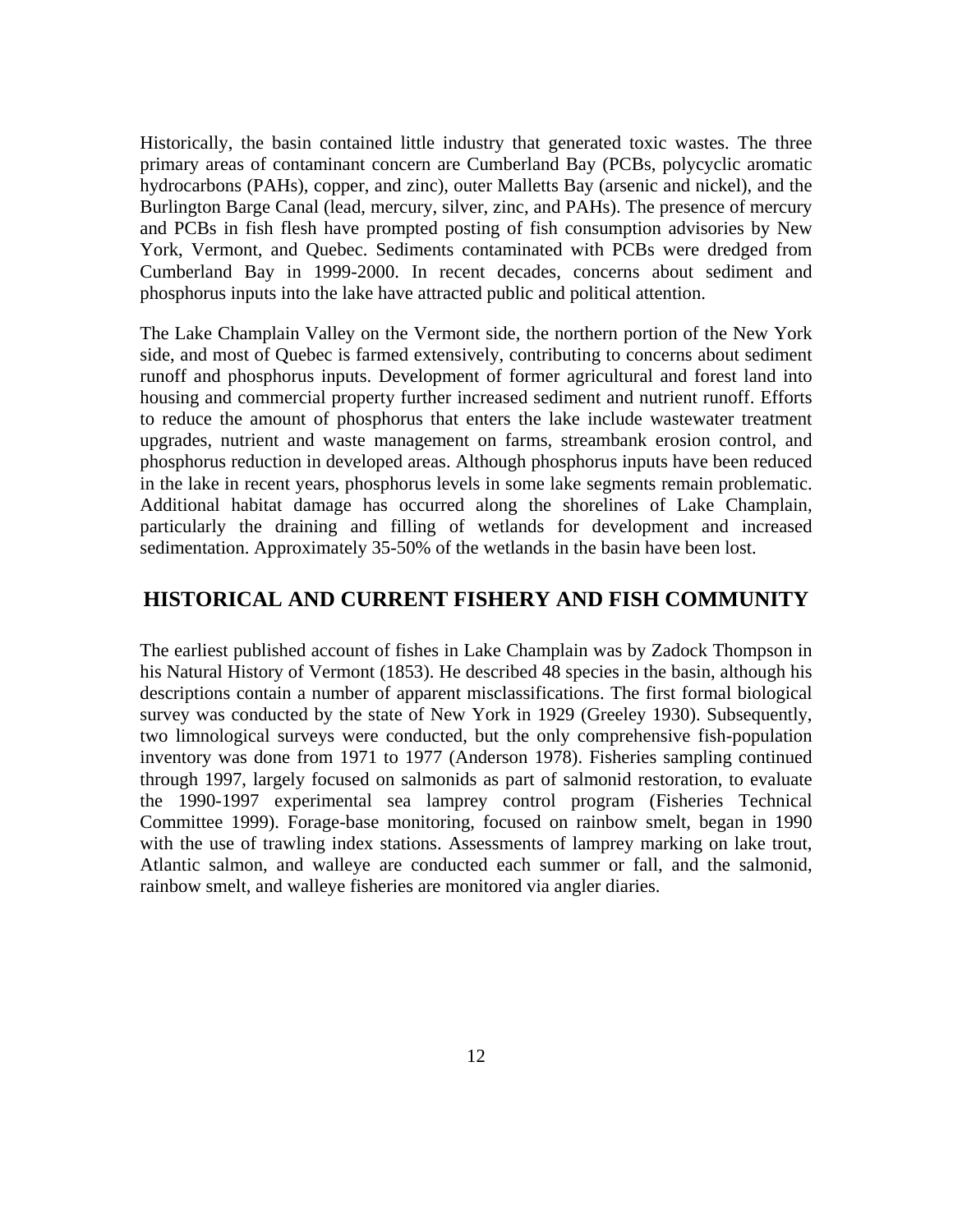Historically, the basin contained little industry that generated toxic wastes. The three primary areas of contaminant concern are Cumberland Bay (PCBs, polycyclic aromatic hydrocarbons (PAHs), copper, and zinc), outer Malletts Bay (arsenic and nickel), and the Burlington Barge Canal (lead, mercury, silver, zinc, and PAHs). The presence of mercury and PCBs in fish flesh have prompted posting of fish consumption advisories by New York, Vermont, and Quebec. Sediments contaminated with PCBs were dredged from Cumberland Bay in 1999-2000. In recent decades, concerns about sediment and phosphorus inputs into the lake have attracted public and political attention.

The Lake Champlain Valley on the Vermont side, the northern portion of the New York side, and most of Quebec is farmed extensively, contributing to concerns about sediment runoff and phosphorus inputs. Development of former agricultural and forest land into housing and commercial property further increased sediment and nutrient runoff. Efforts to reduce the amount of phosphorus that enters the lake include wastewater treatment upgrades, nutrient and waste management on farms, streambank erosion control, and phosphorus reduction in developed areas. Although phosphorus inputs have been reduced in the lake in recent years, phosphorus levels in some lake segments remain problematic. Additional habitat damage has occurred along the shorelines of Lake Champlain, particularly the draining and filling of wetlands for development and increased sedimentation. Approximately 35-50% of the wetlands in the basin have been lost.

## HISTORICAL AND CURRENT FISHERY AND FISH COMMUNITY

The earliest published account of fishes in Lake Champlain was by Zadock Thompson in his Natural History of Vermont (1853). He described 48 species in the basin, although his descriptions contain a number of apparent misclassifications. The first formal biological survey was conducted by the state of New York in 1929 (Greeley 1930). Subsequently, two limnological surveys were conducted, but the only comprehensive fish-population inventory was done from 1971 to 1977 (Anderson 1978). Fisheries sampling continued through 1997, largely focused on salmonids as part of salmonid restoration, to evaluate the 1990-1997 experimental sea lamprey control program (Fisheries Technical Committee 1999). Forage-base monitoring, focused on rainbow smelt, began in 1990 with the use of trawling index stations. Assessments of lamprey marking on lake trout, Atlantic salmon, and walleye are conducted each summer or fall, and the salmonid, rainbow smelt, and walleye fisheries are monitored via angler diaries.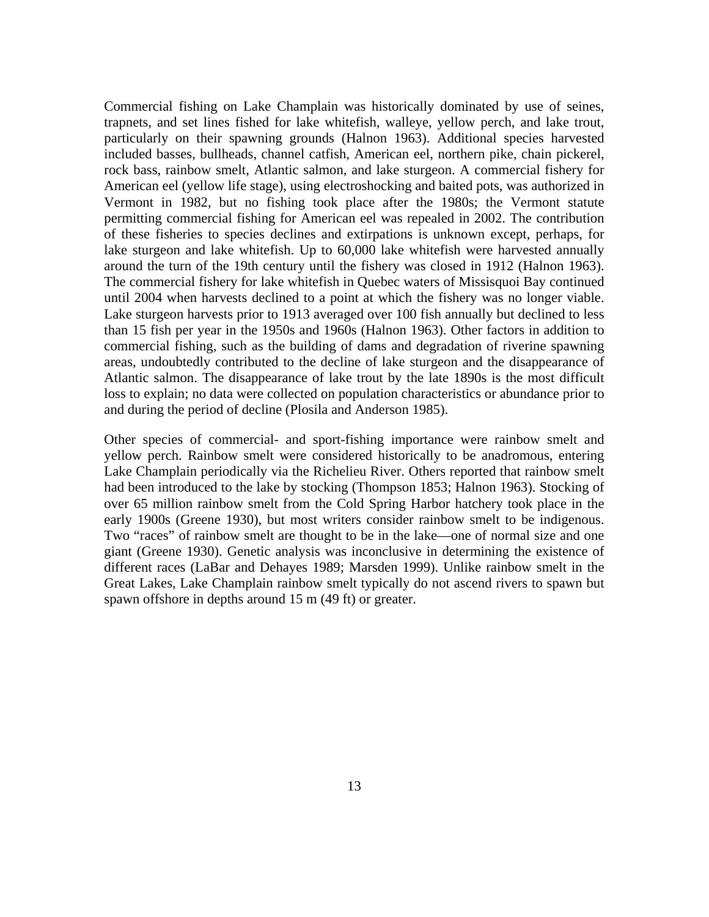Commercial fishing on Lake Champlain was historically dominated by use of seines, trapnets, and set lines fished for lake whitefish, walleye, yellow perch, and lake trout, particularly on their spawning grounds (Halnon 1963). Additional species harvested included basses, bullheads, channel catfish, American eel, northern pike, chain pickerel, rock bass, rainbow smelt, Atlantic salmon, and lake sturgeon. A commercial fishery for American eel (yellow life stage), using electroshocking and baited pots, was authorized in Vermont in 1982, but no fishing took place after the 1980s; the Vermont statute permitting commercial fishing for American eel was repealed in 2002. The contribution of these fisheries to species declines and extirpations is unknown except, perhaps, for lake sturgeon and lake whitefish. Up to 60,000 lake whitefish were harvested annually around the turn of the 19th century until the fishery was closed in 1912 (Halnon 1963). The commercial fishery for lake whitefish in Quebec waters of Missisquoi Bay continued until 2004 when harvests declined to a point at which the fishery was no longer viable. Lake sturgeon harvests prior to 1913 averaged over 100 fish annually but declined to less than 15 fish per year in the 1950s and 1960s (Halnon 1963). Other factors in addition to commercial fishing, such as the building of dams and degradation of riverine spawning areas, undoubtedly contributed to the decline of lake sturgeon and the disappearance of Atlantic salmon. The disappearance of lake trout by the late 1890s is the most difficult loss to explain; no data were collected on population characteristics or abundance prior to and during the period of decline (Plosila and Anderson 1985).

Other species of commercial- and sport-fishing importance were rainbow smelt and yellow perch. Rainbow smelt were considered historically to be anadromous, entering Lake Champlain periodically via the Richelieu River. Others reported that rainbow smelt had been introduced to the lake by stocking (Thompson 1853; Halnon 1963). Stocking of over 65 million rainbow smelt from the Cold Spring Harbor hatchery took place in the early 1900s (Greene 1930), but most writers consider rainbow smelt to be indigenous. Two "races" of rainbow smelt are thought to be in the lake—one of normal size and one giant (Greene 1930). Genetic analysis was inconclusive in determining the existence of different races (LaBar and Dehayes 1989; Marsden 1999). Unlike rainbow smelt in the Great Lakes, Lake Champlain rainbow smelt typically do not ascend rivers to spawn but spawn offshore in depths around 15 m (49 ft) or greater.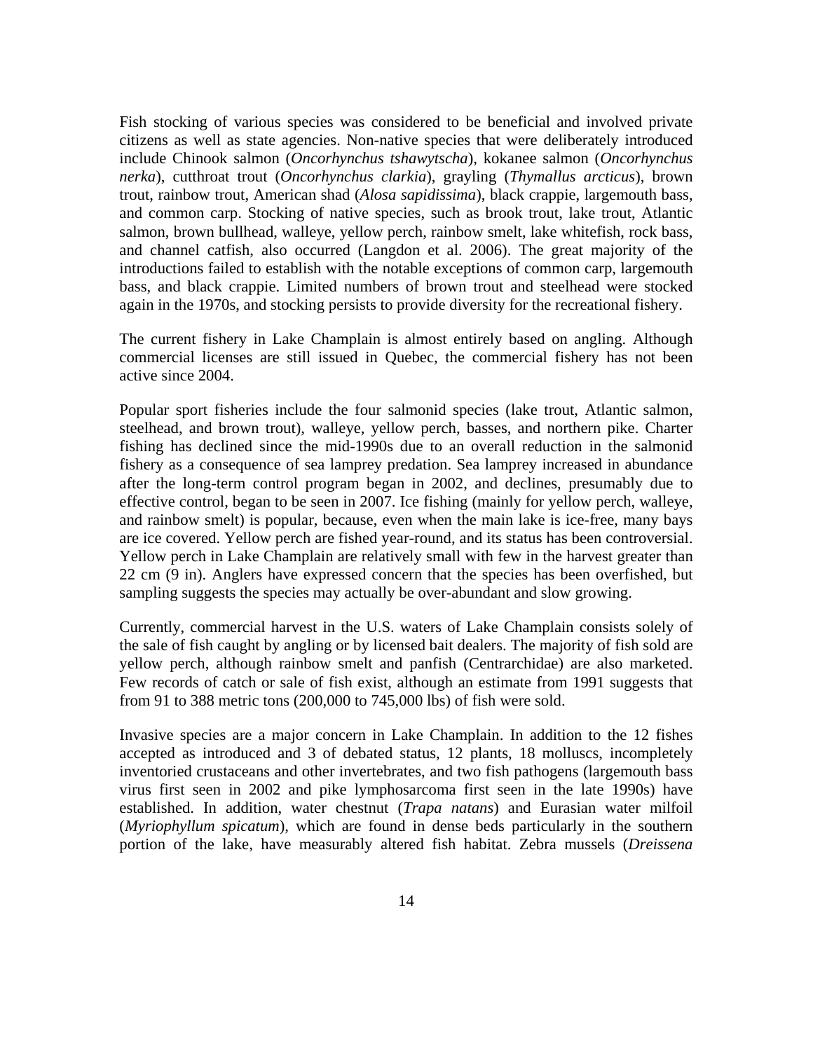Fish stocking of various species was considered to be beneficial and involved private citizens as well as state agencies. Non-native species that were deliberately introduced include Chinook salmon (*Oncorhynchus tshawytscha*), kokanee salmon (*Oncorhynchus nerka*), cutthroat trout (*Oncorhynchus clarkia*), grayling (*Thymallus arcticus*), brown trout, rainbow trout, American shad (*Alosa sapidissima*), black crappie, largemouth bass, and common carp. Stocking of native species, such as brook trout, lake trout, Atlantic salmon, brown bullhead, walleye, yellow perch, rainbow smelt, lake whitefish, rock bass, and channel catfish, also occurred (Langdon et al. 2006). The great majority of the introductions failed to establish with the notable exceptions of common carp, largemouth bass, and black crappie. Limited numbers of brown trout and steelhead were stocked again in the 1970s, and stocking persists to provide diversity for the recreational fishery.

The current fishery in Lake Champlain is almost entirely based on angling. Although commercial licenses are still issued in Quebec, the commercial fishery has not been active since 2004.

Popular sport fisheries include the four salmonid species (lake trout, Atlantic salmon, steelhead, and brown trout), walleye, yellow perch, basses, and northern pike. Charter fishing has declined since the mid-1990s due to an overall reduction in the salmonid fishery as a consequence of sea lamprey predation. Sea lamprey increased in abundance after the long-term control program began in 2002, and declines, presumably due to effective control, began to be seen in 2007. Ice fishing (mainly for yellow perch, walleye, and rainbow smelt) is popular, because, even when the main lake is ice-free, many bays are ice covered. Yellow perch are fished year-round, and its status has been controversial. Yellow perch in Lake Champlain are relatively small with few in the harvest greater than 22 cm (9 in). Anglers have expressed concern that the species has been overfished, but sampling suggests the species may actually be over-abundant and slow growing.

Currently, commercial harvest in the U.S. waters of Lake Champlain consists solely of the sale of fish caught by angling or by licensed bait dealers. The majority of fish sold are yellow perch, although rainbow smelt and panfish (Centrarchidae) are also marketed. Few records of catch or sale of fish exist, although an estimate from 1991 suggests that from 91 to 388 metric tons (200,000 to 745,000 lbs) of fish were sold.

Invasive species are a major concern in Lake Champlain. In addition to the 12 fishes accepted as introduced and 3 of debated status, 12 plants, 18 molluscs, incompletely inventoried crustaceans and other invertebrates, and two fish pathogens (largemouth bass virus first seen in 2002 and pike lymphosarcoma first seen in the late 1990s) have established. In addition, water chestnut (*Trapa natans*) and Eurasian water milfoil (*Myriophyllum spicatum*), which are found in dense beds particularly in the southern portion of the lake, have measurably altered fish habitat. Zebra mussels (*Dreissena*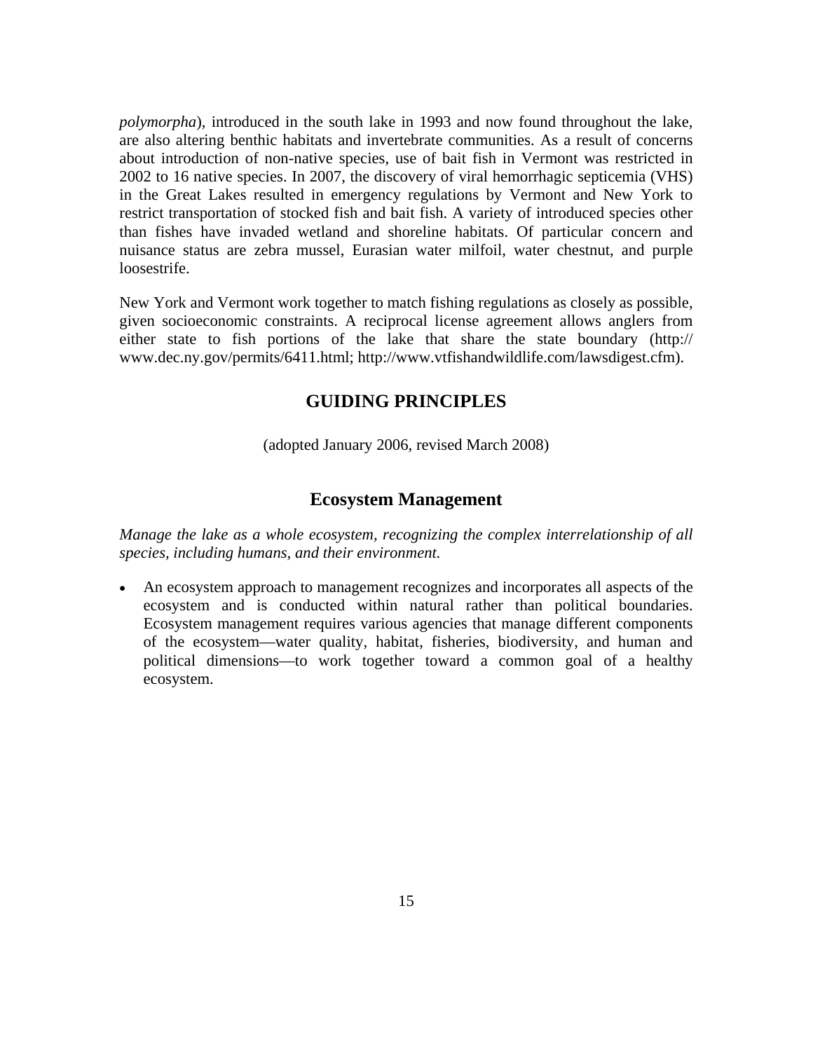*polymorpha*), introduced in the south lake in 1993 and now found throughout the lake, are also altering benthic habitats and invertebrate communities. As a result of concerns about introduction of non-native species, use of bait fish in Vermont was restricted in 2002 to 16 native species. In 2007, the discovery of viral hemorrhagic septicemia (VHS) in the Great Lakes resulted in emergency regulations by Vermont and New York to restrict transportation of stocked fish and bait fish. A variety of introduced species other than fishes have invaded wetland and shoreline habitats. Of particular concern and nuisance status are zebra mussel, Eurasian water milfoil, water chestnut, and purple loosestrife.

New York and Vermont work together to match fishing regulations as closely as possible, given socioeconomic constraints. A reciprocal license agreement allows anglers from either state to fish portions of the lake that share the state boundary (http://www.dec.ny.gov/permits/6411.html; http://www.vtfishandwildlife.com/lawsdigest.cfm).

## GUIDING PRINCIPLES

(adopted January 2006, revised March 2008)

### Ecosystem Management

*Manage the lake as a whole ecosystem, recognizing the complex interrelationship of all species, including humans, and their environment.*

- An ecosystem approach to management recognizes and incorporates all aspects of the ecosystem and is conducted within natural rather than political boundaries. Ecosystem management requires various agencies that manage different components of the ecosystem—water quality, habitat, fisheries, biodiversity, and human and political dimensions—to work together toward a common goal of a healthy ecosystem.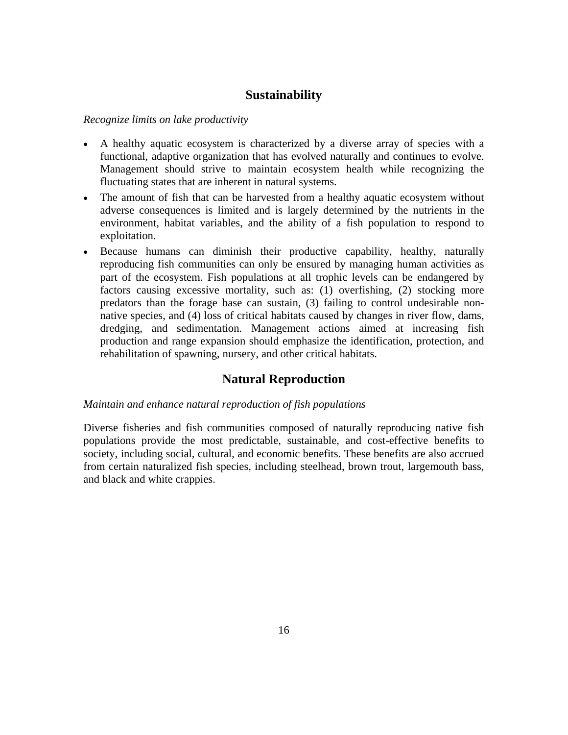## Sustainability

*Recognize limits on lake productivity*

- A healthy aquatic ecosystem is characterized by a diverse array of species with a functional, adaptive organization that has evolved naturally and continues to evolve. Management should strive to maintain ecosystem health while recognizing the fluctuating states that are inherent in natural systems.
- The amount of fish that can be harvested from a healthy aquatic ecosystem without adverse consequences is limited and is largely determined by the nutrients in the environment, habitat variables, and the ability of a fish population to respond to exploitation.
- Because humans can diminish their productive capability, healthy, naturally reproducing fish communities can only be ensured by managing human activities as part of the ecosystem. Fish populations at all trophic levels can be endangered by factors causing excessive mortality, such as: (1) overfishing, (2) stocking more predators than the forage base can sustain, (3) failing to control undesirable non-native species, and (4) loss of critical habitats caused by changes in river flow, dams, dredging, and sedimentation. Management actions aimed at increasing fish production and range expansion should emphasize the identification, protection, and rehabilitation of spawning, nursery, and other critical habitats.

## Natural Reproduction

*Maintain and enhance natural reproduction of fish populations*

Diverse fisheries and fish communities composed of naturally reproducing native fish populations provide the most predictable, sustainable, and cost-effective benefits to society, including social, cultural, and economic benefits. These benefits are also accrued from certain naturalized fish species, including steelhead, brown trout, largemouth bass, and black and white crappies.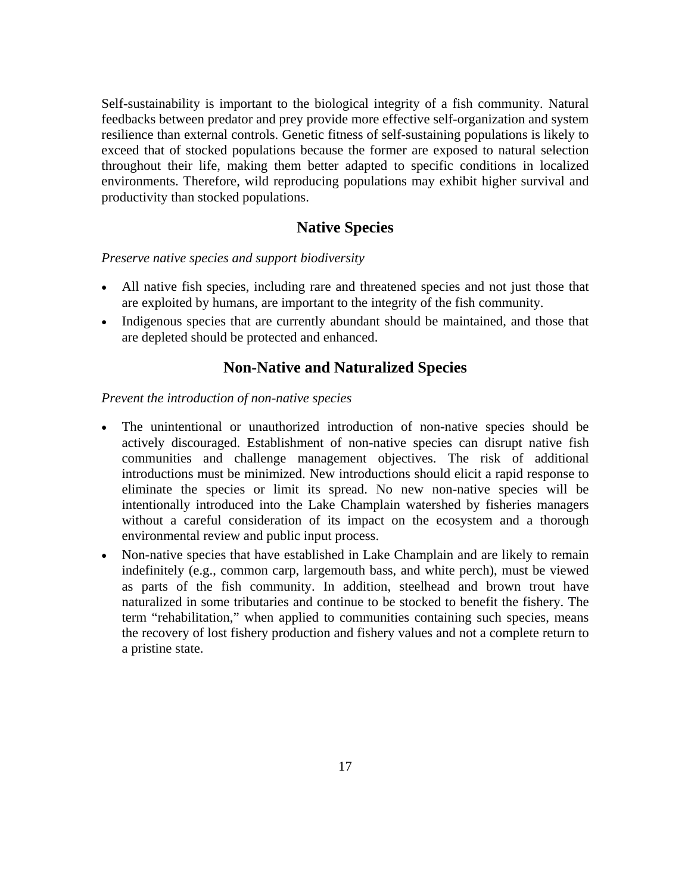Self-sustainability is important to the biological integrity of a fish community. Natural feedbacks between predator and prey provide more effective self-organization and system resilience than external controls. Genetic fitness of self-sustaining populations is likely to exceed that of stocked populations because the former are exposed to natural selection throughout their life, making them better adapted to specific conditions in localized environments. Therefore, wild reproducing populations may exhibit higher survival and productivity than stocked populations.

## Native Species

*Preserve native species and support biodiversity*

- All native fish species, including rare and threatened species and not just those that are exploited by humans, are important to the integrity of the fish community.
- Indigenous species that are currently abundant should be maintained, and those that are depleted should be protected and enhanced.

## Non-Native and Naturalized Species

*Prevent the introduction of non-native species*

- The unintentional or unauthorized introduction of non-native species should be actively discouraged. Establishment of non-native species can disrupt native fish communities and challenge management objectives. The risk of additional introductions must be minimized. New introductions should elicit a rapid response to eliminate the species or limit its spread. No new non-native species will be intentionally introduced into the Lake Champlain watershed by fisheries managers without a careful consideration of its impact on the ecosystem and a thorough environmental review and public input process.
- Non-native species that have established in Lake Champlain and are likely to remain indefinitely (e.g., common carp, largemouth bass, and white perch), must be viewed as parts of the fish community. In addition, steelhead and brown trout have naturalized in some tributaries and continue to be stocked to benefit the fishery. The term "rehabilitation," when applied to communities containing such species, means the recovery of lost fishery production and fishery values and not a complete return to a pristine state.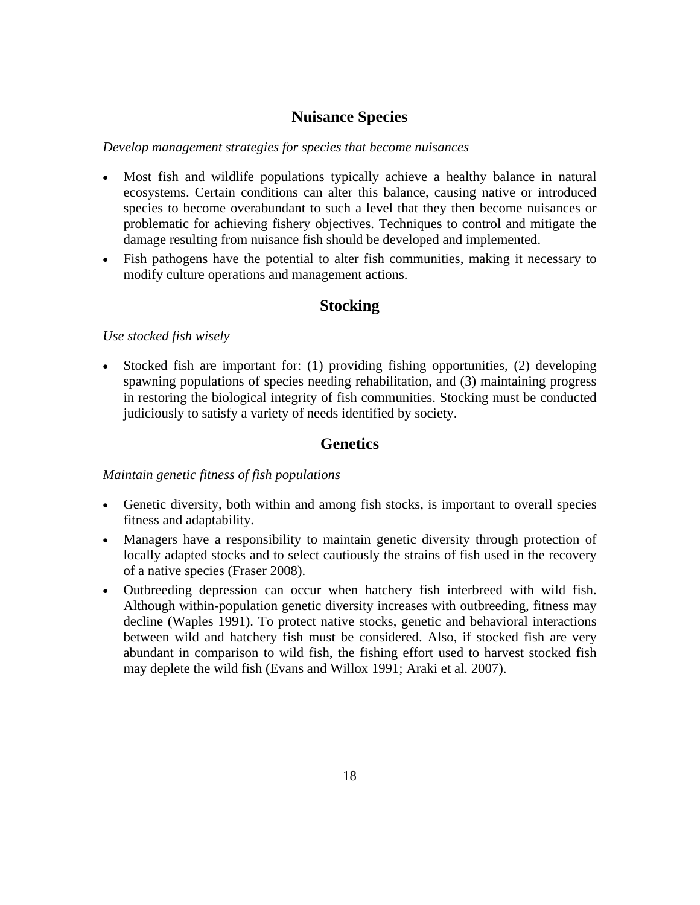## Nuisance Species

*Develop management strategies for species that become nuisances*

- Most fish and wildlife populations typically achieve a healthy balance in natural ecosystems. Certain conditions can alter this balance, causing native or introduced species to become overabundant to such a level that they then become nuisances or problematic for achieving fishery objectives. Techniques to control and mitigate the damage resulting from nuisance fish should be developed and implemented.
- Fish pathogens have the potential to alter fish communities, making it necessary to modify culture operations and management actions.

## Stocking

*Use stocked fish wisely*

- Stocked fish are important for: (1) providing fishing opportunities, (2) developing spawning populations of species needing rehabilitation, and (3) maintaining progress in restoring the biological integrity of fish communities. Stocking must be conducted judiciously to satisfy a variety of needs identified by society.

## Genetics

*Maintain genetic fitness of fish populations*

- Genetic diversity, both within and among fish stocks, is important to overall species fitness and adaptability.
- Managers have a responsibility to maintain genetic diversity through protection of locally adapted stocks and to select cautiously the strains of fish used in the recovery of a native species (Fraser 2008).
- Outbreeding depression can occur when hatchery fish interbreed with wild fish. Although within-population genetic diversity increases with outbreeding, fitness may decline (Waples 1991). To protect native stocks, genetic and behavioral interactions between wild and hatchery fish must be considered. Also, if stocked fish are very abundant in comparison to wild fish, the fishing effort used to harvest stocked fish may deplete the wild fish (Evans and Willox 1991; Araki et al. 2007).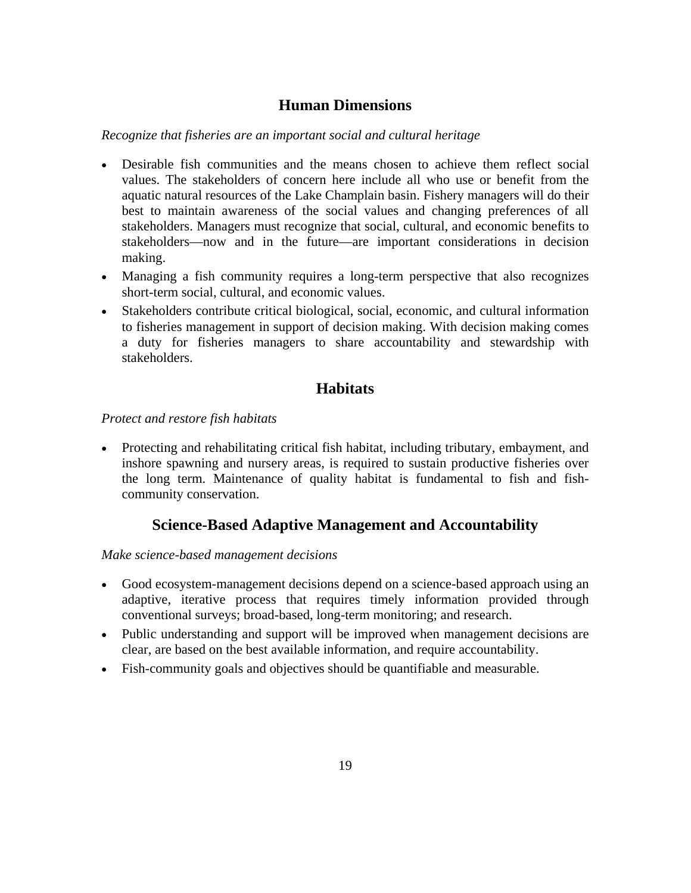## Human Dimensions

*Recognize that fisheries are an important social and cultural heritage*

- Desirable fish communities and the means chosen to achieve them reflect social values. The stakeholders of concern here include all who use or benefit from the aquatic natural resources of the Lake Champlain basin. Fishery managers will do their best to maintain awareness of the social values and changing preferences of all stakeholders. Managers must recognize that social, cultural, and economic benefits to stakeholders—now and in the future—are important considerations in decision making.
- Managing a fish community requires a long-term perspective that also recognizes short-term social, cultural, and economic values.
- Stakeholders contribute critical biological, social, economic, and cultural information to fisheries management in support of decision making. With decision making comes a duty for fisheries managers to share accountability and stewardship with stakeholders.

## Habitats

*Protect and restore fish habitats*

- Protecting and rehabilitating critical fish habitat, including tributary, embayment, and inshore spawning and nursery areas, is required to sustain productive fisheries over the long term. Maintenance of quality habitat is fundamental to fish and fish-community conservation.

## Science-Based Adaptive Management and Accountability

*Make science-based management decisions*

- Good ecosystem-management decisions depend on a science-based approach using an adaptive, iterative process that requires timely information provided through conventional surveys; broad-based, long-term monitoring; and research.
- Public understanding and support will be improved when management decisions are clear, are based on the best available information, and require accountability.
- Fish-community goals and objectives should be quantifiable and measurable.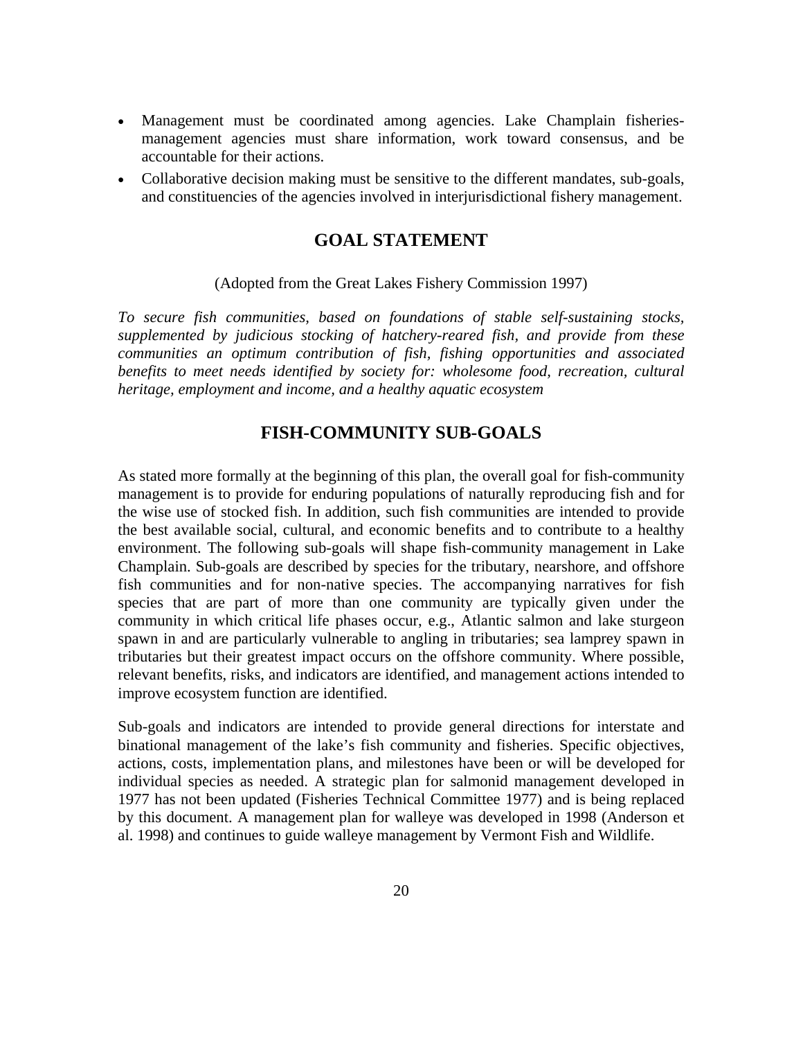- Management must be coordinated among agencies. Lake Champlain fisheries-management agencies must share information, work toward consensus, and be accountable for their actions.
- Collaborative decision making must be sensitive to the different mandates, sub-goals, and constituencies of the agencies involved in interjurisdictional fishery management.

## GOAL STATEMENT

(Adopted from the Great Lakes Fishery Commission 1997)

***To secure fish communities, based on foundations of stable self-sustaining stocks, supplemented by judicious stocking of hatchery-reared fish, and provide from these communities an optimum contribution of fish, fishing opportunities and associated benefits to meet needs identified by society for: wholesome food, recreation, cultural heritage, employment and income, and a healthy aquatic ecosystem***

## FISH-COMMUNITY SUB-GOALS

As stated more formally at the beginning of this plan, the overall goal for fish-community management is to provide for enduring populations of naturally reproducing fish and for the wise use of stocked fish. In addition, such fish communities are intended to provide the best available social, cultural, and economic benefits and to contribute to a healthy environment. The following sub-goals will shape fish-community management in Lake Champlain. Sub-goals are described by species for the tributary, nearshore, and offshore fish communities and for non-native species. The accompanying narratives for fish species that are part of more than one community are typically given under the community in which critical life phases occur, e.g., Atlantic salmon and lake sturgeon spawn in and are particularly vulnerable to angling in tributaries; sea lamprey spawn in tributaries but their greatest impact occurs on the offshore community. Where possible, relevant benefits, risks, and indicators are identified, and management actions intended to improve ecosystem function are identified.

Sub-goals and indicators are intended to provide general directions for interstate and binational management of the lake's fish community and fisheries. Specific objectives, actions, costs, implementation plans, and milestones have been or will be developed for individual species as needed. A strategic plan for salmonid management developed in 1977 has not been updated (Fisheries Technical Committee 1977) and is being replaced by this document. A management plan for walleye was developed in 1998 (Anderson et al. 1998) and continues to guide walleye management by Vermont Fish and Wildlife.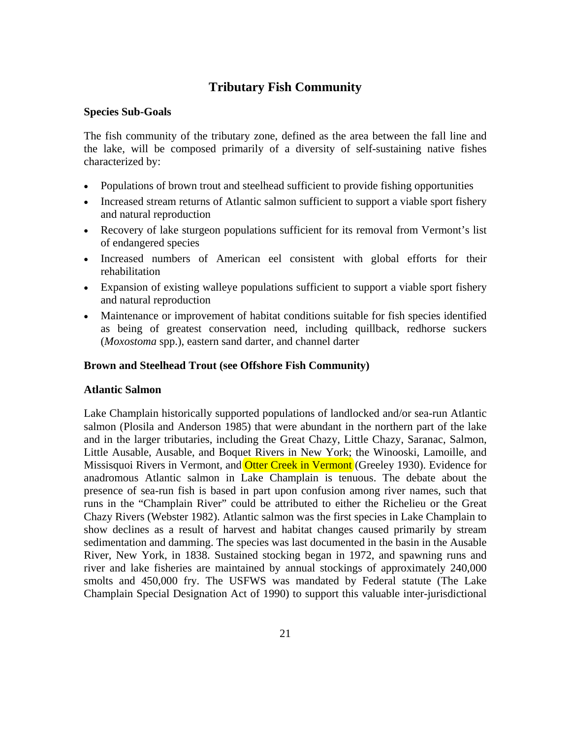## Tributary Fish Community

### Species Sub-Goals

The fish community of the tributary zone, defined as the area between the fall line and the lake, will be composed primarily of a diversity of self-sustaining native fishes characterized by:

- Populations of brown trout and steelhead sufficient to provide fishing opportunities
- Increased stream returns of Atlantic salmon sufficient to support a viable sport fishery and natural reproduction
- Recovery of lake sturgeon populations sufficient for its removal from Vermont's list of endangered species
- Increased numbers of American eel consistent with global efforts for their rehabilitation
- Expansion of existing walleye populations sufficient to support a viable sport fishery and natural reproduction
- Maintenance or improvement of habitat conditions suitable for fish species identified as being of greatest conservation need, including quillback, redhorse suckers (*Moxostoma* spp.), eastern sand darter, and channel darter

### Brown and Steelhead Trout (see Offshore Fish Community)

### Atlantic Salmon

Lake Champlain historically supported populations of landlocked and/or sea-run Atlantic salmon (Plosila and Anderson 1985) that were abundant in the northern part of the lake and in the larger tributaries, including the Great Chazy, Little Chazy, Saranac, Salmon, Little Ausable, Ausable, and Boquet Rivers in New York; the Winooski, Lamoille, and Missisquoi Rivers in Vermont, and Otter Creek in Vermont (Greeley 1930). Evidence for anadromous Atlantic salmon in Lake Champlain is tenuous. The debate about the presence of sea-run fish is based in part upon confusion among river names, such that runs in the "Champlain River" could be attributed to either the Richelieu or the Great Chazy Rivers (Webster 1982). Atlantic salmon was the first species in Lake Champlain to show declines as a result of harvest and habitat changes caused primarily by stream sedimentation and damming. The species was last documented in the basin in the Ausable River, New York, in 1838. Sustained stocking began in 1972, and spawning runs and river and lake fisheries are maintained by annual stockings of approximately 240,000 smolts and 450,000 fry. The USFWS was mandated by Federal statute (The Lake Champlain Special Designation Act of 1990) to support this valuable inter-jurisdictional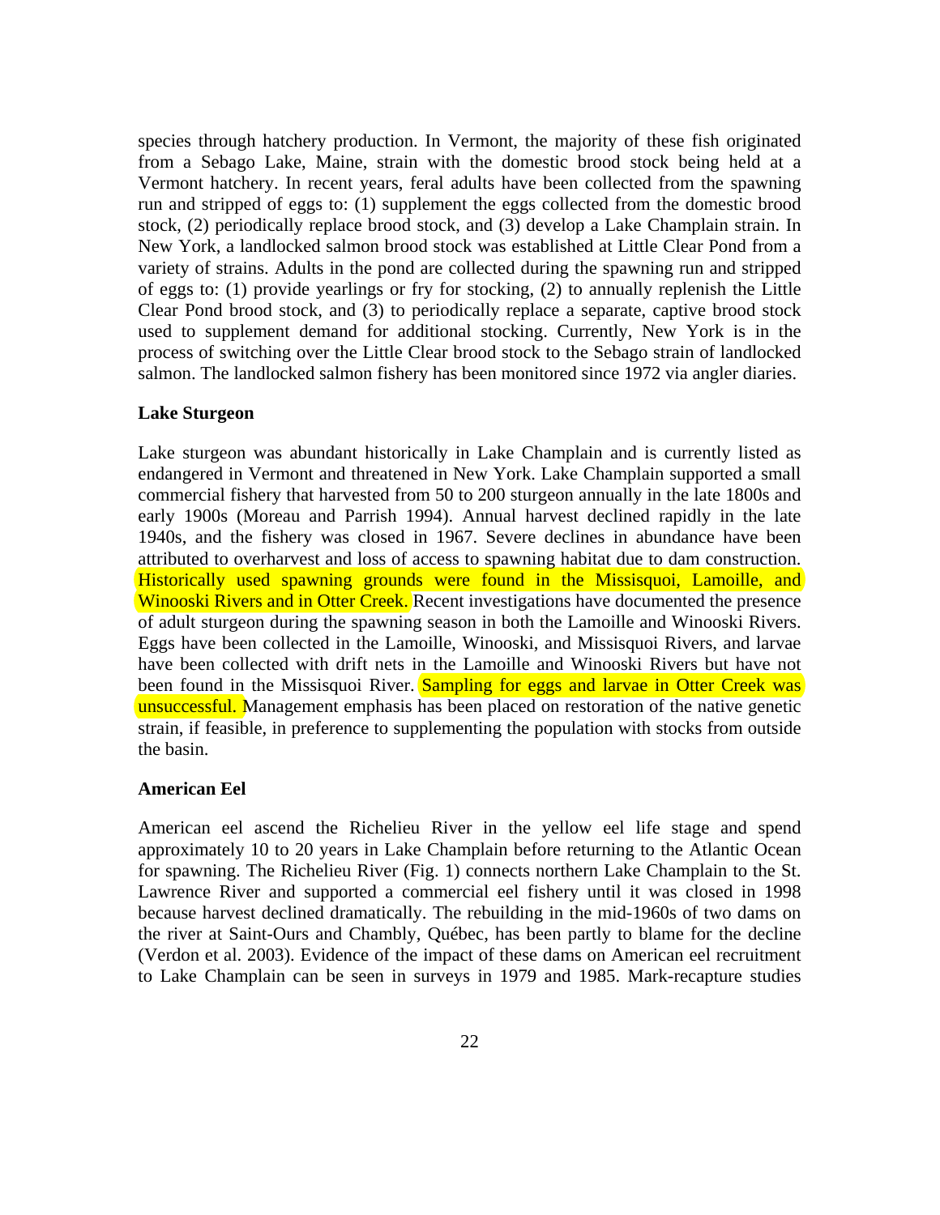species through hatchery production. In Vermont, the majority of these fish originated from a Sebago Lake, Maine, strain with the domestic brood stock being held at a Vermont hatchery. In recent years, feral adults have been collected from the spawning run and stripped of eggs to: (1) supplement the eggs collected from the domestic brood stock, (2) periodically replace brood stock, and (3) develop a Lake Champlain strain. In New York, a landlocked salmon brood stock was established at Little Clear Pond from a variety of strains. Adults in the pond are collected during the spawning run and stripped of eggs to: (1) provide yearlings or fry for stocking, (2) to annually replenish the Little Clear Pond brood stock, and (3) to periodically replace a separate, captive brood stock used to supplement demand for additional stocking. Currently, New York is in the process of switching over the Little Clear brood stock to the Sebago strain of landlocked salmon. The landlocked salmon fishery has been monitored since 1972 via angler diaries.

**Lake Sturgeon**

Lake sturgeon was abundant historically in Lake Champlain and is currently listed as endangered in Vermont and threatened in New York. Lake Champlain supported a small commercial fishery that harvested from 50 to 200 sturgeon annually in the late 1800s and early 1900s (Moreau and Parrish 1994). Annual harvest declined rapidly in the late 1940s, and the fishery was closed in 1967. Severe declines in abundance have been attributed to overharvest and loss of access to spawning habitat due to dam construction. Historically used spawning grounds were found in the Missisquoi, Lamoille, and Winooski Rivers and in Otter Creek. Recent investigations have documented the presence of adult sturgeon during the spawning season in both the Lamoille and Winooski Rivers. Eggs have been collected in the Lamoille, Winooski, and Missisquoi Rivers, and larvae have been collected with drift nets in the Lamoille and Winooski Rivers but have not been found in the Missisquoi River. Sampling for eggs and larvae in Otter Creek was unsuccessful. Management emphasis has been placed on restoration of the native genetic strain, if feasible, in preference to supplementing the population with stocks from outside the basin.

**American Eel**

American eel ascend the Richelieu River in the yellow eel life stage and spend approximately 10 to 20 years in Lake Champlain before returning to the Atlantic Ocean for spawning. The Richelieu River (Fig. 1) connects northern Lake Champlain to the St. Lawrence River and supported a commercial eel fishery until it was closed in 1998 because harvest declined dramatically. The rebuilding in the mid-1960s of two dams on the river at Saint-Ours and Chambly, Québec, has been partly to blame for the decline (Verdon et al. 2003). Evidence of the impact of these dams on American eel recruitment to Lake Champlain can be seen in surveys in 1979 and 1985. Mark-recapture studies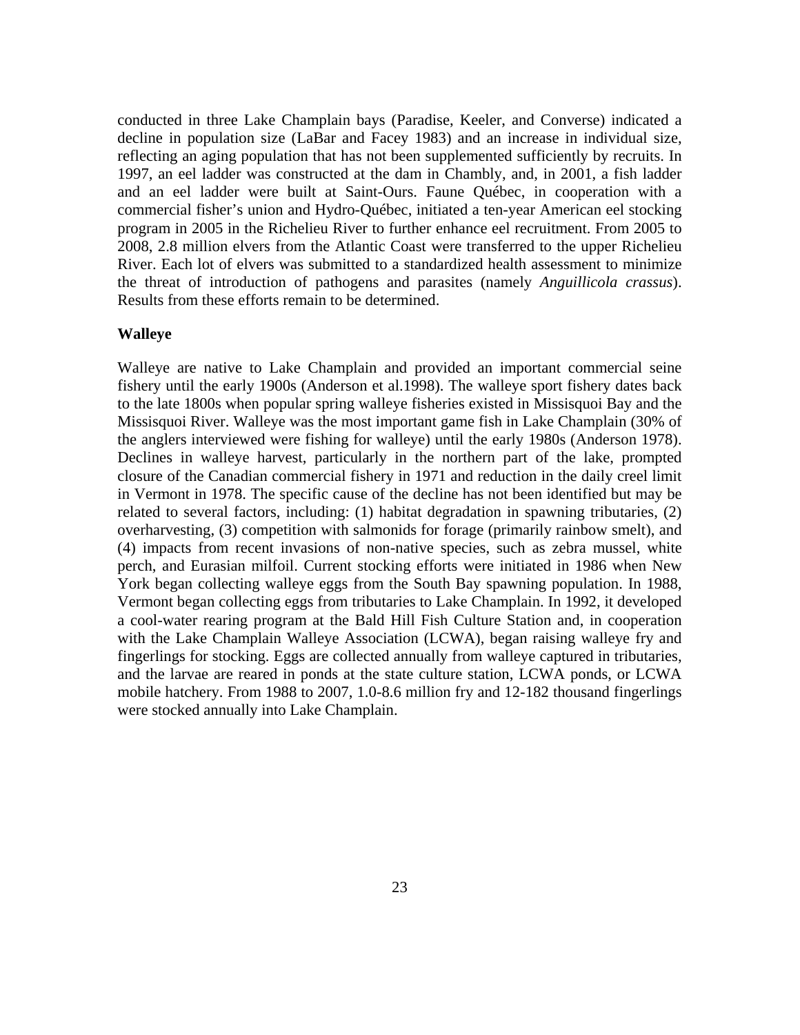conducted in three Lake Champlain bays (Paradise, Keeler, and Converse) indicated a decline in population size (LaBar and Facey 1983) and an increase in individual size, reflecting an aging population that has not been supplemented sufficiently by recruits. In 1997, an eel ladder was constructed at the dam in Chambly, and, in 2001, a fish ladder and an eel ladder were built at Saint-Ours. Faune Québec, in cooperation with a commercial fisher's union and Hydro-Québec, initiated a ten-year American eel stocking program in 2005 in the Richelieu River to further enhance eel recruitment. From 2005 to 2008, 2.8 million elvers from the Atlantic Coast were transferred to the upper Richelieu River. Each lot of elvers was submitted to a standardized health assessment to minimize the threat of introduction of pathogens and parasites (namely *Anguillicola crassus*). Results from these efforts remain to be determined.

**Walleye**

Walleye are native to Lake Champlain and provided an important commercial seine fishery until the early 1900s (Anderson et al.1998). The walleye sport fishery dates back to the late 1800s when popular spring walleye fisheries existed in Missisquoi Bay and the Missisquoi River. Walleye was the most important game fish in Lake Champlain (30% of the anglers interviewed were fishing for walleye) until the early 1980s (Anderson 1978). Declines in walleye harvest, particularly in the northern part of the lake, prompted closure of the Canadian commercial fishery in 1971 and reduction in the daily creel limit in Vermont in 1978. The specific cause of the decline has not been identified but may be related to several factors, including: (1) habitat degradation in spawning tributaries, (2) overharvesting, (3) competition with salmonids for forage (primarily rainbow smelt), and (4) impacts from recent invasions of non-native species, such as zebra mussel, white perch, and Eurasian milfoil. Current stocking efforts were initiated in 1986 when New York began collecting walleye eggs from the South Bay spawning population. In 1988, Vermont began collecting eggs from tributaries to Lake Champlain. In 1992, it developed a cool-water rearing program at the Bald Hill Fish Culture Station and, in cooperation with the Lake Champlain Walleye Association (LCWA), began raising walleye fry and fingerlings for stocking. Eggs are collected annually from walleye captured in tributaries, and the larvae are reared in ponds at the state culture station, LCWA ponds, or LCWA mobile hatchery. From 1988 to 2007, 1.0-8.6 million fry and 12-182 thousand fingerlings were stocked annually into Lake Champlain.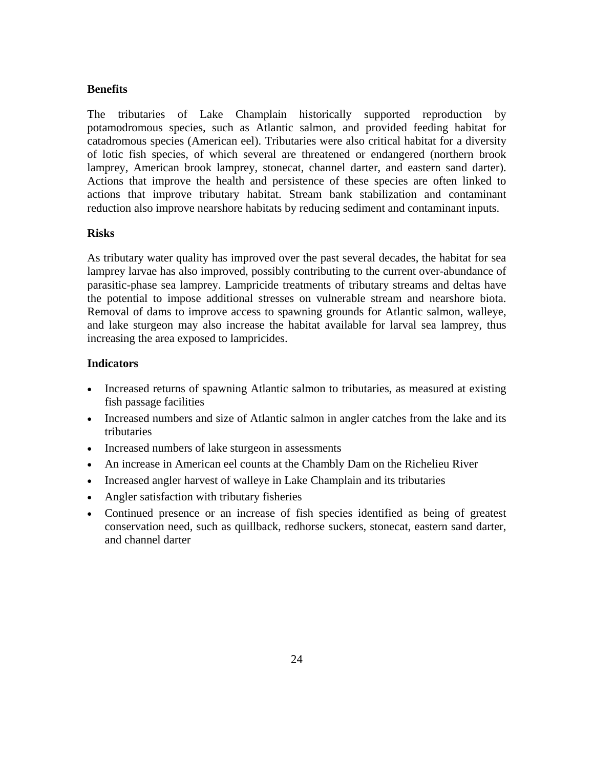**Benefits**

The tributaries of Lake Champlain historically supported reproduction by potamodromous species, such as Atlantic salmon, and provided feeding habitat for catadromous species (American eel). Tributaries were also critical habitat for a diversity of lotic fish species, of which several are threatened or endangered (northern brook lamprey, American brook lamprey, stonecat, channel darter, and eastern sand darter). Actions that improve the health and persistence of these species are often linked to actions that improve tributary habitat. Stream bank stabilization and contaminant reduction also improve nearshore habitats by reducing sediment and contaminant inputs.

**Risks**

As tributary water quality has improved over the past several decades, the habitat for sea lamprey larvae has also improved, possibly contributing to the current over-abundance of parasitic-phase sea lamprey. Lampricide treatments of tributary streams and deltas have the potential to impose additional stresses on vulnerable stream and nearshore biota. Removal of dams to improve access to spawning grounds for Atlantic salmon, walleye, and lake sturgeon may also increase the habitat available for larval sea lamprey, thus increasing the area exposed to lampricides.

**Indicators**

- Increased returns of spawning Atlantic salmon to tributaries, as measured at existing fish passage facilities
- Increased numbers and size of Atlantic salmon in angler catches from the lake and its tributaries
- Increased numbers of lake sturgeon in assessments
- An increase in American eel counts at the Chambly Dam on the Richelieu River
- Increased angler harvest of walleye in Lake Champlain and its tributaries
- Angler satisfaction with tributary fisheries
- Continued presence or an increase of fish species identified as being of greatest conservation need, such as quillback, redhorse suckers, stonecat, eastern sand darter, and channel darter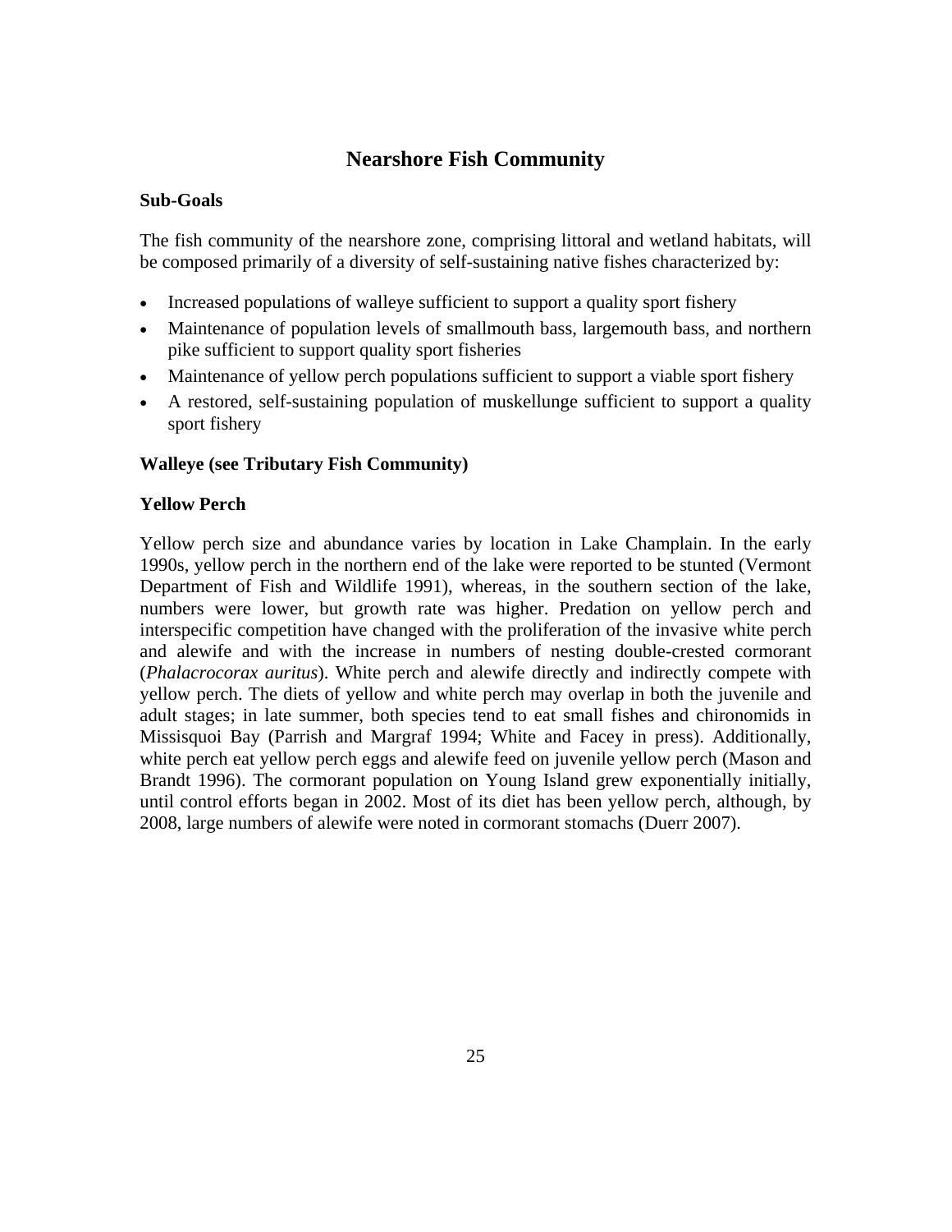## Nearshore Fish Community

### Sub-Goals

The fish community of the nearshore zone, comprising littoral and wetland habitats, will be composed primarily of a diversity of self-sustaining native fishes characterized by:

- Increased populations of walleye sufficient to support a quality sport fishery
- Maintenance of population levels of smallmouth bass, largemouth bass, and northern pike sufficient to support quality sport fisheries
- Maintenance of yellow perch populations sufficient to support a viable sport fishery
- A restored, self-sustaining population of muskellunge sufficient to support a quality sport fishery

### Walleye (see Tributary Fish Community)

### Yellow Perch

Yellow perch size and abundance varies by location in Lake Champlain. In the early 1990s, yellow perch in the northern end of the lake were reported to be stunted (Vermont Department of Fish and Wildlife 1991), whereas, in the southern section of the lake, numbers were lower, but growth rate was higher. Predation on yellow perch and interspecific competition have changed with the proliferation of the invasive white perch and alewife and with the increase in numbers of nesting double-crested cormorant (*Phalacrocorax auritus*). White perch and alewife directly and indirectly compete with yellow perch. The diets of yellow and white perch may overlap in both the juvenile and adult stages; in late summer, both species tend to eat small fishes and chironomids in Missisquoi Bay (Parrish and Margraf 1994; White and Facey in press). Additionally, white perch eat yellow perch eggs and alewife feed on juvenile yellow perch (Mason and Brandt 1996). The cormorant population on Young Island grew exponentially initially, until control efforts began in 2002. Most of its diet has been yellow perch, although, by 2008, large numbers of alewife were noted in cormorant stomachs (Duerr 2007).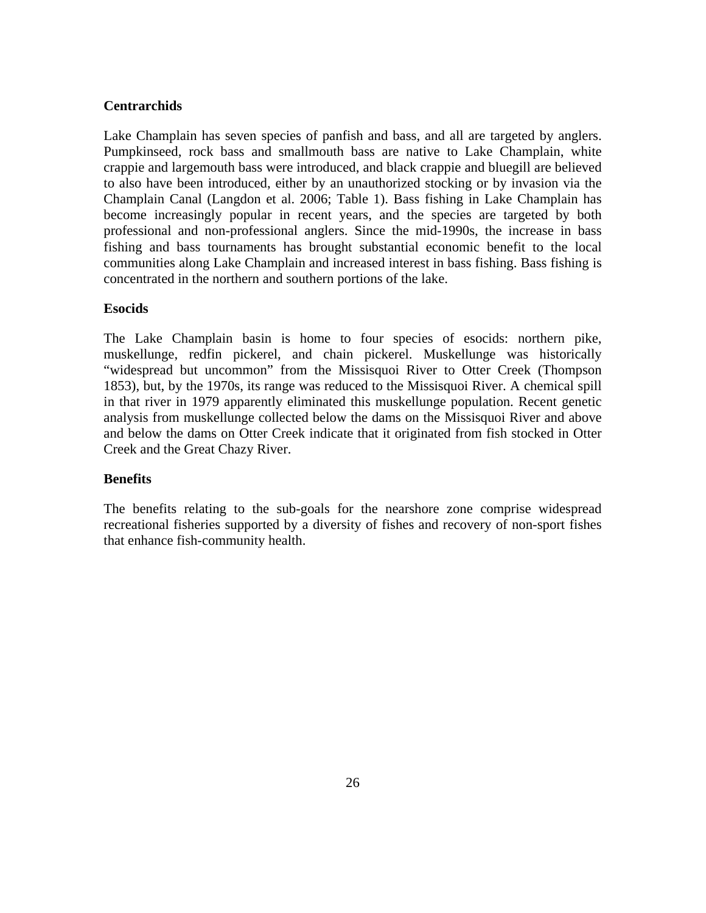### Centrarchids

Lake Champlain has seven species of panfish and bass, and all are targeted by anglers. Pumpkinseed, rock bass and smallmouth bass are native to Lake Champlain, white crappie and largemouth bass were introduced, and black crappie and bluegill are believed to also have been introduced, either by an unauthorized stocking or by invasion via the Champlain Canal (Langdon et al. 2006; Table 1). Bass fishing in Lake Champlain has become increasingly popular in recent years, and the species are targeted by both professional and non-professional anglers. Since the mid-1990s, the increase in bass fishing and bass tournaments has brought substantial economic benefit to the local communities along Lake Champlain and increased interest in bass fishing. Bass fishing is concentrated in the northern and southern portions of the lake.

### Esocids

The Lake Champlain basin is home to four species of esocids: northern pike, muskellunge, redfin pickerel, and chain pickerel. Muskellunge was historically "widespread but uncommon" from the Missisquoi River to Otter Creek (Thompson 1853), but, by the 1970s, its range was reduced to the Missisquoi River. A chemical spill in that river in 1979 apparently eliminated this muskellunge population. Recent genetic analysis from muskellunge collected below the dams on the Missisquoi River and above and below the dams on Otter Creek indicate that it originated from fish stocked in Otter Creek and the Great Chazy River.

### Benefits

The benefits relating to the sub-goals for the nearshore zone comprise widespread recreational fisheries supported by a diversity of fishes and recovery of non-sport fishes that enhance fish-community health.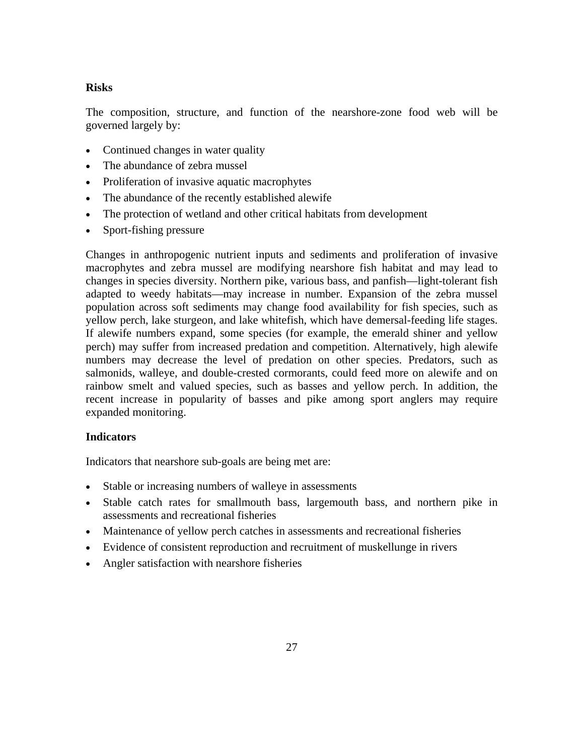**Risks**

The composition, structure, and function of the nearshore-zone food web will be governed largely by:

- Continued changes in water quality
- The abundance of zebra mussel
- Proliferation of invasive aquatic macrophytes
- The abundance of the recently established alewife
- The protection of wetland and other critical habitats from development
- Sport-fishing pressure

Changes in anthropogenic nutrient inputs and sediments and proliferation of invasive macrophytes and zebra mussel are modifying nearshore fish habitat and may lead to changes in species diversity. Northern pike, various bass, and panfish—light-tolerant fish adapted to weedy habitats—may increase in number. Expansion of the zebra mussel population across soft sediments may change food availability for fish species, such as yellow perch, lake sturgeon, and lake whitefish, which have demersal-feeding life stages. If alewife numbers expand, some species (for example, the emerald shiner and yellow perch) may suffer from increased predation and competition. Alternatively, high alewife numbers may decrease the level of predation on other species. Predators, such as salmonids, walleye, and double-crested cormorants, could feed more on alewife and on rainbow smelt and valued species, such as basses and yellow perch. In addition, the recent increase in popularity of basses and pike among sport anglers may require expanded monitoring.

**Indicators**

Indicators that nearshore sub-goals are being met are:

- Stable or increasing numbers of walleye in assessments
- Stable catch rates for smallmouth bass, largemouth bass, and northern pike in assessments and recreational fisheries
- Maintenance of yellow perch catches in assessments and recreational fisheries
- Evidence of consistent reproduction and recruitment of muskellunge in rivers
- Angler satisfaction with nearshore fisheries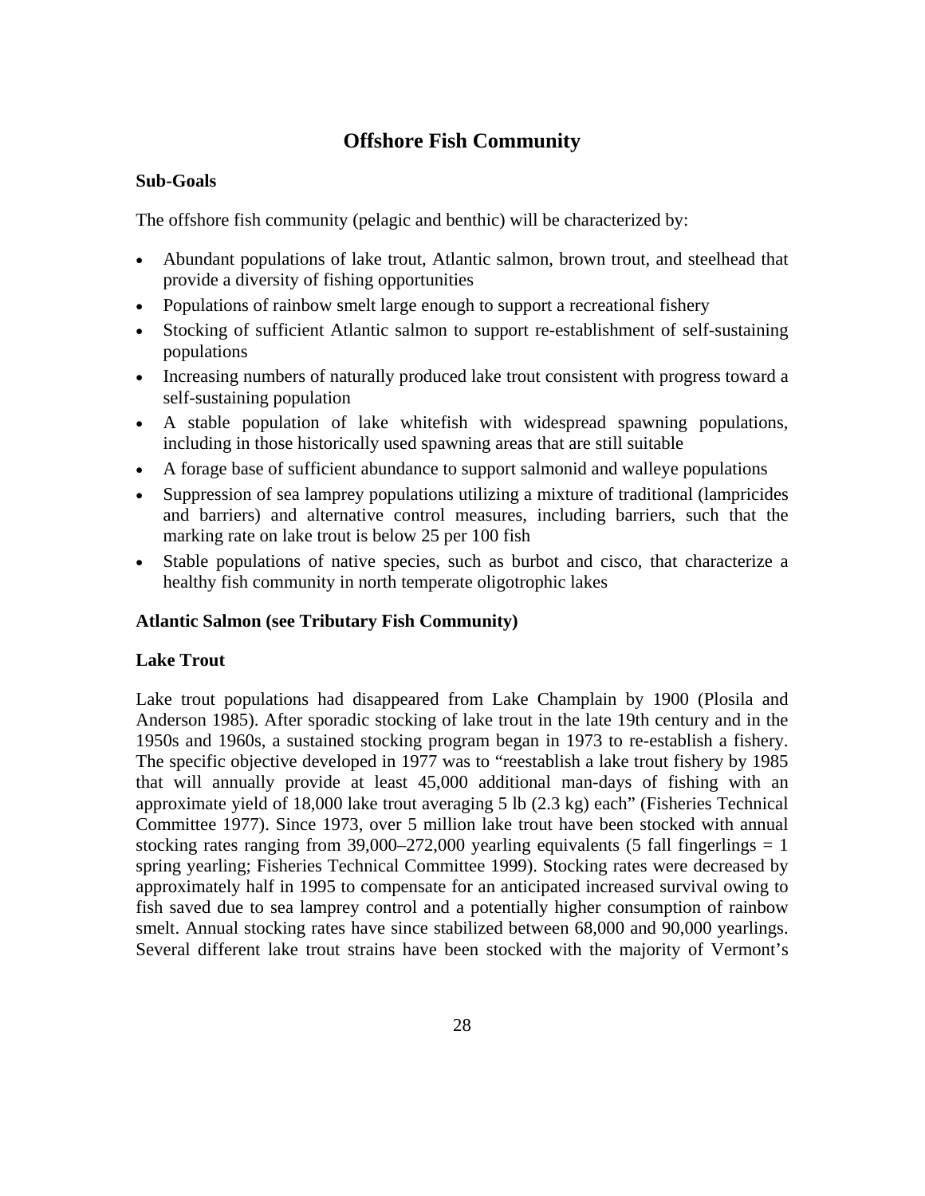# Offshore Fish Community

### Sub-Goals

The offshore fish community (pelagic and benthic) will be characterized by:

- Abundant populations of lake trout, Atlantic salmon, brown trout, and steelhead that provide a diversity of fishing opportunities
- Populations of rainbow smelt large enough to support a recreational fishery
- Stocking of sufficient Atlantic salmon to support re-establishment of self-sustaining populations
- Increasing numbers of naturally produced lake trout consistent with progress toward a self-sustaining population
- A stable population of lake whitefish with widespread spawning populations, including in those historically used spawning areas that are still suitable
- A forage base of sufficient abundance to support salmonid and walleye populations
- Suppression of sea lamprey populations utilizing a mixture of traditional (lampricides and barriers) and alternative control measures, including barriers, such that the marking rate on lake trout is below 25 per 100 fish
- Stable populations of native species, such as burbot and cisco, that characterize a healthy fish community in north temperate oligotrophic lakes

### Atlantic Salmon (see Tributary Fish Community)

### Lake Trout

Lake trout populations had disappeared from Lake Champlain by 1900 (Plosila and Anderson 1985). After sporadic stocking of lake trout in the late 19th century and in the 1950s and 1960s, a sustained stocking program began in 1973 to re-establish a fishery. The specific objective developed in 1977 was to "reestablish a lake trout fishery by 1985 that will annually provide at least 45,000 additional man-days of fishing with an approximate yield of 18,000 lake trout averaging 5 lb (2.3 kg) each" (Fisheries Technical Committee 1977). Since 1973, over 5 million lake trout have been stocked with annual stocking rates ranging from 39,000–272,000 yearling equivalents (5 fall fingerlings = 1 spring yearling; Fisheries Technical Committee 1999). Stocking rates were decreased by approximately half in 1995 to compensate for an anticipated increased survival owing to fish saved due to sea lamprey control and a potentially higher consumption of rainbow smelt. Annual stocking rates have since stabilized between 68,000 and 90,000 yearlings. Several different lake trout strains have been stocked with the majority of Vermont's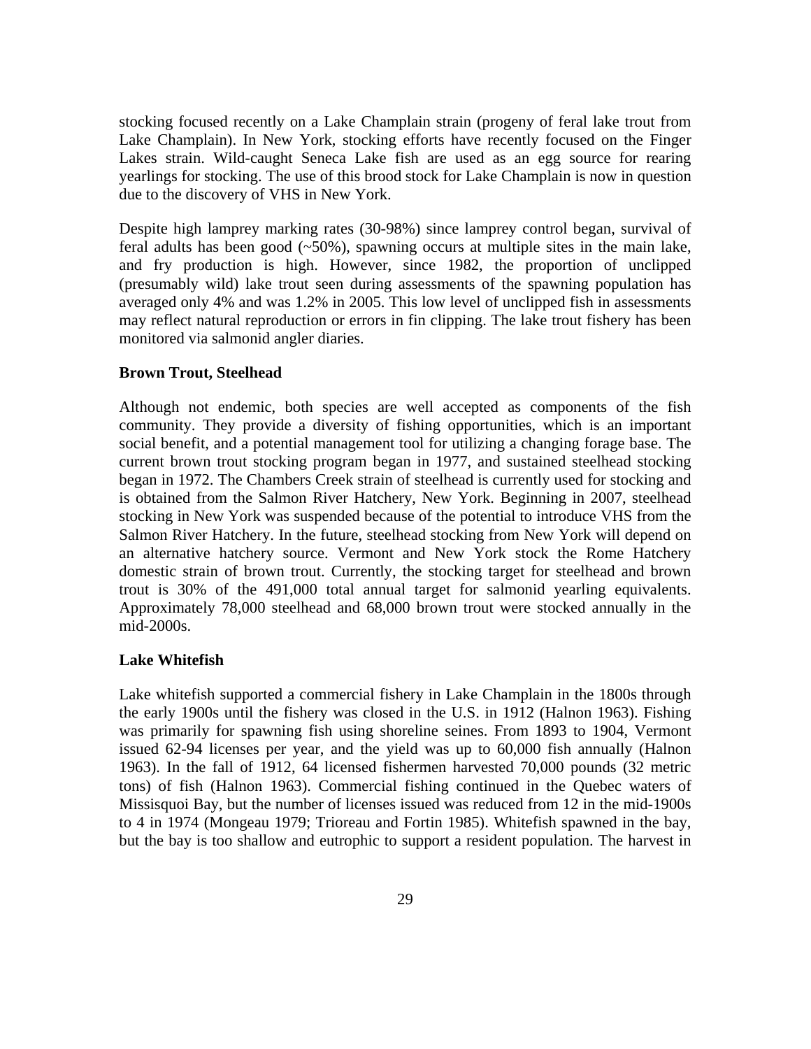stocking focused recently on a Lake Champlain strain (progeny of feral lake trout from Lake Champlain). In New York, stocking efforts have recently focused on the Finger Lakes strain. Wild-caught Seneca Lake fish are used as an egg source for rearing yearlings for stocking. The use of this brood stock for Lake Champlain is now in question due to the discovery of VHS in New York.

Despite high lamprey marking rates (30-98%) since lamprey control began, survival of feral adults has been good (~50%), spawning occurs at multiple sites in the main lake, and fry production is high. However, since 1982, the proportion of unclipped (presumably wild) lake trout seen during assessments of the spawning population has averaged only 4% and was 1.2% in 2005. This low level of unclipped fish in assessments may reflect natural reproduction or errors in fin clipping. The lake trout fishery has been monitored via salmonid angler diaries.

### Brown Trout, Steelhead

Although not endemic, both species are well accepted as components of the fish community. They provide a diversity of fishing opportunities, which is an important social benefit, and a potential management tool for utilizing a changing forage base. The current brown trout stocking program began in 1977, and sustained steelhead stocking began in 1972. The Chambers Creek strain of steelhead is currently used for stocking and is obtained from the Salmon River Hatchery, New York. Beginning in 2007, steelhead stocking in New York was suspended because of the potential to introduce VHS from the Salmon River Hatchery. In the future, steelhead stocking from New York will depend on an alternative hatchery source. Vermont and New York stock the Rome Hatchery domestic strain of brown trout. Currently, the stocking target for steelhead and brown trout is 30% of the 491,000 total annual target for salmonid yearling equivalents. Approximately 78,000 steelhead and 68,000 brown trout were stocked annually in the mid-2000s.

### Lake Whitefish

Lake whitefish supported a commercial fishery in Lake Champlain in the 1800s through the early 1900s until the fishery was closed in the U.S. in 1912 (Halnon 1963). Fishing was primarily for spawning fish using shoreline seines. From 1893 to 1904, Vermont issued 62-94 licenses per year, and the yield was up to 60,000 fish annually (Halnon 1963). In the fall of 1912, 64 licensed fishermen harvested 70,000 pounds (32 metric tons) of fish (Halnon 1963). Commercial fishing continued in the Quebec waters of Missisquoi Bay, but the number of licenses issued was reduced from 12 in the mid-1900s to 4 in 1974 (Mongeau 1979; Trioreau and Fortin 1985). Whitefish spawned in the bay, but the bay is too shallow and eutrophic to support a resident population. The harvest in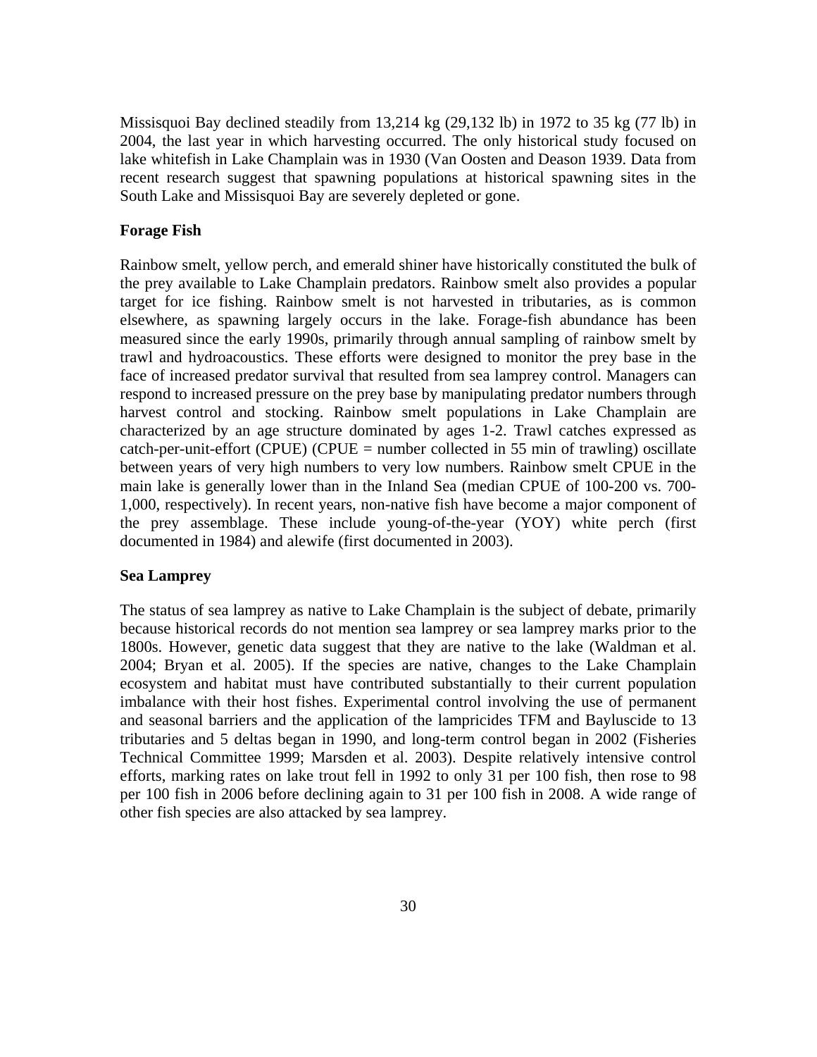Missisquoi Bay declined steadily from 13,214 kg (29,132 lb) in 1972 to 35 kg (77 lb) in 2004, the last year in which harvesting occurred. The only historical study focused on lake whitefish in Lake Champlain was in 1930 (Van Oosten and Deason 1939. Data from recent research suggest that spawning populations at historical spawning sites in the South Lake and Missisquoi Bay are severely depleted or gone.

**Forage Fish**

Rainbow smelt, yellow perch, and emerald shiner have historically constituted the bulk of the prey available to Lake Champlain predators. Rainbow smelt also provides a popular target for ice fishing. Rainbow smelt is not harvested in tributaries, as is common elsewhere, as spawning largely occurs in the lake. Forage-fish abundance has been measured since the early 1990s, primarily through annual sampling of rainbow smelt by trawl and hydroacoustics. These efforts were designed to monitor the prey base in the face of increased predator survival that resulted from sea lamprey control. Managers can respond to increased pressure on the prey base by manipulating predator numbers through harvest control and stocking. Rainbow smelt populations in Lake Champlain are characterized by an age structure dominated by ages 1-2. Trawl catches expressed as catch-per-unit-effort (CPUE) (CPUE = number collected in 55 min of trawling) oscillate between years of very high numbers to very low numbers. Rainbow smelt CPUE in the main lake is generally lower than in the Inland Sea (median CPUE of 100-200 vs. 700-1,000, respectively). In recent years, non-native fish have become a major component of the prey assemblage. These include young-of-the-year (YOY) white perch (first documented in 1984) and alewife (first documented in 2003).

**Sea Lamprey**

The status of sea lamprey as native to Lake Champlain is the subject of debate, primarily because historical records do not mention sea lamprey or sea lamprey marks prior to the 1800s. However, genetic data suggest that they are native to the lake (Waldman et al. 2004; Bryan et al. 2005). If the species are native, changes to the Lake Champlain ecosystem and habitat must have contributed substantially to their current population imbalance with their host fishes. Experimental control involving the use of permanent and seasonal barriers and the application of the lampricides TFM and Bayluscide to 13 tributaries and 5 deltas began in 1990, and long-term control began in 2002 (Fisheries Technical Committee 1999; Marsden et al. 2003). Despite relatively intensive control efforts, marking rates on lake trout fell in 1992 to only 31 per 100 fish, then rose to 98 per 100 fish in 2006 before declining again to 31 per 100 fish in 2008. A wide range of other fish species are also attacked by sea lamprey.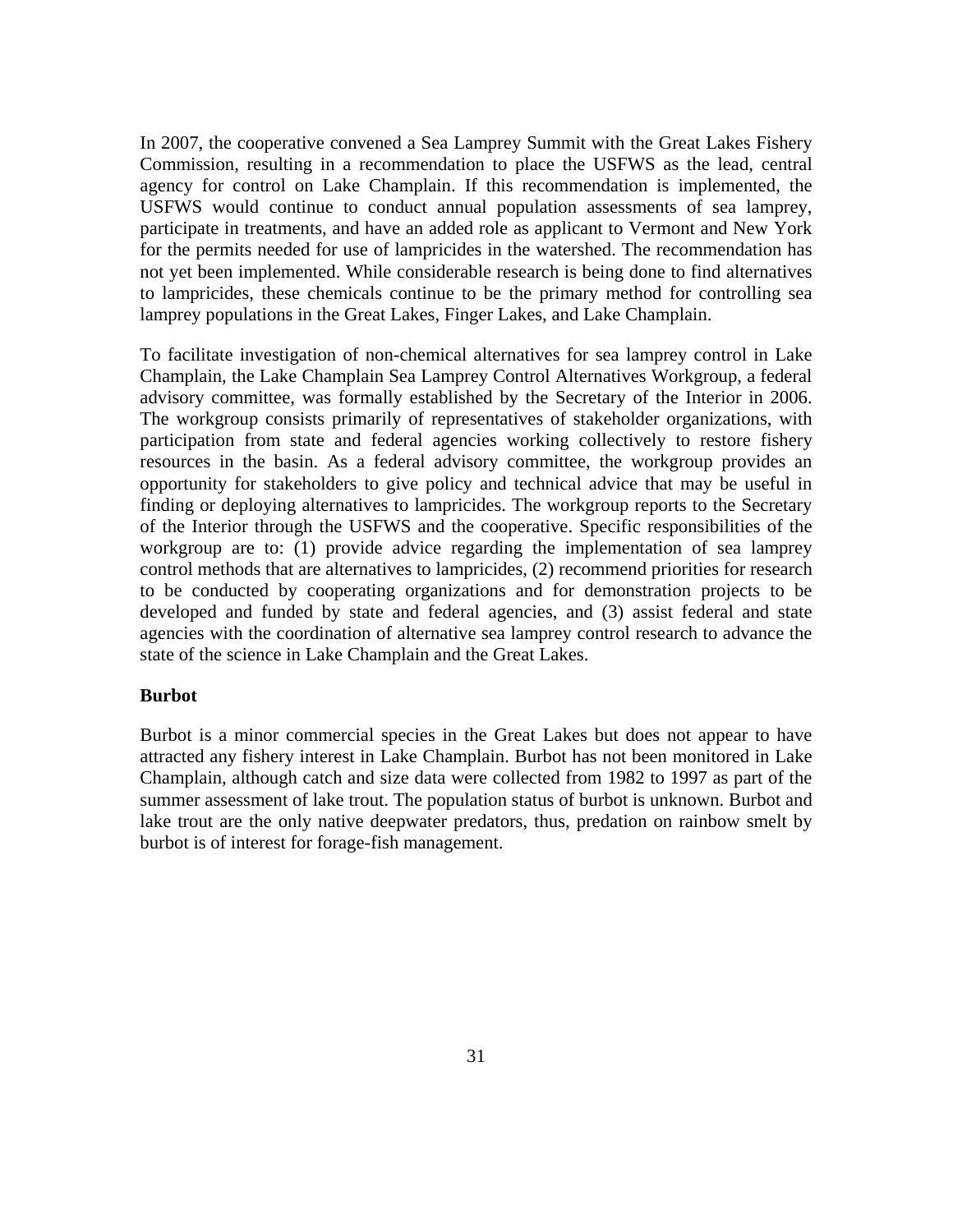In 2007, the cooperative convened a Sea Lamprey Summit with the Great Lakes Fishery Commission, resulting in a recommendation to place the USFWS as the lead, central agency for control on Lake Champlain. If this recommendation is implemented, the USFWS would continue to conduct annual population assessments of sea lamprey, participate in treatments, and have an added role as applicant to Vermont and New York for the permits needed for use of lampricides in the watershed. The recommendation has not yet been implemented. While considerable research is being done to find alternatives to lampricides, these chemicals continue to be the primary method for controlling sea lamprey populations in the Great Lakes, Finger Lakes, and Lake Champlain.

To facilitate investigation of non-chemical alternatives for sea lamprey control in Lake Champlain, the Lake Champlain Sea Lamprey Control Alternatives Workgroup, a federal advisory committee, was formally established by the Secretary of the Interior in 2006. The workgroup consists primarily of representatives of stakeholder organizations, with participation from state and federal agencies working collectively to restore fishery resources in the basin. As a federal advisory committee, the workgroup provides an opportunity for stakeholders to give policy and technical advice that may be useful in finding or deploying alternatives to lampricides. The workgroup reports to the Secretary of the Interior through the USFWS and the cooperative. Specific responsibilities of the workgroup are to: (1) provide advice regarding the implementation of sea lamprey control methods that are alternatives to lampricides, (2) recommend priorities for research to be conducted by cooperating organizations and for demonstration projects to be developed and funded by state and federal agencies, and (3) assist federal and state agencies with the coordination of alternative sea lamprey control research to advance the state of the science in Lake Champlain and the Great Lakes.

**Burbot**

Burbot is a minor commercial species in the Great Lakes but does not appear to have attracted any fishery interest in Lake Champlain. Burbot has not been monitored in Lake Champlain, although catch and size data were collected from 1982 to 1997 as part of the summer assessment of lake trout. The population status of burbot is unknown. Burbot and lake trout are the only native deepwater predators, thus, predation on rainbow smelt by burbot is of interest for forage-fish management.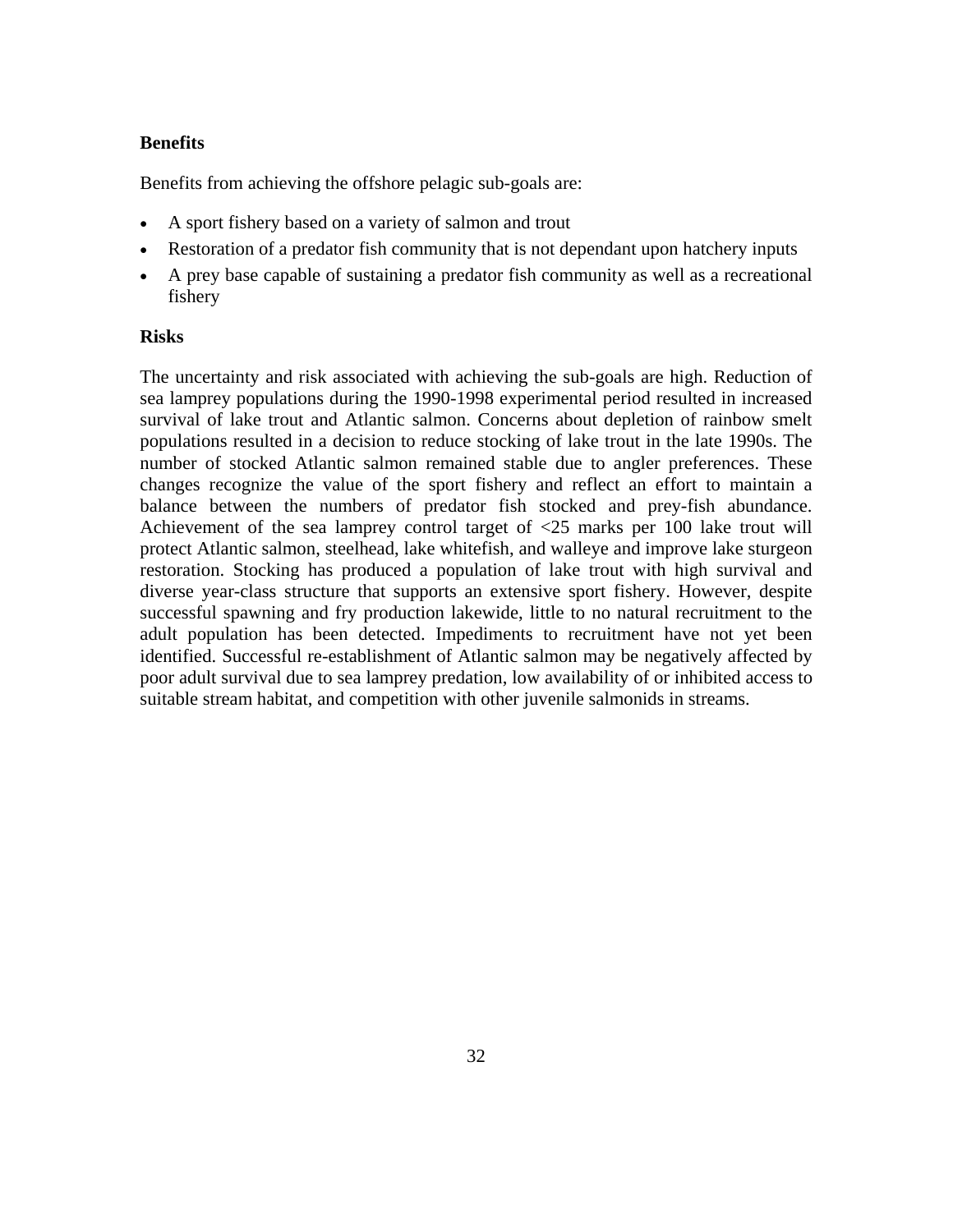**Benefits**

Benefits from achieving the offshore pelagic sub-goals are:

- A sport fishery based on a variety of salmon and trout
- Restoration of a predator fish community that is not dependant upon hatchery inputs
- A prey base capable of sustaining a predator fish community as well as a recreational fishery

**Risks**

The uncertainty and risk associated with achieving the sub-goals are high. Reduction of sea lamprey populations during the 1990-1998 experimental period resulted in increased survival of lake trout and Atlantic salmon. Concerns about depletion of rainbow smelt populations resulted in a decision to reduce stocking of lake trout in the late 1990s. The number of stocked Atlantic salmon remained stable due to angler preferences. These changes recognize the value of the sport fishery and reflect an effort to maintain a balance between the numbers of predator fish stocked and prey-fish abundance. Achievement of the sea lamprey control target of <25 marks per 100 lake trout will protect Atlantic salmon, steelhead, lake whitefish, and walleye and improve lake sturgeon restoration. Stocking has produced a population of lake trout with high survival and diverse year-class structure that supports an extensive sport fishery. However, despite successful spawning and fry production lakewide, little to no natural recruitment to the adult population has been detected. Impediments to recruitment have not yet been identified. Successful re-establishment of Atlantic salmon may be negatively affected by poor adult survival due to sea lamprey predation, low availability of or inhibited access to suitable stream habitat, and competition with other juvenile salmonids in streams.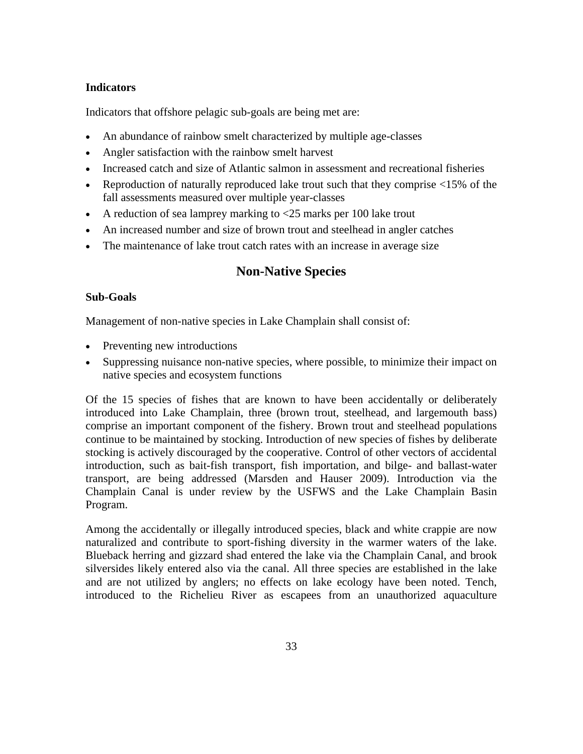**Indicators**

Indicators that offshore pelagic sub-goals are being met are:

- An abundance of rainbow smelt characterized by multiple age-classes
- Angler satisfaction with the rainbow smelt harvest
- Increased catch and size of Atlantic salmon in assessment and recreational fisheries
- Reproduction of naturally reproduced lake trout such that they comprise <15% of the fall assessments measured over multiple year-classes
- A reduction of sea lamprey marking to <25 marks per 100 lake trout
- An increased number and size of brown trout and steelhead in angler catches
- The maintenance of lake trout catch rates with an increase in average size

## Non-Native Species

**Sub-Goals**

Management of non-native species in Lake Champlain shall consist of:

- Preventing new introductions
- Suppressing nuisance non-native species, where possible, to minimize their impact on native species and ecosystem functions

Of the 15 species of fishes that are known to have been accidentally or deliberately introduced into Lake Champlain, three (brown trout, steelhead, and largemouth bass) comprise an important component of the fishery. Brown trout and steelhead populations continue to be maintained by stocking. Introduction of new species of fishes by deliberate stocking is actively discouraged by the cooperative. Control of other vectors of accidental introduction, such as bait-fish transport, fish importation, and bilge- and ballast-water transport, are being addressed (Marsden and Hauser 2009). Introduction via the Champlain Canal is under review by the USFWS and the Lake Champlain Basin Program.

Among the accidentally or illegally introduced species, black and white crappie are now naturalized and contribute to sport-fishing diversity in the warmer waters of the lake. Blueback herring and gizzard shad entered the lake via the Champlain Canal, and brook silversides likely entered also via the canal. All three species are established in the lake and are not utilized by anglers; no effects on lake ecology have been noted. Tench, introduced to the Richelieu River as escapees from an unauthorized aquaculture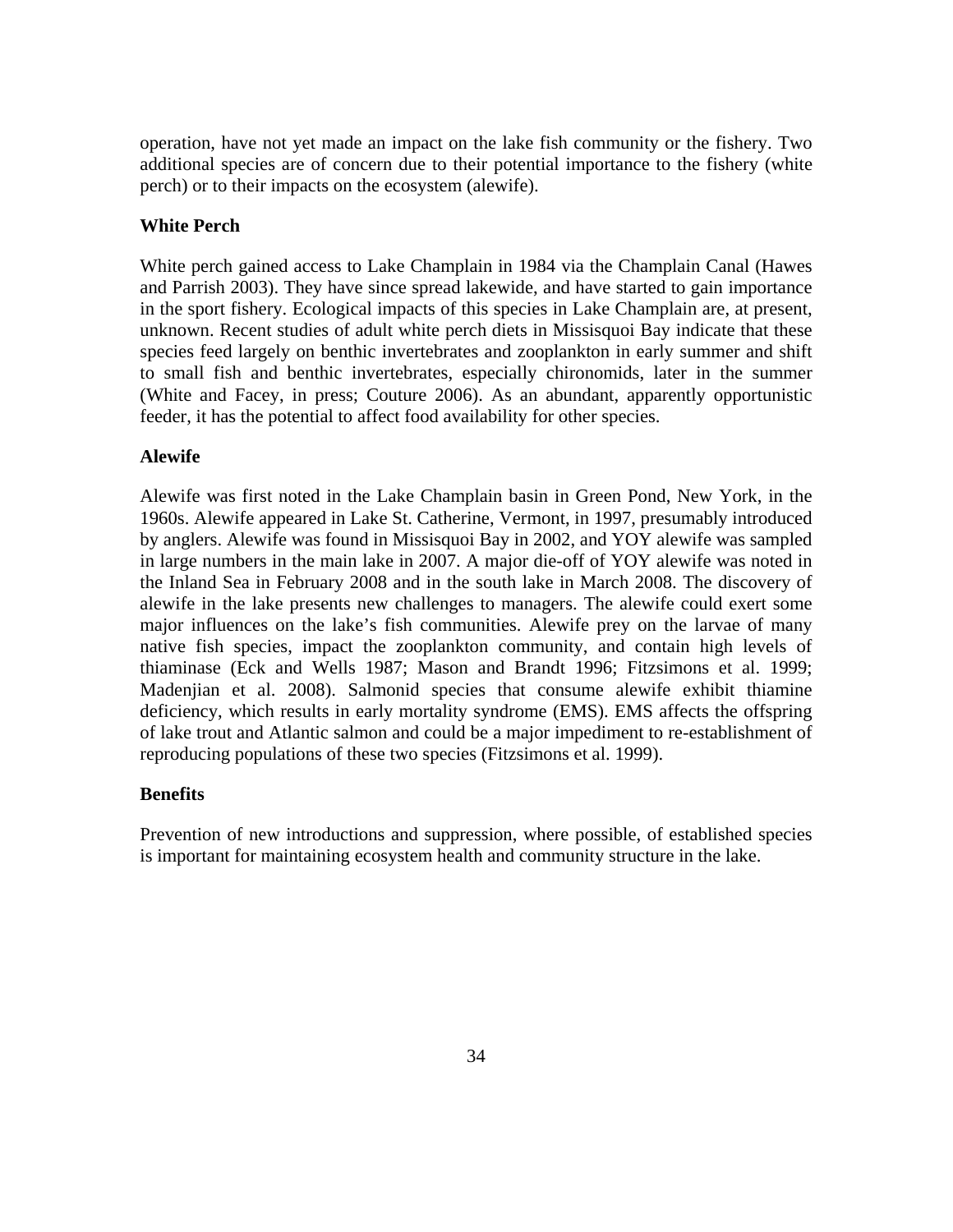operation, have not yet made an impact on the lake fish community or the fishery. Two additional species are of concern due to their potential importance to the fishery (white perch) or to their impacts on the ecosystem (alewife).

**White Perch**

White perch gained access to Lake Champlain in 1984 via the Champlain Canal (Hawes and Parrish 2003). They have since spread lakewide, and have started to gain importance in the sport fishery. Ecological impacts of this species in Lake Champlain are, at present, unknown. Recent studies of adult white perch diets in Missisquoi Bay indicate that these species feed largely on benthic invertebrates and zooplankton in early summer and shift to small fish and benthic invertebrates, especially chironomids, later in the summer (White and Facey, in press; Couture 2006). As an abundant, apparently opportunistic feeder, it has the potential to affect food availability for other species.

**Alewife**

Alewife was first noted in the Lake Champlain basin in Green Pond, New York, in the 1960s. Alewife appeared in Lake St. Catherine, Vermont, in 1997, presumably introduced by anglers. Alewife was found in Missisquoi Bay in 2002, and YOY alewife was sampled in large numbers in the main lake in 2007. A major die-off of YOY alewife was noted in the Inland Sea in February 2008 and in the south lake in March 2008. The discovery of alewife in the lake presents new challenges to managers. The alewife could exert some major influences on the lake's fish communities. Alewife prey on the larvae of many native fish species, impact the zooplankton community, and contain high levels of thiaminase (Eck and Wells 1987; Mason and Brandt 1996; Fitzsimons et al. 1999; Madenjian et al. 2008). Salmonid species that consume alewife exhibit thiamine deficiency, which results in early mortality syndrome (EMS). EMS affects the offspring of lake trout and Atlantic salmon and could be a major impediment to re-establishment of reproducing populations of these two species (Fitzsimons et al. 1999).

**Benefits**

Prevention of new introductions and suppression, where possible, of established species is important for maintaining ecosystem health and community structure in the lake.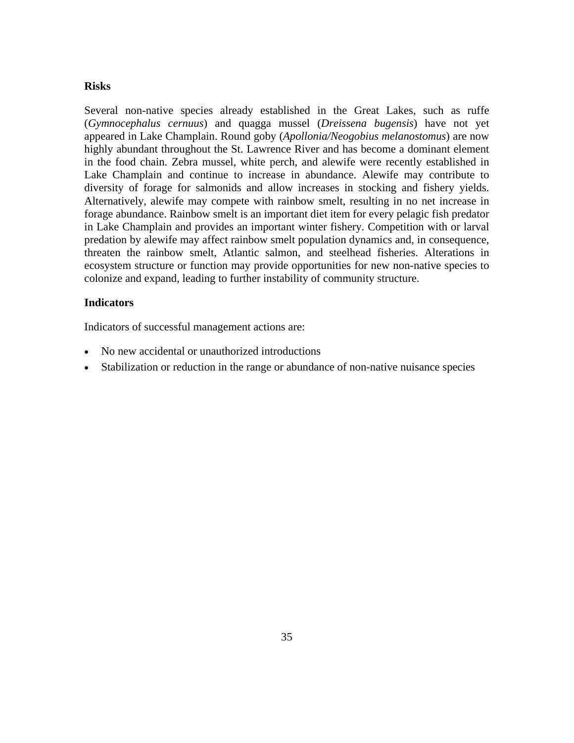**Risks**

Several non-native species already established in the Great Lakes, such as ruffe (*Gymnocephalus cernuus*) and quagga mussel (*Dreissena bugensis*) have not yet appeared in Lake Champlain. Round goby (*Apollonia/Neogobius melanostomus*) are now highly abundant throughout the St. Lawrence River and has become a dominant element in the food chain. Zebra mussel, white perch, and alewife were recently established in Lake Champlain and continue to increase in abundance. Alewife may contribute to diversity of forage for salmonids and allow increases in stocking and fishery yields. Alternatively, alewife may compete with rainbow smelt, resulting in no net increase in forage abundance. Rainbow smelt is an important diet item for every pelagic fish predator in Lake Champlain and provides an important winter fishery. Competition with or larval predation by alewife may affect rainbow smelt population dynamics and, in consequence, threaten the rainbow smelt, Atlantic salmon, and steelhead fisheries. Alterations in ecosystem structure or function may provide opportunities for new non-native species to colonize and expand, leading to further instability of community structure.

**Indicators**

Indicators of successful management actions are:

- No new accidental or unauthorized introductions
- Stabilization or reduction in the range or abundance of non-native nuisance species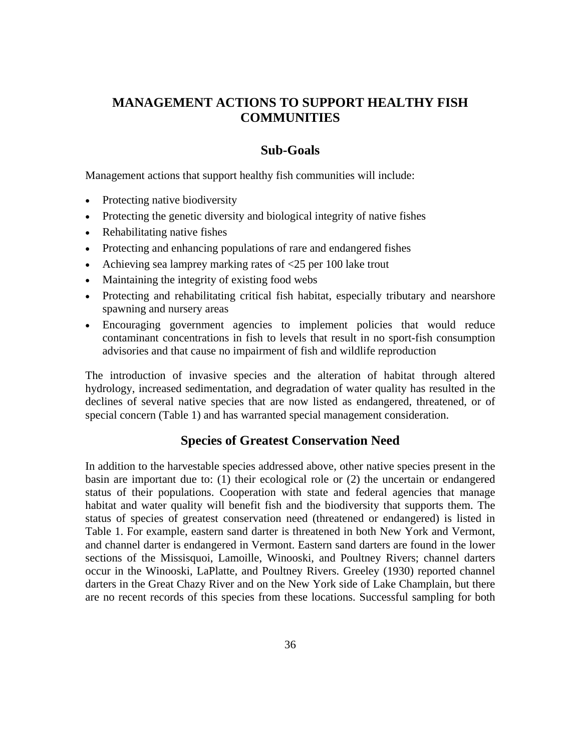# MANAGEMENT ACTIONS TO SUPPORT HEALTHY FISH COMMUNITIES

## Sub-Goals

Management actions that support healthy fish communities will include:

- Protecting native biodiversity
- Protecting the genetic diversity and biological integrity of native fishes
- Rehabilitating native fishes
- Protecting and enhancing populations of rare and endangered fishes
- Achieving sea lamprey marking rates of <25 per 100 lake trout
- Maintaining the integrity of existing food webs
- Protecting and rehabilitating critical fish habitat, especially tributary and nearshore spawning and nursery areas
- Encouraging government agencies to implement policies that would reduce contaminant concentrations in fish to levels that result in no sport-fish consumption advisories and that cause no impairment of fish and wildlife reproduction

The introduction of invasive species and the alteration of habitat through altered hydrology, increased sedimentation, and degradation of water quality has resulted in the declines of several native species that are now listed as endangered, threatened, or of special concern (Table 1) and has warranted special management consideration.

## Species of Greatest Conservation Need

In addition to the harvestable species addressed above, other native species present in the basin are important due to: (1) their ecological role or (2) the uncertain or endangered status of their populations. Cooperation with state and federal agencies that manage habitat and water quality will benefit fish and the biodiversity that supports them. The status of species of greatest conservation need (threatened or endangered) is listed in Table 1. For example, eastern sand darter is threatened in both New York and Vermont, and channel darter is endangered in Vermont. Eastern sand darters are found in the lower sections of the Missisquoi, Lamoille, Winooski, and Poultney Rivers; channel darters occur in the Winooski, LaPlatte, and Poultney Rivers. Greeley (1930) reported channel darters in the Great Chazy River and on the New York side of Lake Champlain, but there are no recent records of this species from these locations. Successful sampling for both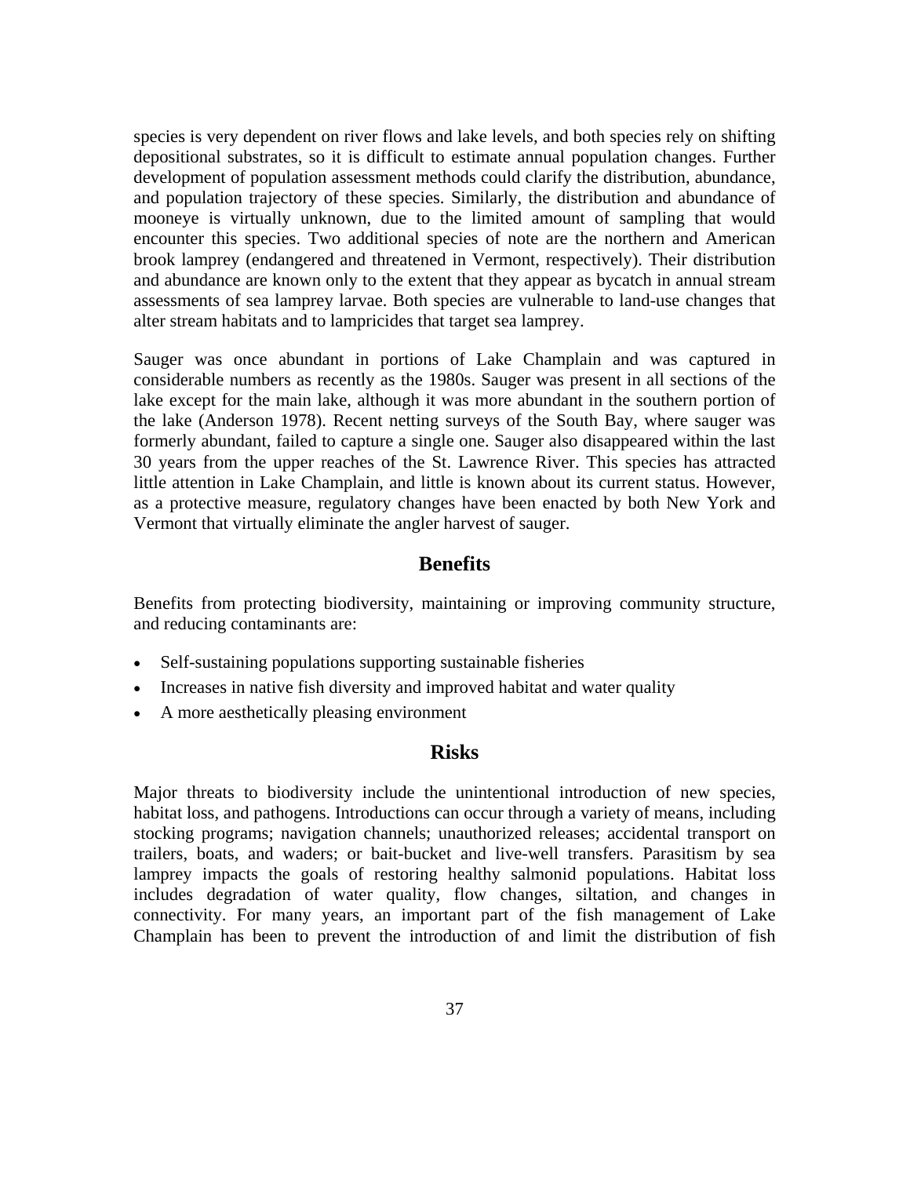species is very dependent on river flows and lake levels, and both species rely on shifting depositional substrates, so it is difficult to estimate annual population changes. Further development of population assessment methods could clarify the distribution, abundance, and population trajectory of these species. Similarly, the distribution and abundance of mooneye is virtually unknown, due to the limited amount of sampling that would encounter this species. Two additional species of note are the northern and American brook lamprey (endangered and threatened in Vermont, respectively). Their distribution and abundance are known only to the extent that they appear as bycatch in annual stream assessments of sea lamprey larvae. Both species are vulnerable to land-use changes that alter stream habitats and to lampricides that target sea lamprey.

Sauger was once abundant in portions of Lake Champlain and was captured in considerable numbers as recently as the 1980s. Sauger was present in all sections of the lake except for the main lake, although it was more abundant in the southern portion of the lake (Anderson 1978). Recent netting surveys of the South Bay, where sauger was formerly abundant, failed to capture a single one. Sauger also disappeared within the last 30 years from the upper reaches of the St. Lawrence River. This species has attracted little attention in Lake Champlain, and little is known about its current status. However, as a protective measure, regulatory changes have been enacted by both New York and Vermont that virtually eliminate the angler harvest of sauger.

## Benefits

Benefits from protecting biodiversity, maintaining or improving community structure, and reducing contaminants are:

- Self-sustaining populations supporting sustainable fisheries
- Increases in native fish diversity and improved habitat and water quality
- A more aesthetically pleasing environment

## Risks

Major threats to biodiversity include the unintentional introduction of new species, habitat loss, and pathogens. Introductions can occur through a variety of means, including stocking programs; navigation channels; unauthorized releases; accidental transport on trailers, boats, and waders; or bait-bucket and live-well transfers. Parasitism by sea lamprey impacts the goals of restoring healthy salmonid populations. Habitat loss includes degradation of water quality, flow changes, siltation, and changes in connectivity. For many years, an important part of the fish management of Lake Champlain has been to prevent the introduction of and limit the distribution of fish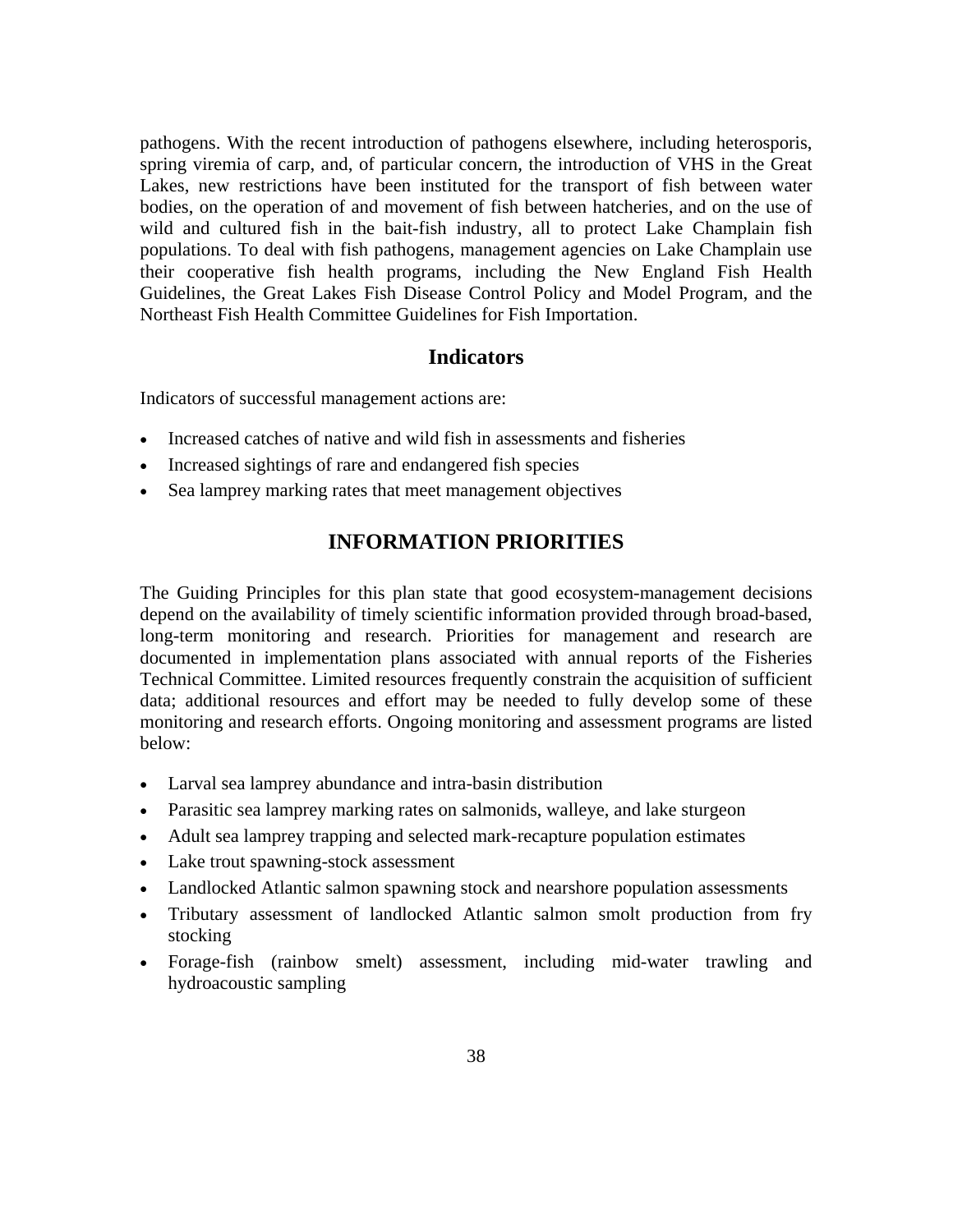pathogens. With the recent introduction of pathogens elsewhere, including heterosporis, spring viremia of carp, and, of particular concern, the introduction of VHS in the Great Lakes, new restrictions have been instituted for the transport of fish between water bodies, on the operation of and movement of fish between hatcheries, and on the use of wild and cultured fish in the bait-fish industry, all to protect Lake Champlain fish populations. To deal with fish pathogens, management agencies on Lake Champlain use their cooperative fish health programs, including the New England Fish Health Guidelines, the Great Lakes Fish Disease Control Policy and Model Program, and the Northeast Fish Health Committee Guidelines for Fish Importation.

### Indicators

Indicators of successful management actions are:

- Increased catches of native and wild fish in assessments and fisheries
- Increased sightings of rare and endangered fish species
- Sea lamprey marking rates that meet management objectives

## INFORMATION PRIORITIES

The Guiding Principles for this plan state that good ecosystem-management decisions depend on the availability of timely scientific information provided through broad-based, long-term monitoring and research. Priorities for management and research are documented in implementation plans associated with annual reports of the Fisheries Technical Committee. Limited resources frequently constrain the acquisition of sufficient data; additional resources and effort may be needed to fully develop some of these monitoring and research efforts. Ongoing monitoring and assessment programs are listed below:

- Larval sea lamprey abundance and intra-basin distribution
- Parasitic sea lamprey marking rates on salmonids, walleye, and lake sturgeon
- Adult sea lamprey trapping and selected mark-recapture population estimates
- Lake trout spawning-stock assessment
- Landlocked Atlantic salmon spawning stock and nearshore population assessments
- Tributary assessment of landlocked Atlantic salmon smolt production from fry stocking
- Forage-fish (rainbow smelt) assessment, including mid-water trawling and hydroacoustic sampling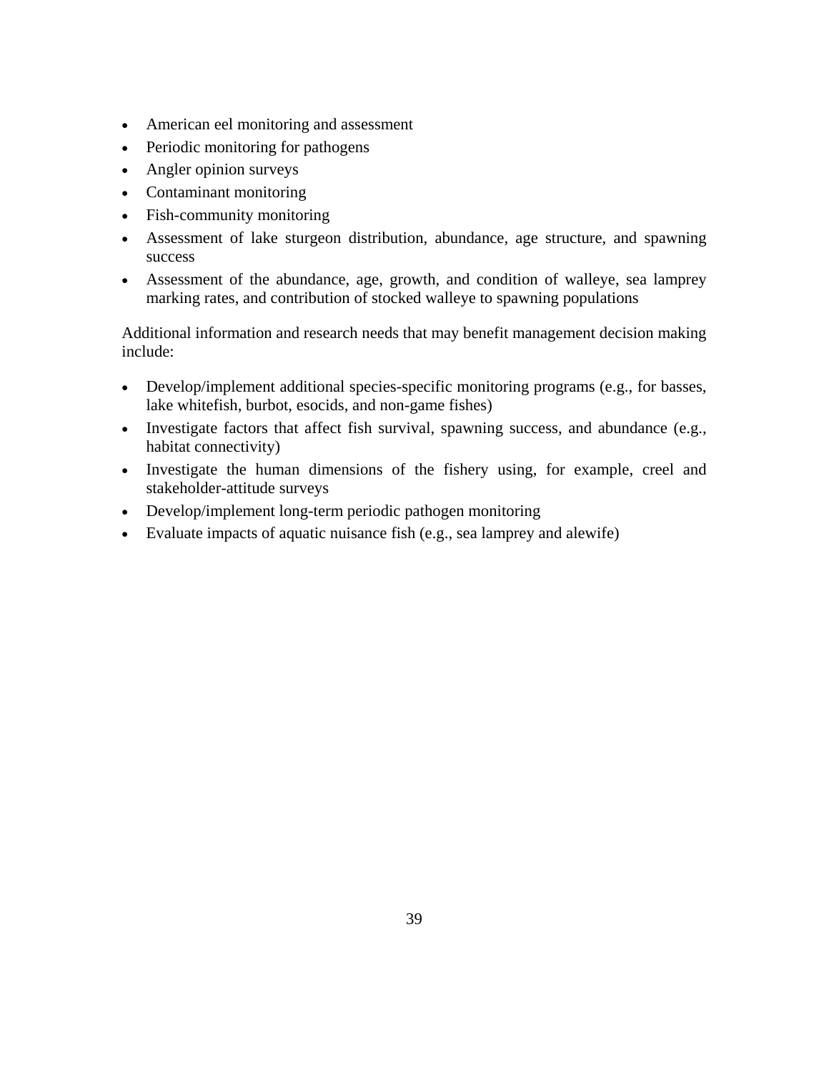- American eel monitoring and assessment
- Periodic monitoring for pathogens
- Angler opinion surveys
- Contaminant monitoring
- Fish-community monitoring
- Assessment of lake sturgeon distribution, abundance, age structure, and spawning success
- Assessment of the abundance, age, growth, and condition of walleye, sea lamprey marking rates, and contribution of stocked walleye to spawning populations

Additional information and research needs that may benefit management decision making include:

- Develop/implement additional species-specific monitoring programs (e.g., for basses, lake whitefish, burbot, esocids, and non-game fishes)
- Investigate factors that affect fish survival, spawning success, and abundance (e.g., habitat connectivity)
- Investigate the human dimensions of the fishery using, for example, creel and stakeholder-attitude surveys
- Develop/implement long-term periodic pathogen monitoring
- Evaluate impacts of aquatic nuisance fish (e.g., sea lamprey and alewife)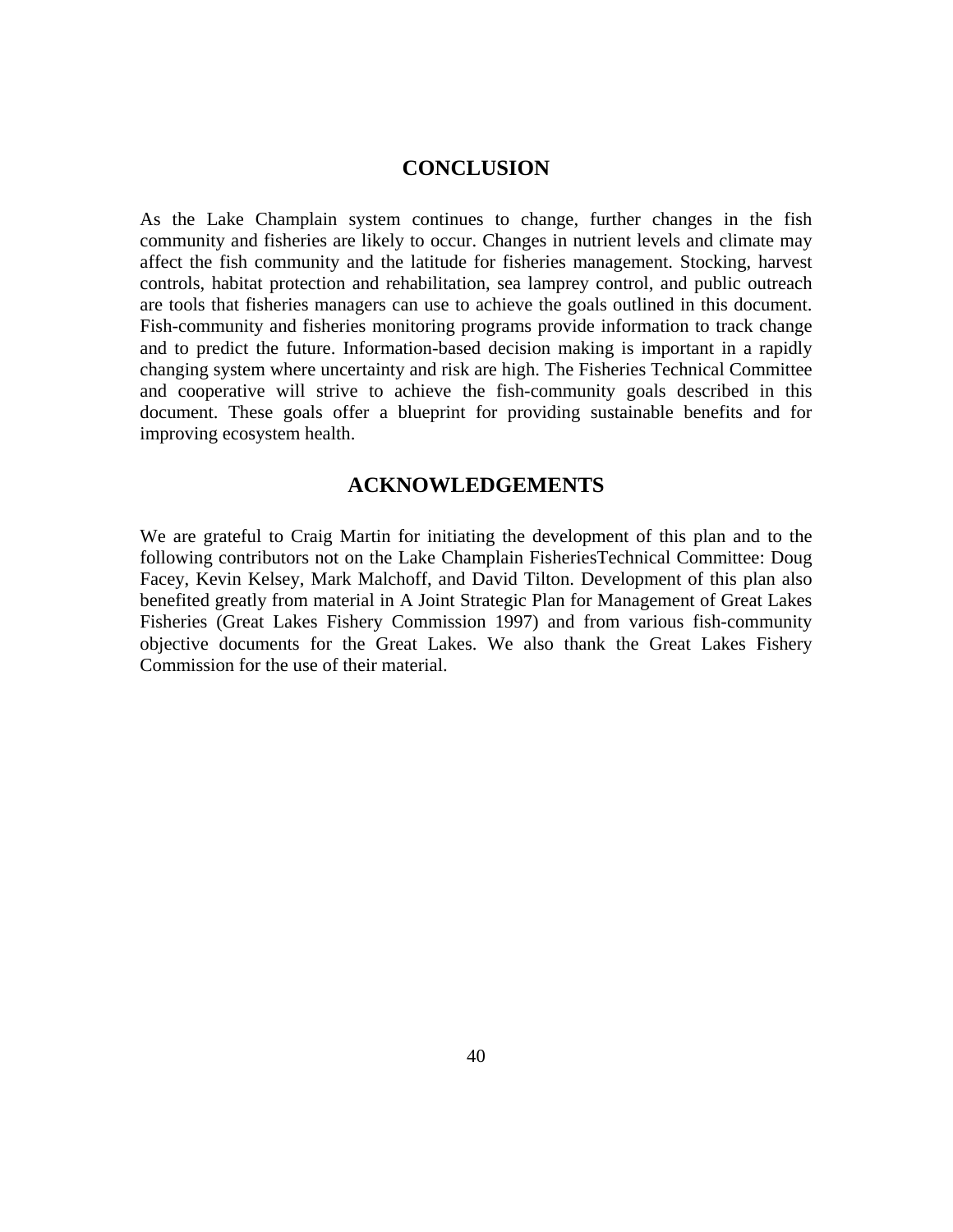## CONCLUSION

As the Lake Champlain system continues to change, further changes in the fish community and fisheries are likely to occur. Changes in nutrient levels and climate may affect the fish community and the latitude for fisheries management. Stocking, harvest controls, habitat protection and rehabilitation, sea lamprey control, and public outreach are tools that fisheries managers can use to achieve the goals outlined in this document. Fish-community and fisheries monitoring programs provide information to track change and to predict the future. Information-based decision making is important in a rapidly changing system where uncertainty and risk are high. The Fisheries Technical Committee and cooperative will strive to achieve the fish-community goals described in this document. These goals offer a blueprint for providing sustainable benefits and for improving ecosystem health.

## ACKNOWLEDGEMENTS

We are grateful to Craig Martin for initiating the development of this plan and to the following contributors not on the Lake Champlain FisheriesTechnical Committee: Doug Facey, Kevin Kelsey, Mark Malchoff, and David Tilton. Development of this plan also benefited greatly from material in A Joint Strategic Plan for Management of Great Lakes Fisheries (Great Lakes Fishery Commission 1997) and from various fish-community objective documents for the Great Lakes. We also thank the Great Lakes Fishery Commission for the use of their material.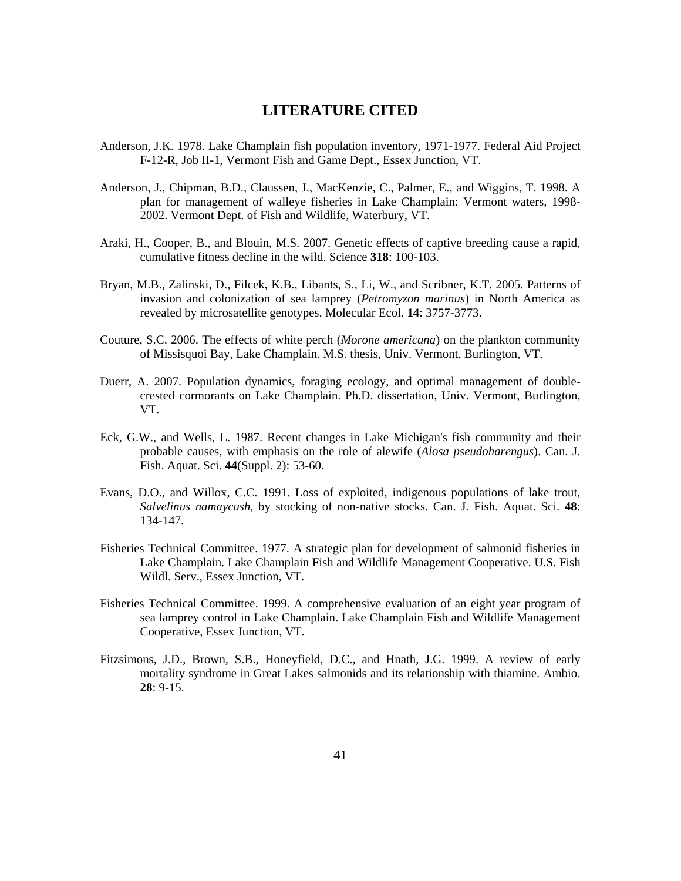# LITERATURE CITED

Anderson, J.K. 1978. Lake Champlain fish population inventory, 1971-1977. Federal Aid Project F-12-R, Job II-1, Vermont Fish and Game Dept., Essex Junction, VT.

Anderson, J., Chipman, B.D., Claussen, J., MacKenzie, C., Palmer, E., and Wiggins, T. 1998. A plan for management of walleye fisheries in Lake Champlain: Vermont waters, 1998-2002. Vermont Dept. of Fish and Wildlife, Waterbury, VT.

Araki, H., Cooper, B., and Blouin, M.S. 2007. Genetic effects of captive breeding cause a rapid, cumulative fitness decline in the wild. Science **318**: 100-103.

Bryan, M.B., Zalinski, D., Filcek, K.B., Libants, S., Li, W., and Scribner, K.T. 2005. Patterns of invasion and colonization of sea lamprey (*Petromyzon marinus*) in North America as revealed by microsatellite genotypes. Molecular Ecol. **14**: 3757-3773.

Couture, S.C. 2006. The effects of white perch (*Morone americana*) on the plankton community of Missisquoi Bay, Lake Champlain. M.S. thesis, Univ. Vermont, Burlington, VT.

Duerr, A. 2007. Population dynamics, foraging ecology, and optimal management of double-crested cormorants on Lake Champlain. Ph.D. dissertation, Univ. Vermont, Burlington, VT.

Eck, G.W., and Wells, L. 1987. Recent changes in Lake Michigan's fish community and their probable causes, with emphasis on the role of alewife (*Alosa pseudoharengus*). Can. J. Fish. Aquat. Sci. **44**(Suppl. 2): 53-60.

Evans, D.O., and Willox, C.C. 1991. Loss of exploited, indigenous populations of lake trout, *Salvelinus namaycush*, by stocking of non-native stocks. Can. J. Fish. Aquat. Sci. **48**: 134-147.

Fisheries Technical Committee. 1977. A strategic plan for development of salmonid fisheries in Lake Champlain. Lake Champlain Fish and Wildlife Management Cooperative. U.S. Fish Wildl. Serv., Essex Junction, VT.

Fisheries Technical Committee. 1999. A comprehensive evaluation of an eight year program of sea lamprey control in Lake Champlain. Lake Champlain Fish and Wildlife Management Cooperative, Essex Junction, VT.

Fitzsimons, J.D., Brown, S.B., Honeyfield, D.C., and Hnath, J.G. 1999. A review of early mortality syndrome in Great Lakes salmonids and its relationship with thiamine. Ambio. **28**: 9-15.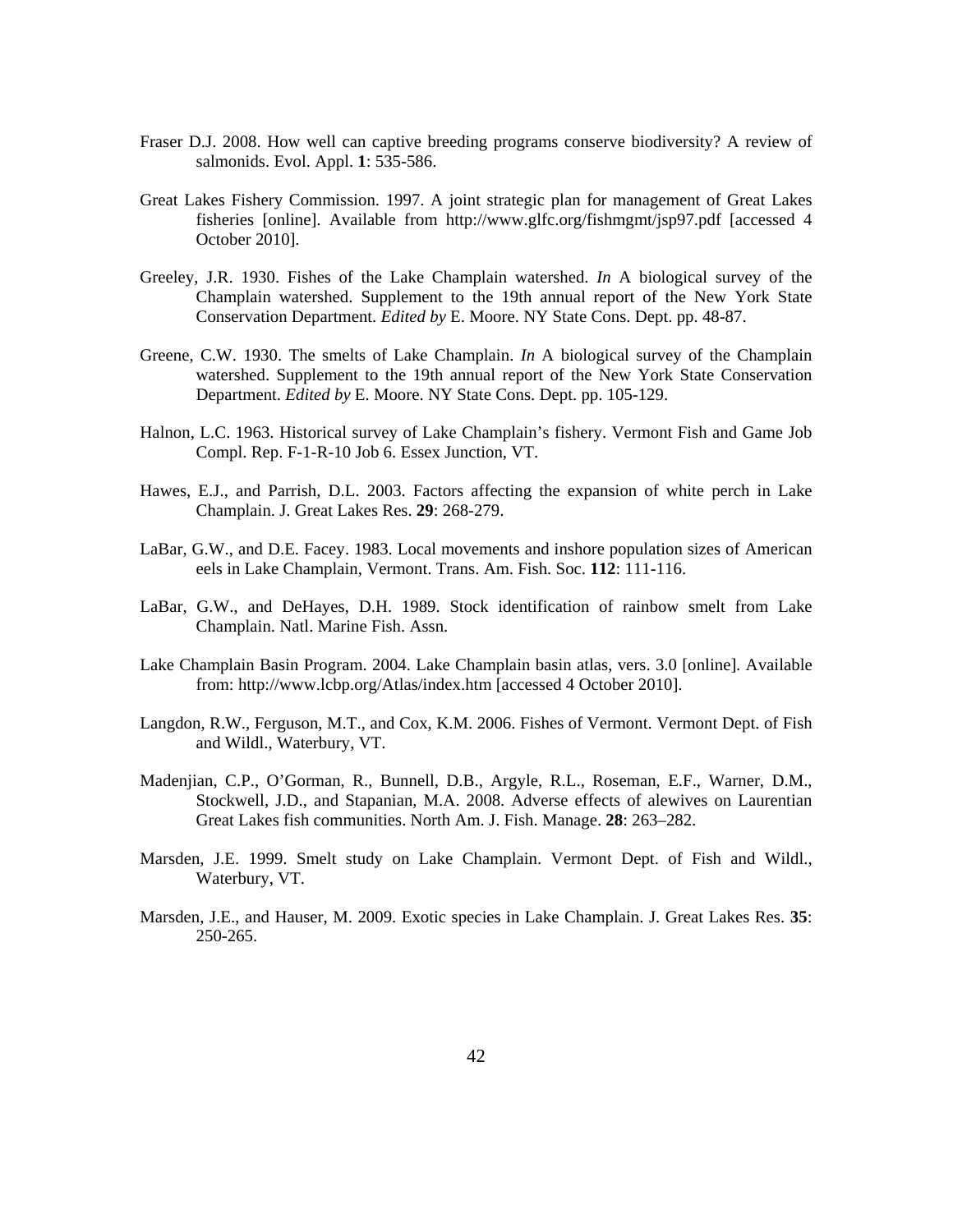Fraser D.J. 2008. How well can captive breeding programs conserve biodiversity? A review of salmonids. Evol. Appl. **1**: 535-586.

Great Lakes Fishery Commission. 1997. A joint strategic plan for management of Great Lakes fisheries [online]. Available from http://www.glfc.org/fishmgmt/jsp97.pdf [accessed 4 October 2010].

Greeley, J.R. 1930. Fishes of the Lake Champlain watershed. *In* A biological survey of the Champlain watershed. Supplement to the 19th annual report of the New York State Conservation Department. *Edited by* E. Moore. NY State Cons. Dept. pp. 48-87.

Greene, C.W. 1930. The smelts of Lake Champlain. *In* A biological survey of the Champlain watershed. Supplement to the 19th annual report of the New York State Conservation Department. *Edited by* E. Moore. NY State Cons. Dept. pp. 105-129.

Halnon, L.C. 1963. Historical survey of Lake Champlain's fishery. Vermont Fish and Game Job Compl. Rep. F-1-R-10 Job 6. Essex Junction, VT.

Hawes, E.J., and Parrish, D.L. 2003. Factors affecting the expansion of white perch in Lake Champlain. J. Great Lakes Res. **29**: 268-279.

LaBar, G.W., and D.E. Facey. 1983. Local movements and inshore population sizes of American eels in Lake Champlain, Vermont. Trans. Am. Fish. Soc. **112**: 111-116.

LaBar, G.W., and DeHayes, D.H. 1989. Stock identification of rainbow smelt from Lake Champlain. Natl. Marine Fish. Assn.

Lake Champlain Basin Program. 2004. Lake Champlain basin atlas, vers. 3.0 [online]. Available from: http://www.lcbp.org/Atlas/index.htm [accessed 4 October 2010].

Langdon, R.W., Ferguson, M.T., and Cox, K.M. 2006. Fishes of Vermont. Vermont Dept. of Fish and Wildl., Waterbury, VT.

Madenjian, C.P., O'Gorman, R., Bunnell, D.B., Argyle, R.L., Roseman, E.F., Warner, D.M., Stockwell, J.D., and Stapanian, M.A. 2008. Adverse effects of alewives on Laurentian Great Lakes fish communities. North Am. J. Fish. Manage. **28**: 263–282.

Marsden, J.E. 1999. Smelt study on Lake Champlain. Vermont Dept. of Fish and Wildl., Waterbury, VT.

Marsden, J.E., and Hauser, M. 2009. Exotic species in Lake Champlain. J. Great Lakes Res. **35**: 250-265.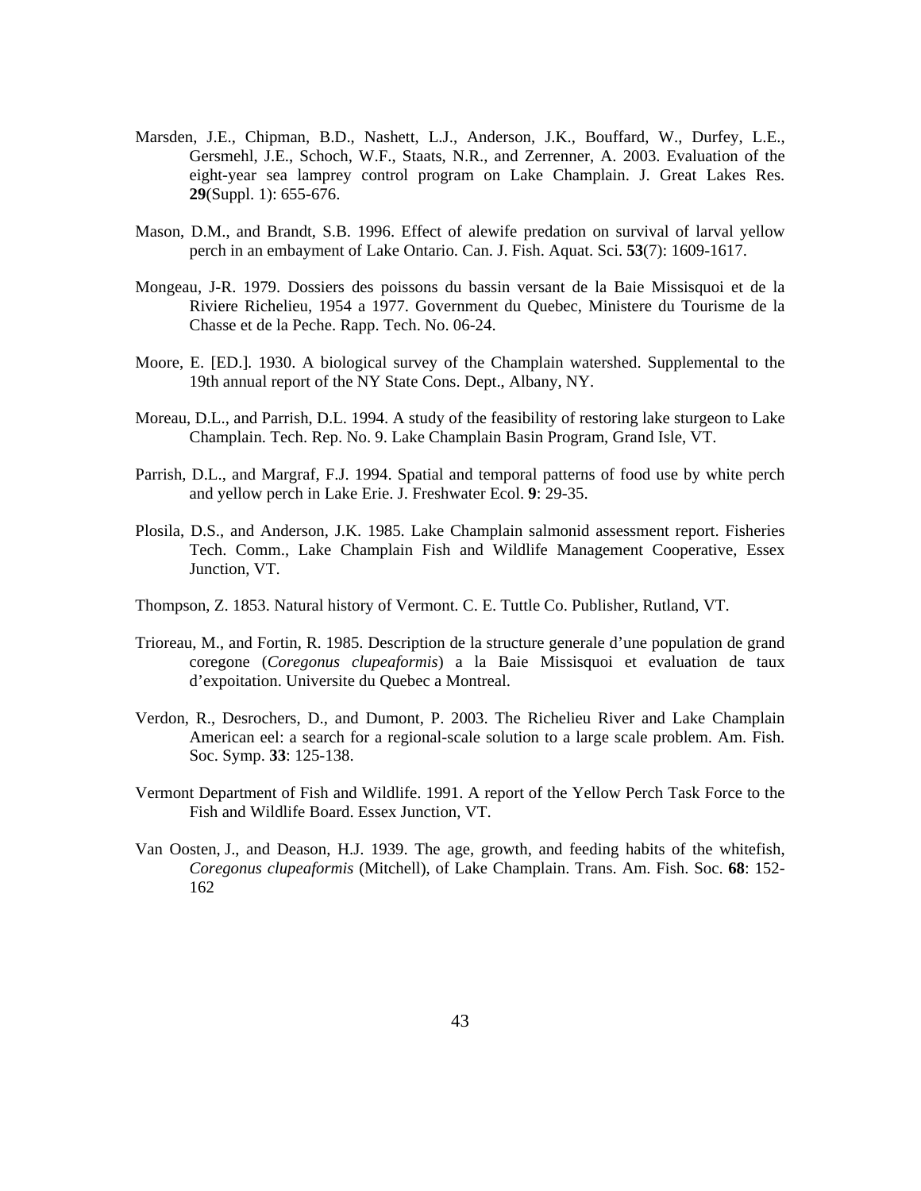Marsden, J.E., Chipman, B.D., Nashett, L.J., Anderson, J.K., Bouffard, W., Durfey, L.E., Gersmehl, J.E., Schoch, W.F., Staats, N.R., and Zerrenner, A. 2003. Evaluation of the eight-year sea lamprey control program on Lake Champlain. J. Great Lakes Res. **29**(Suppl. 1): 655-676.

Mason, D.M., and Brandt, S.B. 1996. Effect of alewife predation on survival of larval yellow perch in an embayment of Lake Ontario. Can. J. Fish. Aquat. Sci. **53**(7): 1609-1617.

Mongeau, J-R. 1979. Dossiers des poissons du bassin versant de la Baie Missisquoi et de la Riviere Richelieu, 1954 a 1977. Government du Quebec, Ministere du Tourisme de la Chasse et de la Peche. Rapp. Tech. No. 06-24.

Moore, E. [ED.]. 1930. A biological survey of the Champlain watershed. Supplemental to the 19th annual report of the NY State Cons. Dept., Albany, NY.

Moreau, D.L., and Parrish, D.L. 1994. A study of the feasibility of restoring lake sturgeon to Lake Champlain. Tech. Rep. No. 9. Lake Champlain Basin Program, Grand Isle, VT.

Parrish, D.L., and Margraf, F.J. 1994. Spatial and temporal patterns of food use by white perch and yellow perch in Lake Erie. J. Freshwater Ecol. **9**: 29-35.

Plosila, D.S., and Anderson, J.K. 1985. Lake Champlain salmonid assessment report. Fisheries Tech. Comm., Lake Champlain Fish and Wildlife Management Cooperative, Essex Junction, VT.

Thompson, Z. 1853. Natural history of Vermont. C. E. Tuttle Co. Publisher, Rutland, VT.

Trioreau, M., and Fortin, R. 1985. Description de la structure generale d'une population de grand coregone (*Coregonus clupeaformis*) a la Baie Missisquoi et evaluation de taux d'expoitation. Universite du Quebec a Montreal.

Verdon, R., Desrochers, D., and Dumont, P. 2003. The Richelieu River and Lake Champlain American eel: a search for a regional-scale solution to a large scale problem. Am. Fish. Soc. Symp. **33**: 125-138.

Vermont Department of Fish and Wildlife. 1991. A report of the Yellow Perch Task Force to the Fish and Wildlife Board. Essex Junction, VT.

Van Oosten, J., and Deason, H.J. 1939. The age, growth, and feeding habits of the whitefish, *Coregonus clupeaformis* (Mitchell), of Lake Champlain. Trans. Am. Fish. Soc. **68**: 152-162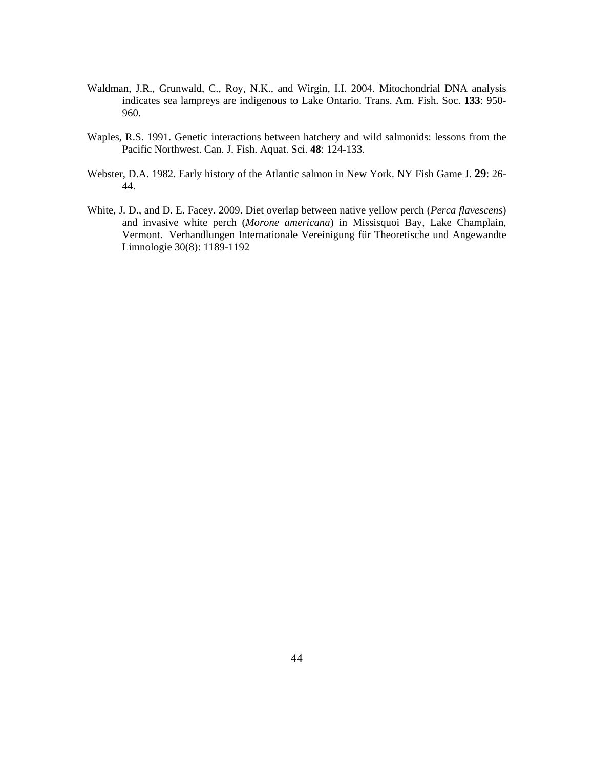Waldman, J.R., Grunwald, C., Roy, N.K., and Wirgin, I.I. 2004. Mitochondrial DNA analysis indicates sea lampreys are indigenous to Lake Ontario. Trans. Am. Fish. Soc. **133**: 950-960.

Waples, R.S. 1991. Genetic interactions between hatchery and wild salmonids: lessons from the Pacific Northwest. Can. J. Fish. Aquat. Sci. **48**: 124-133.

Webster, D.A. 1982. Early history of the Atlantic salmon in New York. NY Fish Game J. **29**: 26-44.

White, J. D., and D. E. Facey. 2009. Diet overlap between native yellow perch (*Perca flavescens*) and invasive white perch (*Morone americana*) in Missisquoi Bay, Lake Champlain, Vermont. Verhandlungen Internationale Vereinigung für Theoretische und Angewandte Limnologie 30(8): 1189-1192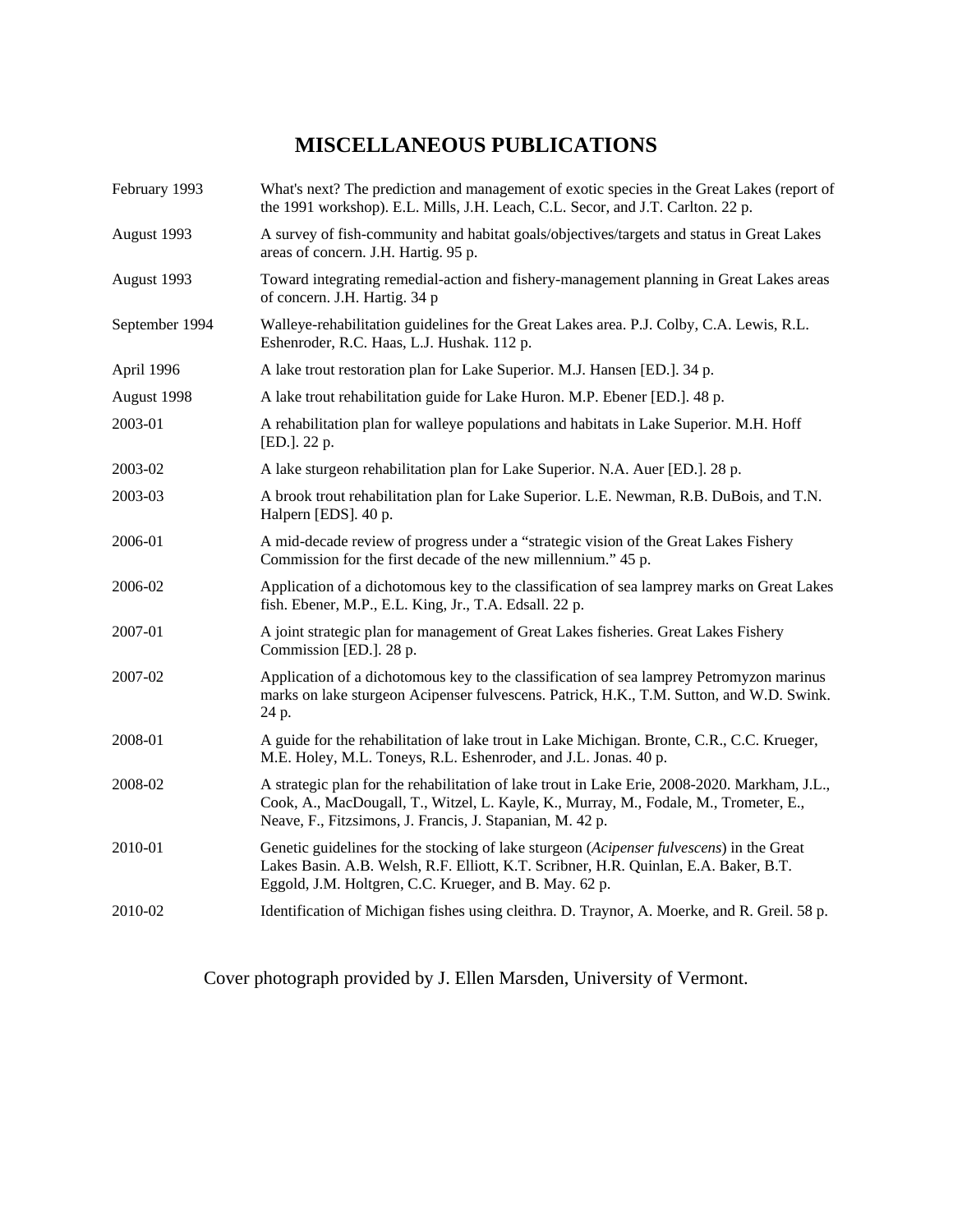# MISCELLANEOUS PUBLICATIONS

| | |
|---|---|
| February 1993 | What's next? The prediction and management of exotic species in the Great Lakes (report of the 1991 workshop). E.L. Mills, J.H. Leach, C.L. Secor, and J.T. Carlton. 22 p. |
| August 1993 | A survey of fish-community and habitat goals/objectives/targets and status in Great Lakes areas of concern. J.H. Hartig. 95 p. |
| August 1993 | Toward integrating remedial-action and fishery-management planning in Great Lakes areas of concern. J.H. Hartig. 34 p |
| September 1994 | Walleye-rehabilitation guidelines for the Great Lakes area. P.J. Colby, C.A. Lewis, R.L. Eshenroder, R.C. Haas, L.J. Hushak. 112 p. |
| April 1996 | A lake trout restoration plan for Lake Superior. M.J. Hansen [ED.]. 34 p. |
| August 1998 | A lake trout rehabilitation guide for Lake Huron. M.P. Ebener [ED.]. 48 p. |
| 2003-01 | A rehabilitation plan for walleye populations and habitats in Lake Superior. M.H. Hoff [ED.]. 22 p. |
| 2003-02 | A lake sturgeon rehabilitation plan for Lake Superior. N.A. Auer [ED.]. 28 p. |
| 2003-03 | A brook trout rehabilitation plan for Lake Superior. L.E. Newman, R.B. DuBois, and T.N. Halpern [EDS]. 40 p. |
| 2006-01 | A mid-decade review of progress under a "strategic vision of the Great Lakes Fishery Commission for the first decade of the new millennium." 45 p. |
| 2006-02 | Application of a dichotomous key to the classification of sea lamprey marks on Great Lakes fish. Ebener, M.P., E.L. King, Jr., T.A. Edsall. 22 p. |
| 2007-01 | A joint strategic plan for management of Great Lakes fisheries. Great Lakes Fishery Commission [ED.]. 28 p. |
| 2007-02 | Application of a dichotomous key to the classification of sea lamprey Petromyzon marinus marks on lake sturgeon Acipenser fulvescens. Patrick, H.K., T.M. Sutton, and W.D. Swink. 24 p. |
| 2008-01 | A guide for the rehabilitation of lake trout in Lake Michigan. Bronte, C.R., C.C. Krueger, M.E. Holey, M.L. Toneys, R.L. Eshenroder, and J.L. Jonas. 40 p. |
| 2008-02 | A strategic plan for the rehabilitation of lake trout in Lake Erie, 2008-2020. Markham, J.L., Cook, A., MacDougall, T., Witzel, L. Kayle, K., Murray, M., Fodale, M., Trometer, E., Neave, F., Fitzsimons, J. Francis, J. Stapanian, M. 42 p. |
| 2010-01 | Genetic guidelines for the stocking of lake sturgeon (*Acipenser fulvescens*) in the Great Lakes Basin. A.B. Welsh, R.F. Elliott, K.T. Scribner, H.R. Quinlan, E.A. Baker, B.T. Eggold, J.M. Holtgren, C.C. Krueger, and B. May. 62 p. |
| 2010-02 | Identification of Michigan fishes using cleithra. D. Traynor, A. Moerke, and R. Greil. 58 p. |

Cover photograph provided by J. Ellen Marsden, University of Vermont.